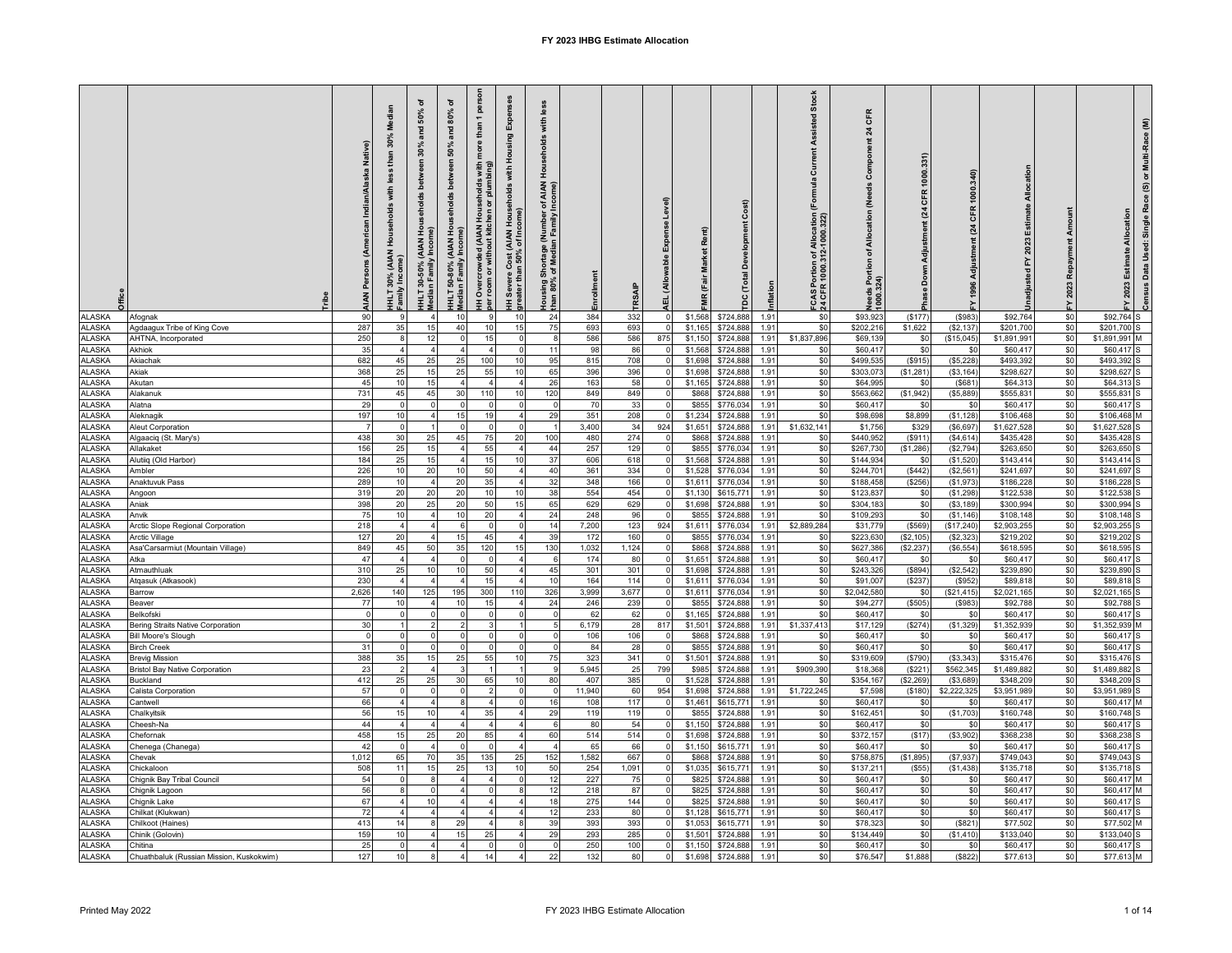# FY 2023 IHBG Estimate Allocation

| Office | Tribe | AIAN Persons (American Indian/Alaska Native) | HHLT 30% (AIAN Households with less than 30% Median Family Income) | HHLT 30-50% (AIAN Households between 30% and 50% of Median Family Income) | HHLT 50-80% (AIAN Households between 50% and 80% of Median Family Income) | HH Overcrowded (AIAN Households with more than 1 person per room or without kitchen or plumbing) | HH Severe Cost (AIAN Households with Housing Expenses greater than 50% of Income) | Housing Shortage (Number of AIAN Households with less than 80% of Median Family Income) | Enrollment | TRSAIP | AEL (Allowable Expense Level) | FMR (Fair Market Rent) | TDC (Total Development Cost) | Inflation | FCAS Portion of Allocation (Formula Current Assisted Stock 24 CFR 1000.312-1000.322) | Needs Portion of Allocation (Needs Component 24 CFR 1000.324) | Phase Down Adjustment (24 CFR 1000.331) | FY 1996 Adjustment (24 CFR 1000.340) | Unadjusted FY 2023 Estimate Allocation | FY 2023 Repayment Amount | FY 2023 Estimate Allocation | Census Data Used: Single Race (S) or Multi-Race (M) |
|---|---|---|---|---|---|---|---|---|---|---|---|---|---|---|---|---|---|---|---|---|---|---|
| ALASKA | Afognak | 90 | 9 | 4 | 10 | 9 | 10 | 24 | 384 | 332 | 0 | $1,568 | $724,888 | 1.91 | $0 | $93,923 | ($177) | ($983) | $92,764 | $0 | $92,764 | S |
| ALASKA | Agdaagux Tribe of King Cove | 287 | 35 | 15 | 40 | 10 | 15 | 75 | 693 | 693 | 0 | $1,165 | $724,888 | 1.91 | $0 | $202,216 | $1,622 | ($2,137) | $201,700 | $0 | $201,700 | S |
| ALASKA | AHTNA, Incorporated | 250 | 8 | 12 | 0 | 15 | 0 | 8 | 586 | 586 | 875 | $1,150 | $724,888 | 1.91 | $1,837,896 | $69,139 | $0 | ($15,045) | $1,891,991 | $0 | $1,891,991 | M |
| ALASKA | Akhiok | 35 | 4 | 4 | 4 | 4 | 0 | 11 | 98 | 86 | 0 | $1,568 | $724,888 | 1.91 | $0 | $60,417 | $0 | $0 | $60,417 | $0 | $60,417 | S |
| ALASKA | Akiachak | 682 | 45 | 25 | 25 | 100 | 10 | 95 | 815 | 708 | 0 | $1,698 | $724,888 | 1.91 | $0 | $499,535 | ($915) | ($5,228) | $493,392 | $0 | $493,392 | S |
| ALASKA | Akiak | 368 | 25 | 15 | 25 | 55 | 10 | 65 | 396 | 396 | 0 | $1,698 | $724,888 | 1.91 | $0 | $303,073 | ($1,281) | ($3,164) | $298,627 | $0 | $298,627 | S |
| ALASKA | Akutan | 45 | 10 | 15 | 4 | 4 | 4 | 26 | 163 | 58 | 0 | $1,165 | $724,888 | 1.91 | $0 | $64,995 | $0 | ($681) | $64,313 | $0 | $64,313 | S |
| ALASKA | Alakanuk | 731 | 45 | 45 | 30 | 110 | 10 | 120 | 849 | 849 | 0 | $868 | $724,888 | 1.91 | $0 | $563,662 | ($1,942) | ($5,889) | $555,831 | $0 | $555,831 | S |
| ALASKA | Alatna | 29 | 0 | 0 | 0 | 0 | 0 | 0 | 70 | 33 | 0 | $855 | $776,034 | 1.91 | $0 | $60,417 | $0 | $0 | $60,417 | $0 | $60,417 | S |
| ALASKA | Aleknagik | 197 | 10 | 4 | 15 | 19 | 4 | 29 | 351 | 208 | 0 | $1,234 | $724,888 | 1.91 | $0 | $98,698 | $8,899 | ($1,128) | $106,468 | $0 | $106,468 | M |
| ALASKA | Aleut Corporation | 7 | 0 | 1 | 0 | 0 | 0 | 1 | 3,400 | 34 | 924 | $1,651 | $724,888 | 1.91 | $1,632,141 | $1,756 | $329 | ($6,697) | $1,627,528 | $0 | $1,627,528 | S |
| ALASKA | Algaaciq (St. Mary's) | 438 | 30 | 25 | 45 | 75 | 20 | 100 | 480 | 274 | 0 | $868 | $724,888 | 1.91 | $0 | $440,952 | ($911) | ($4,614) | $435,428 | $0 | $435,428 | S |
| ALASKA | Allakaket | 156 | 25 | 15 | 4 | 55 | 4 | 44 | 257 | 129 | 0 | $855 | $776,034 | 1.91 | $0 | $267,730 | ($1,286) | ($2,794) | $263,650 | $0 | $263,650 | S |
| ALASKA | Alutiiq (Old Harbor) | 184 | 25 | 15 | 4 | 15 | 10 | 37 | 606 | 618 | 0 | $1,568 | $724,888 | 1.91 | $0 | $144,934 | $0 | ($1,520) | $143,414 | $0 | $143,414 | S |
| ALASKA | Ambler | 226 | 10 | 20 | 10 | 50 | 4 | 40 | 361 | 334 | 0 | $1,528 | $776,034 | 1.91 | $0 | $244,701 | ($442) | ($2,561) | $241,697 | $0 | $241,697 | S |
| ALASKA | Anaktuvuk Pass | 289 | 10 | 4 | 20 | 35 | 4 | 32 | 348 | 166 | 0 | $1,611 | $776,034 | 1.91 | $0 | $188,458 | ($256) | ($1,973) | $186,228 | $0 | $186,228 | S |
| ALASKA | Angoon | 319 | 20 | 20 | 20 | 10 | 10 | 38 | 554 | 454 | 0 | $1,130 | $615,771 | 1.91 | $0 | $123,837 | $0 | ($1,298) | $122,538 | $0 | $122,538 | S |
| ALASKA | Aniak | 398 | 20 | 25 | 20 | 50 | 15 | 65 | 629 | 629 | 0 | $1,698 | $724,888 | 1.91 | $0 | $304,183 | $0 | ($3,189) | $300,994 | $0 | $300,994 | S |
| ALASKA | Anvik | 75 | 10 | 4 | 10 | 20 | 4 | 24 | 248 | 96 | 0 | $855 | $724,888 | 1.91 | $0 | $109,293 | $0 | ($1,146) | $108,148 | $0 | $108,148 | S |
| ALASKA | Arctic Slope Regional Corporation | 218 | 4 | 4 | 6 | 0 | 0 | 14 | 7,200 | 123 | 924 | $1,611 | $776,034 | 1.91 | $2,889,284 | $31,779 | ($569) | ($17,240) | $2,903,255 | $0 | $2,903,255 | S |
| ALASKA | Arctic Village | 127 | 20 | 4 | 15 | 45 | 4 | 39 | 172 | 160 | 0 | $855 | $776,034 | 1.91 | $0 | $223,630 | ($2,105) | ($2,323) | $219,202 | $0 | $219,202 | S |
| ALASKA | Asa'Carsarmiut (Mountain Village) | 849 | 45 | 50 | 35 | 120 | 15 | 130 | 1,032 | 1,124 | 0 | $868 | $724,888 | 1.91 | $0 | $627,386 | ($2,237) | ($6,554) | $618,595 | $0 | $618,595 | S |
| ALASKA | Atka | 47 | 4 | 4 | 0 | 0 | 4 | 6 | 174 | 80 | 0 | $1,651 | $724,888 | 1.91 | $0 | $60,417 | $0 | $0 | $60,417 | $0 | $60,417 | S |
| ALASKA | Atmauthluak | 310 | 25 | 10 | 10 | 50 | 4 | 45 | 301 | 301 | 0 | $1,698 | $724,888 | 1.91 | $0 | $243,326 | ($894) | ($2,542) | $239,890 | $0 | $239,890 | S |
| ALASKA | Atqasuk (Atkasook) | 230 | 4 | 4 | 4 | 15 | 4 | 10 | 164 | 114 | 0 | $1,611 | $776,034 | 1.91 | $0 | $91,007 | ($237) | ($952) | $89,818 | $0 | $89,818 | S |
| ALASKA | Barrow | 2,626 | 140 | 125 | 195 | 300 | 110 | 326 | 3,999 | 3,677 | 0 | $1,611 | $776,034 | 1.91 | $0 | $2,042,580 | $0 | ($21,415) | $2,021,165 | $0 | $2,021,165 | S |
| ALASKA | Beaver | 77 | 10 | 4 | 10 | 15 | 4 | 24 | 246 | 239 | 0 | $855 | $724,888 | 1.91 | $0 | $94,277 | ($505) | ($983) | $92,788 | $0 | $92,788 | S |
| ALASKA | Belkofski | 0 | 0 | 0 | 0 | 0 | 0 | 0 | 62 | 62 | 0 | $1,165 | $724,888 | 1.91 | $0 | $60,417 | $0 | $0 | $60,417 | $0 | $60,417 | S |
| ALASKA | Bering Straits Native Corporation | 30 | 1 | 2 | 2 | 3 | 1 | 5 | 6,179 | 28 | 817 | $1,501 | $724,888 | 1.91 | $1,337,413 | $17,129 | ($274) | ($1,329) | $1,352,939 | $0 | $1,352,939 | M |
| ALASKA | Bill Moore's Slough | 0 | 0 | 0 | 0 | 0 | 0 | 0 | 106 | 106 | 0 | $868 | $724,888 | 1.91 | $0 | $60,417 | $0 | $0 | $60,417 | $0 | $60,417 | S |
| ALASKA | Birch Creek | 31 | 0 | 0 | 0 | 0 | 0 | 0 | 84 | 28 | 0 | $855 | $724,888 | 1.91 | $0 | $60,417 | $0 | $0 | $60,417 | $0 | $60,417 | S |
| ALASKA | Brevig Mission | 388 | 35 | 15 | 25 | 55 | 10 | 75 | 323 | 341 | 0 | $1,501 | $724,888 | 1.91 | $0 | $319,609 | ($790) | ($3,343) | $315,476 | $0 | $315,476 | S |
| ALASKA | Bristol Bay Native Corporation | 23 | 2 | 4 | 3 | 1 | 1 | 9 | 5,945 | 25 | 799 | $985 | $724,888 | 1.91 | $909,390 | $18,368 | ($221) | $562,345 | $1,489,882 | $0 | $1,489,882 | S |
| ALASKA | Buckland | 412 | 25 | 25 | 30 | 65 | 10 | 80 | 407 | 385 | 0 | $1,528 | $724,888 | 1.91 | $0 | $354,167 | ($2,269) | ($3,689) | $348,209 | $0 | $348,209 | S |
| ALASKA | Calista Corporation | 57 | 0 | 0 | 0 | 2 | 0 | 0 | 11,940 | 60 | 954 | $1,698 | $724,888 | 1.91 | $1,722,245 | $7,598 | ($180) | $2,222,325 | $3,951,989 | $0 | $3,951,989 | S |
| ALASKA | Cantwell | 66 | 4 | 4 | 8 | 4 | 0 | 16 | 108 | 117 | 0 | $1,461 | $615,771 | 1.91 | $0 | $60,417 | $0 | $0 | $60,417 | $0 | $60,417 | M |
| ALASKA | Chalkyitsik | 56 | 15 | 10 | 4 | 35 | 4 | 29 | 119 | 119 | 0 | $855 | $724,888 | 1.91 | $0 | $162,451 | $0 | ($1,703) | $160,748 | $0 | $160,748 | S |
| ALASKA | Cheesh-Na | 44 | 4 | 4 | 4 | 4 | 4 | 6 | 80 | 54 | 0 | $1,150 | $724,888 | 1.91 | $0 | $60,417 | $0 | $0 | $60,417 | $0 | $60,417 | S |
| ALASKA | Chefornak | 458 | 15 | 25 | 20 | 85 | 4 | 60 | 514 | 514 | 0 | $1,698 | $724,888 | 1.91 | $0 | $372,157 | ($17) | ($3,902) | $368,238 | $0 | $368,238 | S |
| ALASKA | Chenega (Chanega) | 42 | 0 | 4 | 0 | 0 | 4 | 4 | 65 | 66 | 0 | $1,150 | $615,771 | 1.91 | $0 | $60,417 | $0 | $0 | $60,417 | $0 | $60,417 | S |
| ALASKA | Chevak | 1,012 | 65 | 70 | 35 | 135 | 25 | 152 | 1,582 | 667 | 0 | $868 | $724,888 | 1.91 | $0 | $758,875 | ($1,895) | ($7,937) | $749,043 | $0 | $749,043 | S |
| ALASKA | Chickaloon | 508 | 11 | 15 | 25 | 13 | 10 | 50 | 254 | 1,091 | 0 | $1,035 | $615,771 | 1.91 | $0 | $137,211 | ($55) | ($1,438) | $135,718 | $0 | $135,718 | S |
| ALASKA | Chignik Bay Tribal Council | 54 | 0 | 8 | 4 | 4 | 0 | 12 | 227 | 75 | 0 | $825 | $724,888 | 1.91 | $0 | $60,417 | $0 | $0 | $60,417 | $0 | $60,417 | M |
| ALASKA | Chignik Lagoon | 56 | 8 | 0 | 4 | 0 | 8 | 12 | 218 | 87 | 0 | $825 | $724,888 | 1.91 | $0 | $60,417 | $0 | $0 | $60,417 | $0 | $60,417 | M |
| ALASKA | Chignik Lake | 67 | 4 | 10 | 4 | 4 | 4 | 18 | 275 | 144 | 0 | $825 | $724,888 | 1.91 | $0 | $60,417 | $0 | $0 | $60,417 | $0 | $60,417 | S |
| ALASKA | Chilkat (Klukwan) | 72 | 4 | 4 | 4 | 4 | 4 | 12 | 233 | 80 | 0 | $1,128 | $615,771 | 1.91 | $0 | $60,417 | $0 | $0 | $60,417 | $0 | $60,417 | S |
| ALASKA | Chilkoot (Haines) | 413 | 14 | 8 | 29 | 4 | 8 | 39 | 393 | 393 | 0 | $1,053 | $615,771 | 1.91 | $0 | $78,323 | $0 | ($821) | $77,502 | $0 | $77,502 | M |
| ALASKA | Chinik (Golovin) | 159 | 10 | 4 | 15 | 25 | 4 | 29 | 293 | 285 | 0 | $1,501 | $724,888 | 1.91 | $0 | $134,449 | $0 | ($1,410) | $133,040 | $0 | $133,040 | S |
| ALASKA | Chitina | 25 | 0 | 4 | 4 | 0 | 0 | 0 | 250 | 100 | 0 | $1,150 | $724,888 | 1.91 | $0 | $60,417 | $0 | $0 | $60,417 | $0 | $60,417 | S |
| ALASKA | Chuathbaluk (Russian Mission, Kuskokwim) | 127 | 10 | 8 | 4 | 14 | 4 | 22 | 132 | 80 | 0 | $1,698 | $724,888 | 1.91 | $0 | $76,547 | $1,888 | ($822) | $77,613 | $0 | $77,613 | M |

Printed May 2022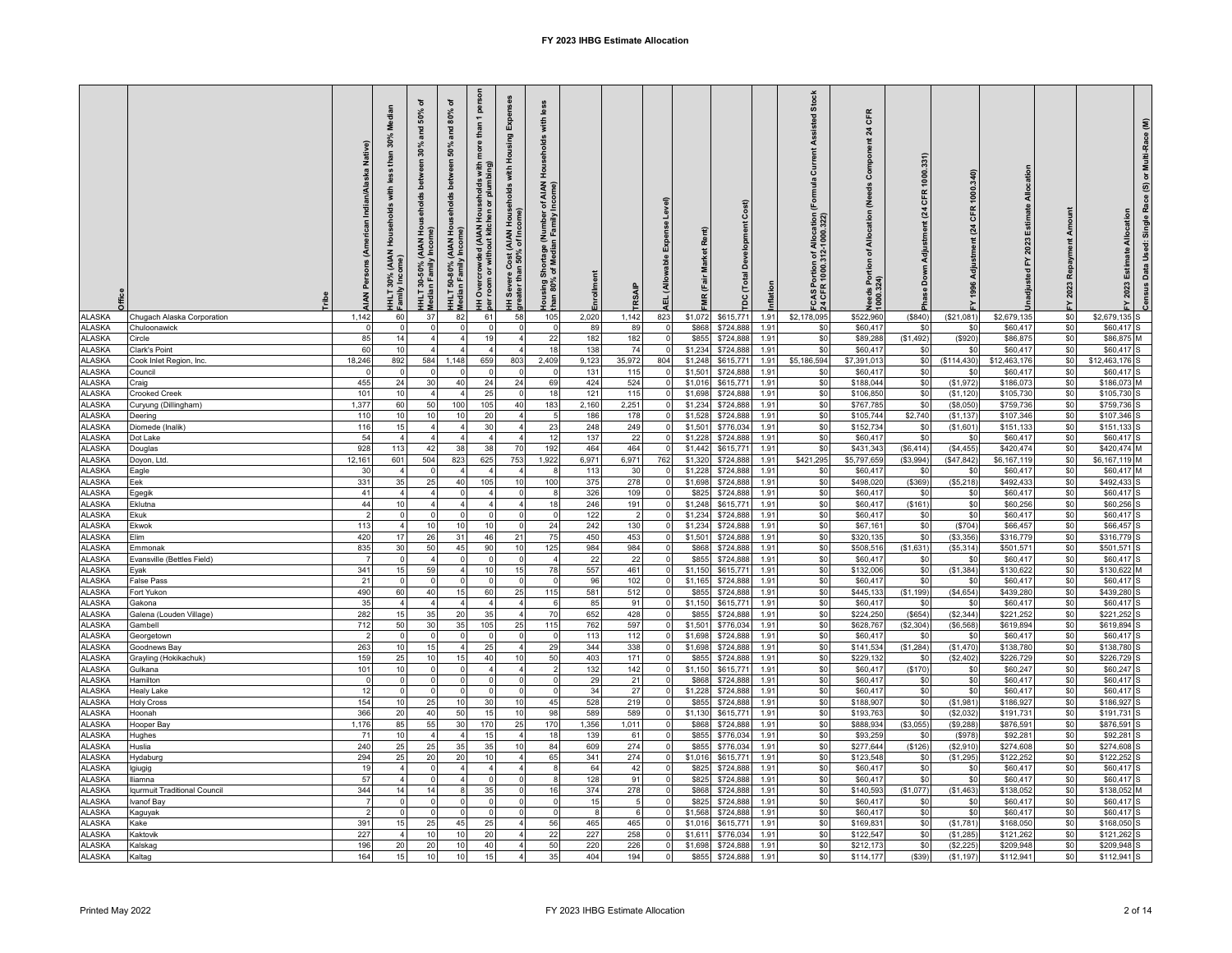# FY 2023 IHBG Estimate Allocation

| Office | Tribe | AIAN Persons (American Indian/Alaska Native) | HHLT 30% (AIAN Households with less than 30% Median Family Income) | HHLT 30-50% (AIAN Households between 30% and 50% of Median Family Income) | HHLT 50-80% (AIAN Households between 50% and 80% of Median Family Income) | HH Overcrowded (AIAN Households with more than 1 person per room or without kitchen or plumbing) | HH Severe Cost (AIAN Households with Housing Expenses greater than 50% of Income) | Housing Shortage (Number of AIAN Households with less than 80% of Median Family Income) | Enrollment | TRSAIP | AEL (Allowable Expense Level) | FMR (Fair Market Rent) | TDC (Total Development Cost) | Inflation | FCAS Portion of Allocation (Formula Current Assisted Stock 24 CFR 1000.312-1000.322) | Needs Portion of Allocation (Needs Component 24 CFR 1000.324) | Phase Down Adjustment (24 CFR 1000.331) | FY 1996 Adjustment (24 CFR 1000.340) | Unadjusted FY 2023 Estimate Allocation | FY 2023 Repayment Amount | FY 2023 Estimate Allocation | Census Data Used: Single Race (S) or Multi-Race (M) |
|---|---|---|---|---|---|---|---|---|---|---|---|---|---|---|---|---|---|---|---|---|---|---|
| ALASKA | Chugach Alaska Corporation | 1,142 | 60 | 37 | 82 | 61 | 58 | 105 | 2,020 | 1,142 | 823 | $1,072 | $615,771 | 1.91 | $2,178,095 | $522,960 | ($840) | ($21,081) | $2,679,135 | $0 | $2,679,135 | S |
| ALASKA | Chuloonawick | 0 | 0 | 0 | 0 | 0 | 0 | 0 | 89 | 89 | 0 | $868 | $724,888 | 1.91 | $0 | $60,417 | $0 | $0 | $60,417 | $0 | $60,417 | S |
| ALASKA | Circle | 85 | 14 | 4 | 4 | 19 | 4 | 22 | 182 | 182 | 0 | $855 | $724,888 | 1.91 | $0 | $89,288 | ($1,492) | ($920) | $86,875 | $0 | $86,875 | M |
| ALASKA | Clark's Point | 60 | 10 | 4 | 4 | 4 | 4 | 18 | 138 | 74 | 0 | $1,234 | $724,888 | 1.91 | $0 | $60,417 | $0 | $0 | $60,417 | $0 | $60,417 | S |
| ALASKA | Cook Inlet Region, Inc. | 18,246 | 892 | 584 | 1,148 | 659 | 803 | 2,409 | 9,123 | 35,972 | 804 | $1,248 | $615,771 | 1.91 | $5,186,594 | $7,391,013 | $0 | ($114,430) | $12,463,176 | $0 | $12,463,176 | S |
| ALASKA | Council | 0 | 0 | 0 | 0 | 0 | 0 | 0 | 131 | 115 | 0 | $1,501 | $724,888 | 1.91 | $0 | $60,417 | $0 | $0 | $60,417 | $0 | $60,417 | S |
| ALASKA | Craig | 455 | 24 | 30 | 40 | 24 | 24 | 69 | 424 | 524 | 0 | $1,016 | $615,771 | 1.91 | $0 | $188,044 | $0 | ($1,972) | $186,073 | $0 | $186,073 | M |
| ALASKA | Crooked Creek | 101 | 10 | 4 | 4 | 25 | 0 | 18 | 121 | 115 | 0 | $1,698 | $724,888 | 1.91 | $0 | $106,850 | $0 | ($1,120) | $105,730 | $0 | $105,730 | S |
| ALASKA | Curyung (Dillingham) | 1,377 | 60 | 50 | 100 | 105 | 40 | 183 | 2,160 | 2,251 | 0 | $1,234 | $724,888 | 1.91 | $0 | $767,785 | $0 | ($8,050) | $759,736 | $0 | $759,736 | S |
| ALASKA | Deering | 110 | 10 | 10 | 10 | 20 | 4 | 5 | 186 | 178 | 0 | $1,528 | $724,888 | 1.91 | $0 | $105,744 | $2,740 | ($1,137) | $107,346 | $0 | $107,346 | S |
| ALASKA | Diomede (Inalik) | 116 | 15 | 4 | 4 | 30 | 4 | 23 | 248 | 249 | 0 | $1,501 | $776,034 | 1.91 | $0 | $152,734 | $0 | ($1,601) | $151,133 | $0 | $151,133 | S |
| ALASKA | Dot Lake | 54 | 4 | 4 | 4 | 4 | 4 | 12 | 137 | 22 | 0 | $1,228 | $724,888 | 1.91 | $0 | $60,417 | $0 | $0 | $60,417 | $0 | $60,417 | S |
| ALASKA | Douglas | 928 | 113 | 42 | 38 | 38 | 70 | 192 | 464 | 464 | 0 | $1,442 | $615,771 | 1.91 | $0 | $431,343 | ($6,414) | ($4,455) | $420,474 | $0 | $420,474 | M |
| ALASKA | Doyon, Ltd. | 12,161 | 601 | 504 | 823 | 625 | 753 | 1,922 | 6,971 | 6,971 | 762 | $1,320 | $724,888 | 1.91 | $421,295 | $5,797,659 | ($3,994) | ($47,842) | $6,167,119 | $0 | $6,167,119 | M |
| ALASKA | Eagle | 30 | 4 | 0 | 4 | 4 | 4 | 8 | 113 | 30 | 0 | $1,228 | $724,888 | 1.91 | $0 | $60,417 | $0 | $0 | $60,417 | $0 | $60,417 | M |
| ALASKA | Eek | 331 | 35 | 25 | 40 | 105 | 10 | 100 | 375 | 278 | 0 | $1,698 | $724,888 | 1.91 | $0 | $498,020 | ($369) | ($5,218) | $492,433 | $0 | $492,433 | S |
| ALASKA | Egegik | 41 | 4 | 4 | 0 | 4 | 0 | 8 | 326 | 109 | 0 | $825 | $724,888 | 1.91 | $0 | $60,417 | $0 | $0 | $60,417 | $0 | $60,417 | S |
| ALASKA | Eklutna | 44 | 10 | 4 | 4 | 4 | 4 | 18 | 246 | 191 | 0 | $1,248 | $615,771 | 1.91 | $0 | $60,417 | ($161) | $0 | $60,256 | $0 | $60,256 | S |
| ALASKA | Ekuk | 2 | 0 | 0 | 0 | 0 | 0 | 0 | 122 | 2 | 0 | $1,234 | $724,888 | 1.91 | $0 | $60,417 | $0 | $0 | $60,417 | $0 | $60,417 | S |
| ALASKA | Ekwok | 113 | 4 | 10 | 10 | 10 | 0 | 24 | 242 | 130 | 0 | $1,234 | $724,888 | 1.91 | $0 | $67,161 | $0 | ($704) | $66,457 | $0 | $66,457 | S |
| ALASKA | Elim | 420 | 17 | 26 | 31 | 46 | 21 | 75 | 450 | 453 | 0 | $1,501 | $724,888 | 1.91 | $0 | $320,135 | $0 | ($3,356) | $316,779 | $0 | $316,779 | S |
| ALASKA | Emmonak | 835 | 30 | 50 | 45 | 90 | 10 | 125 | 984 | 984 | 0 | $868 | $724,888 | 1.91 | $0 | $508,516 | ($1,631) | ($5,314) | $501,571 | $0 | $501,571 | S |
| ALASKA | Evansville (Bettles Field) | 7 | 0 | 4 | 0 | 0 | 0 | 4 | 22 | 22 | 0 | $855 | $724,888 | 1.91 | $0 | $60,417 | $0 | $0 | $60,417 | $0 | $60,417 | S |
| ALASKA | Eyak | 341 | 15 | 59 | 4 | 10 | 15 | 78 | 557 | 461 | 0 | $1,150 | $615,771 | 1.91 | $0 | $132,006 | $0 | ($1,384) | $130,622 | $0 | $130,622 | M |
| ALASKA | False Pass | 21 | 0 | 0 | 0 | 0 | 0 | 0 | 96 | 102 | 0 | $1,165 | $724,888 | 1.91 | $0 | $60,417 | $0 | $0 | $60,417 | $0 | $60,417 | S |
| ALASKA | Fort Yukon | 490 | 60 | 40 | 15 | 60 | 25 | 115 | 581 | 512 | 0 | $855 | $724,888 | 1.91 | $0 | $445,133 | ($1,199) | ($4,654) | $439,280 | $0 | $439,280 | S |
| ALASKA | Gakona | 35 | 4 | 4 | 4 | 4 | 4 | 6 | 85 | 91 | 0 | $1,150 | $615,771 | 1.91 | $0 | $60,417 | $0 | $0 | $60,417 | $0 | $60,417 | S |
| ALASKA | Galena (Louden Village) | 282 | 15 | 35 | 20 | 35 | 4 | 70 | 652 | 428 | 0 | $855 | $724,888 | 1.91 | $0 | $224,250 | ($654) | ($2,344) | $221,252 | $0 | $221,252 | S |
| ALASKA | Gambell | 712 | 50 | 30 | 35 | 105 | 25 | 115 | 762 | 597 | 0 | $1,501 | $776,034 | 1.91 | $0 | $628,767 | ($2,304) | ($6,568) | $619,894 | $0 | $619,894 | S |
| ALASKA | Georgetown | 2 | 0 | 0 | 0 | 0 | 0 | 0 | 113 | 112 | 0 | $1,698 | $724,888 | 1.91 | $0 | $60,417 | $0 | $0 | $60,417 | $0 | $60,417 | S |
| ALASKA | Goodnews Bay | 263 | 10 | 15 | 4 | 25 | 4 | 29 | 344 | 338 | 0 | $1,698 | $724,888 | 1.91 | $0 | $141,534 | ($1,284) | ($1,470) | $138,780 | $0 | $138,780 | S |
| ALASKA | Grayling (Hokikachuk) | 159 | 25 | 10 | 15 | 40 | 10 | 50 | 403 | 171 | 0 | $855 | $724,888 | 1.91 | $0 | $229,132 | $0 | ($2,402) | $226,729 | $0 | $226,729 | S |
| ALASKA | Gulkana | 101 | 10 | 0 | 0 | 4 | 4 | 2 | 132 | 142 | 0 | $1,150 | $615,771 | 1.91 | $0 | $60,417 | ($170) | $0 | $60,247 | $0 | $60,247 | S |
| ALASKA | Hamilton | 0 | 0 | 0 | 0 | 0 | 0 | 0 | 29 | 21 | 0 | $868 | $724,888 | 1.91 | $0 | $60,417 | $0 | $0 | $60,417 | $0 | $60,417 | S |
| ALASKA | Healy Lake | 12 | 0 | 0 | 0 | 0 | 0 | 0 | 34 | 27 | 0 | $1,228 | $724,888 | 1.91 | $0 | $60,417 | $0 | $0 | $60,417 | $0 | $60,417 | S |
| ALASKA | Holy Cross | 154 | 10 | 25 | 10 | 30 | 10 | 45 | 528 | 219 | 0 | $855 | $724,888 | 1.91 | $0 | $188,907 | $0 | ($1,981) | $186,927 | $0 | $186,927 | S |
| ALASKA | Hoonah | 366 | 20 | 40 | 50 | 15 | 10 | 98 | 589 | 589 | 0 | $1,130 | $615,771 | 1.91 | $0 | $193,763 | $0 | ($2,032) | $191,731 | $0 | $191,731 | S |
| ALASKA | Hooper Bay | 1,176 | 85 | 55 | 30 | 170 | 25 | 170 | 1,356 | 1,011 | 0 | $868 | $724,888 | 1.91 | $0 | $888,934 | ($3,055) | ($9,288) | $876,591 | $0 | $876,591 | S |
| ALASKA | Hughes | 71 | 10 | 4 | 4 | 15 | 4 | 18 | 139 | 61 | 0 | $855 | $776,034 | 1.91 | $0 | $93,259 | $0 | ($978) | $92,281 | $0 | $92,281 | S |
| ALASKA | Huslia | 240 | 25 | 25 | 35 | 35 | 10 | 84 | 609 | 274 | 0 | $855 | $776,034 | 1.91 | $0 | $277,644 | ($126) | ($2,910) | $274,608 | $0 | $274,608 | S |
| ALASKA | Hydaburg | 294 | 25 | 20 | 20 | 10 | 4 | 65 | 341 | 274 | 0 | $1,016 | $615,771 | 1.91 | $0 | $123,548 | $0 | ($1,295) | $122,252 | $0 | $122,252 | S |
| ALASKA | Igiugig | 19 | 4 | 0 | 4 | 4 | 4 | 8 | 64 | 42 | 0 | $825 | $724,888 | 1.91 | $0 | $60,417 | $0 | $0 | $60,417 | $0 | $60,417 | S |
| ALASKA | Iliamna | 57 | 4 | 0 | 4 | 0 | 0 | 8 | 128 | 91 | 0 | $825 | $724,888 | 1.91 | $0 | $60,417 | $0 | $0 | $60,417 | $0 | $60,417 | S |
| ALASKA | Iqurmuit Traditional Council | 344 | 14 | 14 | 8 | 35 | 0 | 16 | 374 | 278 | 0 | $868 | $724,888 | 1.91 | $0 | $140,593 | ($1,077) | ($1,463) | $138,052 | $0 | $138,052 | M |
| ALASKA | Ivanof Bay | 7 | 0 | 0 | 0 | 0 | 0 | 0 | 15 | 5 | 0 | $825 | $724,888 | 1.91 | $0 | $60,417 | $0 | $0 | $60,417 | $0 | $60,417 | S |
| ALASKA | Kaguyak | 2 | 0 | 0 | 0 | 0 | 0 | 0 | 8 | 6 | 0 | $1,568 | $724,888 | 1.91 | $0 | $60,417 | $0 | $0 | $60,417 | $0 | $60,417 | S |
| ALASKA | Kake | 391 | 15 | 25 | 45 | 25 | 4 | 56 | 465 | 465 | 0 | $1,016 | $615,771 | 1.91 | $0 | $169,831 | $0 | ($1,781) | $168,050 | $0 | $168,050 | S |
| ALASKA | Kaktovik | 227 | 4 | 10 | 10 | 20 | 4 | 22 | 227 | 258 | 0 | $1,611 | $776,034 | 1.91 | $0 | $122,547 | $0 | ($1,285) | $121,262 | $0 | $121,262 | S |
| ALASKA | Kalskag | 196 | 20 | 20 | 10 | 40 | 4 | 50 | 220 | 226 | 0 | $1,698 | $724,888 | 1.91 | $0 | $212,173 | $0 | ($2,225) | $209,948 | $0 | $209,948 | S |
| ALASKA | Kaltag | 164 | 15 | 10 | 10 | 15 | 4 | 35 | 404 | 194 | 0 | $855 | $724,888 | 1.91 | $0 | $114,177 | ($39) | ($1,197) | $112,941 | $0 | $112,941 | S |

Printed May 2022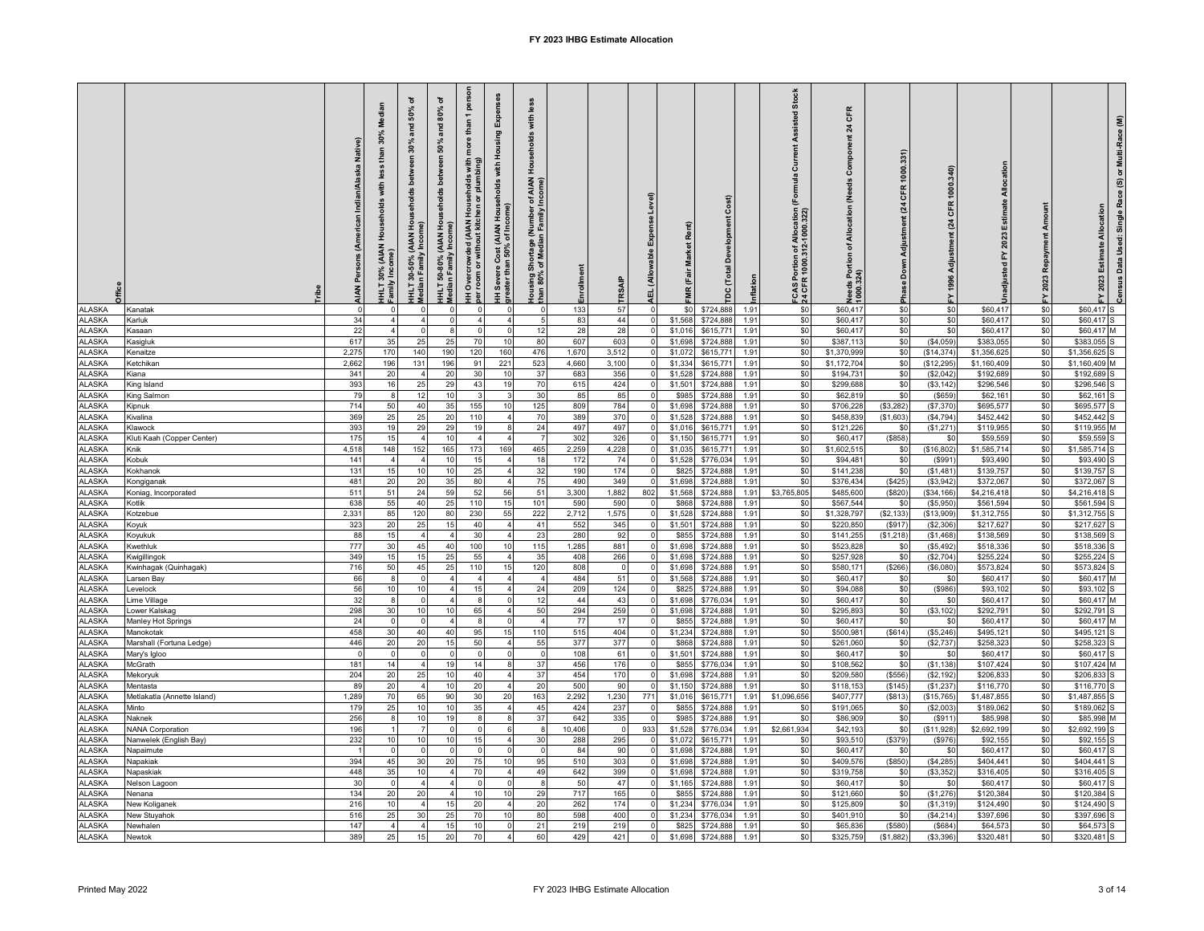# FY 2023 IHBG Estimate Allocation

| Office | Tribe | AIAN Persons (American Indian/Alaska Native) | HHLT 30% (AIAN Households with less than 30% Median Family Income) | HHLT 30-50% (AIAN Households between 30% and 50% of Median Family Income) | HHLT 50-80% (AIAN Households between 50% and 80% of Median Family Income) | HH Overcrowded (AIAN Households with more than 1 person per room or without kitchen or plumbing) | HH Severe Cost (AIAN Households with Housing Expenses greater than 50% of Income) | Housing Shortage (Number of AIAN Households with less than 80% of Median Family Income) | Enrollment | TRSAIP | AEL (Allowable Expense Level) | FMR (Fair Market Rent) | TDC (Total Development Cost) | Inflation | FCAS Portion of Allocation (Formula Current Assisted Stock 24 CFR 1000.312-1000.322) | Needs Portion of Allocation (Needs Component 24 CFR 1000.324) | Phase Down Adjustment (24 CFR 1000.331) | FY 1996 Adjustment (24 CFR 1000.340) | Unadjusted FY 2023 Estimate Allocation | FY 2023 Repayment Amount | FY 2023 Estimate Allocation | Census Data Used: Single Race (S) or Multi-Race (M) |
|---|---|---|---|---|---|---|---|---|---|---|---|---|---|---|---|---|---|---|---|---|---|---|
| ALASKA | Kanatak | 0 | 0 | 0 | 0 | 0 | 0 | 0 | 133 | 57 | 0 | $0 | $724,888 | 1.91 | $0 | $60,417 | $0 | $0 | $60,417 | $0 | $60,417 | S |
| ALASKA | Karluk | 34 | 4 | 4 | 0 | 4 | 4 | 5 | 83 | 44 | 0 | $1,568 | $724,888 | 1.91 | $0 | $60,417 | $0 | $0 | $60,417 | $0 | $60,417 | S |
| ALASKA | Kasaan | 22 | 4 | 0 | 8 | 0 | 0 | 12 | 28 | 28 | 0 | $1,016 | $615,771 | 1.91 | $0 | $60,417 | $0 | $0 | $60,417 | $0 | $60,417 | M |
| ALASKA | Kasigluk | 617 | 35 | 25 | 25 | 70 | 10 | 80 | 607 | 603 | 0 | $1,698 | $724,888 | 1.91 | $0 | $387,113 | $0 | ($4,059) | $383,055 | $0 | $383,055 | S |
| ALASKA | Kenaitze | 2,275 | 170 | 140 | 190 | 120 | 160 | 476 | 1,670 | 3,512 | 0 | $1,072 | $615,771 | 1.91 | $0 | $1,370,999 | $0 | ($14,374) | $1,356,625 | $0 | $1,356,625 | S |
| ALASKA | Ketchikan | 2,662 | 196 | 131 | 196 | 91 | 221 | 523 | 4,660 | 3,100 | 0 | $1,334 | $615,771 | 1.91 | $0 | $1,172,704 | $0 | ($12,295) | $1,160,409 | $0 | $1,160,409 | M |
| ALASKA | Kiana | 341 | 20 | 4 | 20 | 30 | 10 | 37 | 683 | 356 | 0 | $1,528 | $724,888 | 1.91 | $0 | $194,731 | $0 | ($2,042) | $192,689 | $0 | $192,689 | S |
| ALASKA | King Island | 393 | 16 | 25 | 29 | 43 | 19 | 70 | 615 | 424 | 0 | $1,501 | $724,888 | 1.91 | $0 | $299,688 | $0 | ($3,142) | $296,546 | $0 | $296,546 | S |
| ALASKA | King Salmon | 79 | 8 | 12 | 10 | 3 | 3 | 30 | 85 | 85 | 0 | $985 | $724,888 | 1.91 | $0 | $62,819 | $0 | ($659) | $62,161 | $0 | $62,161 | S |
| ALASKA | Kipnuk | 714 | 50 | 40 | 35 | 155 | 10 | 125 | 809 | 784 | 0 | $1,698 | $724,888 | 1.91 | $0 | $706,228 | ($3,282) | ($7,370) | $695,577 | $0 | $695,577 | S |
| ALASKA | Kivalina | 369 | 25 | 25 | 20 | 110 | 4 | 70 | 389 | 370 | 0 | $1,528 | $724,888 | 1.91 | $0 | $458,839 | ($1,603) | ($4,794) | $452,442 | $0 | $452,442 | S |
| ALASKA | Klawock | 393 | 19 | 29 | 29 | 19 | 8 | 24 | 497 | 497 | 0 | $1,016 | $615,771 | 1.91 | $0 | $121,226 | $0 | ($1,271) | $119,955 | $0 | $119,955 | M |
| ALASKA | Kluti Kaah (Copper Center) | 175 | 15 | 4 | 10 | 4 | 4 | 7 | 302 | 326 | 0 | $1,150 | $615,771 | 1.91 | $0 | $60,417 | ($858) | $0 | $59,559 | $0 | $59,559 | S |
| ALASKA | Knik | 4,518 | 148 | 152 | 165 | 173 | 169 | 465 | 2,259 | 4,228 | 0 | $1,035 | $615,771 | 1.91 | $0 | $1,602,515 | $0 | ($16,802) | $1,585,714 | $0 | $1,585,714 | S |
| ALASKA | Kobuk | 141 | 4 | 4 | 10 | 15 | 4 | 18 | 172 | 74 | 0 | $1,528 | $776,034 | 1.91 | $0 | $94,481 | $0 | ($991) | $93,490 | $0 | $93,490 | S |
| ALASKA | Kokhanok | 131 | 15 | 10 | 10 | 25 | 4 | 32 | 190 | 174 | 0 | $825 | $724,888 | 1.91 | $0 | $141,238 | $0 | ($1,481) | $139,757 | $0 | $139,757 | S |
| ALASKA | Kongiganak | 481 | 20 | 20 | 35 | 80 | 4 | 75 | 490 | 349 | 0 | $1,698 | $724,888 | 1.91 | $0 | $376,434 | ($425) | ($3,942) | $372,067 | $0 | $372,067 | S |
| ALASKA | Koniag, Incorporated | 511 | 51 | 24 | 59 | 52 | 56 | 51 | 3,300 | 1,882 | 802 | $1,568 | $724,888 | 1.91 | $3,765,805 | $485,600 | ($820) | ($34,166) | $4,216,418 | $0 | $4,216,418 | S |
| ALASKA | Kotlik | 638 | 55 | 40 | 25 | 110 | 15 | 101 | 590 | 590 | 0 | $868 | $724,888 | 1.91 | $0 | $567,544 | $0 | ($5,950) | $561,594 | $0 | $561,594 | S |
| ALASKA | Kotzebue | 2,331 | 85 | 120 | 80 | 230 | 55 | 222 | 2,712 | 1,575 | 0 | $1,528 | $724,888 | 1.91 | $0 | $1,328,797 | ($2,133) | ($13,909) | $1,312,755 | $0 | $1,312,755 | S |
| ALASKA | Koyuk | 323 | 20 | 25 | 15 | 40 | 4 | 41 | 552 | 345 | 0 | $1,501 | $724,888 | 1.91 | $0 | $220,850 | ($917) | ($2,306) | $217,627 | $0 | $217,627 | S |
| ALASKA | Koyukuk | 88 | 15 | 4 | 4 | 30 | 4 | 23 | 280 | 92 | 0 | $855 | $724,888 | 1.91 | $0 | $141,255 | ($1,218) | ($1,468) | $138,569 | $0 | $138,569 | S |
| ALASKA | Kwethluk | 777 | 30 | 45 | 40 | 100 | 10 | 115 | 1,285 | 881 | 0 | $1,698 | $724,888 | 1.91 | $0 | $523,828 | $0 | ($5,492) | $518,336 | $0 | $518,336 | S |
| ALASKA | Kwigillingok | 349 | 15 | 15 | 25 | 55 | 4 | 35 | 408 | 266 | 0 | $1,698 | $724,888 | 1.91 | $0 | $257,928 | $0 | ($2,704) | $255,224 | $0 | $255,224 | S |
| ALASKA | Kwinhagak (Quinhagak) | 716 | 50 | 45 | 25 | 110 | 15 | 120 | 808 | 0 | 0 | $1,698 | $724,888 | 1.91 | $0 | $580,171 | ($266) | ($6,080) | $573,824 | $0 | $573,824 | S |
| ALASKA | Larsen Bay | 66 | 8 | 0 | 4 | 4 | 4 | 4 | 484 | 51 | 0 | $1,568 | $724,888 | 1.91 | $0 | $60,417 | $0 | $0 | $60,417 | $0 | $60,417 | M |
| ALASKA | Levelock | 56 | 10 | 10 | 4 | 15 | 4 | 24 | 209 | 124 | 0 | $825 | $724,888 | 1.91 | $0 | $94,088 | $0 | ($986) | $93,102 | $0 | $93,102 | S |
| ALASKA | Lime Village | 32 | 8 | 0 | 4 | 8 | 0 | 12 | 44 | 43 | 0 | $1,698 | $776,034 | 1.91 | $0 | $60,417 | $0 | $0 | $60,417 | $0 | $60,417 | M |
| ALASKA | Lower Kalskag | 298 | 30 | 10 | 10 | 65 | 4 | 50 | 294 | 259 | 0 | $1,698 | $724,888 | 1.91 | $0 | $295,893 | $0 | ($3,102) | $292,791 | $0 | $292,791 | S |
| ALASKA | Manley Hot Springs | 24 | 0 | 0 | 4 | 8 | 0 | 4 | 77 | 17 | 0 | $855 | $724,888 | 1.91 | $0 | $60,417 | $0 | $0 | $60,417 | $0 | $60,417 | M |
| ALASKA | Manokotak | 458 | 30 | 40 | 40 | 95 | 15 | 110 | 515 | 404 | 0 | $1,234 | $724,888 | 1.91 | $0 | $500,981 | ($614) | ($5,246) | $495,121 | $0 | $495,121 | S |
| ALASKA | Marshall (Fortuna Ledge) | 446 | 20 | 20 | 15 | 50 | 4 | 55 | 377 | 377 | 0 | $868 | $724,888 | 1.91 | $0 | $261,060 | $0 | ($2,737) | $258,323 | $0 | $258,323 | S |
| ALASKA | Mary's Igloo | 0 | 0 | 0 | 0 | 0 | 0 | 0 | 108 | 61 | 0 | $1,501 | $724,888 | 1.91 | $0 | $60,417 | $0 | $0 | $60,417 | $0 | $60,417 | S |
| ALASKA | McGrath | 181 | 14 | 4 | 19 | 14 | 8 | 37 | 456 | 176 | 0 | $855 | $776,034 | 1.91 | $0 | $108,562 | $0 | ($1,138) | $107,424 | $0 | $107,424 | M |
| ALASKA | Mekoryuk | 204 | 20 | 25 | 10 | 40 | 4 | 37 | 454 | 170 | 0 | $1,698 | $724,888 | 1.91 | $0 | $209,580 | ($556) | ($2,192) | $206,833 | $0 | $206,833 | S |
| ALASKA | Mentasta | 89 | 20 | 4 | 10 | 20 | 4 | 20 | 500 | 90 | 0 | $1,150 | $724,888 | 1.91 | $0 | $118,153 | ($145) | ($1,237) | $116,770 | $0 | $116,770 | S |
| ALASKA | Metlakatla (Annette Island) | 1,289 | 70 | 65 | 90 | 30 | 20 | 163 | 2,292 | 1,230 | 771 | $1,016 | $615,771 | 1.91 | $1,096,656 | $407,777 | ($813) | ($15,765) | $1,487,855 | $0 | $1,487,855 | S |
| ALASKA | Minto | 179 | 25 | 10 | 10 | 35 | 4 | 45 | 424 | 237 | 0 | $855 | $724,888 | 1.91 | $0 | $191,065 | $0 | ($2,003) | $189,062 | $0 | $189,062 | S |
| ALASKA | Naknek | 256 | 8 | 10 | 19 | 8 | 8 | 37 | 642 | 335 | 0 | $985 | $724,888 | 1.91 | $0 | $86,909 | $0 | ($911) | $85,998 | $0 | $85,998 | M |
| ALASKA | NANA Corporation | 196 | 1 | 7 | 0 | 0 | 6 | 8 | 10,406 | 0 | 933 | $1,528 | $776,034 | 1.91 | $2,661,934 | $42,193 | $0 | ($11,928) | $2,692,199 | $0 | $2,692,199 | S |
| ALASKA | Nanwelek (English Bay) | 232 | 10 | 10 | 10 | 15 | 4 | 30 | 288 | 295 | 0 | $1,072 | $615,771 | 1.91 | $0 | $93,510 | ($379) | ($976) | $92,155 | $0 | $92,155 | S |
| ALASKA | Napaimute | 1 | 0 | 0 | 0 | 0 | 0 | 0 | 84 | 90 | 0 | $1,698 | $724,888 | 1.91 | $0 | $60,417 | $0 | $0 | $60,417 | $0 | $60,417 | S |
| ALASKA | Napakiak | 394 | 45 | 30 | 20 | 75 | 10 | 95 | 510 | 303 | 0 | $1,698 | $724,888 | 1.91 | $0 | $409,576 | ($850) | ($4,285) | $404,441 | $0 | $404,441 | S |
| ALASKA | Napaskiak | 448 | 35 | 10 | 4 | 70 | 4 | 49 | 642 | 399 | 0 | $1,698 | $724,888 | 1.91 | $0 | $319,758 | $0 | ($3,352) | $316,405 | $0 | $316,405 | S |
| ALASKA | Nelson Lagoon | 30 | 0 | 4 | 4 | 0 | 0 | 8 | 50 | 47 | 0 | $1,165 | $724,888 | 1.91 | $0 | $60,417 | $0 | $0 | $60,417 | $0 | $60,417 | S |
| ALASKA | Nenana | 134 | 20 | 20 | 4 | 10 | 10 | 29 | 717 | 165 | 0 | $855 | $724,888 | 1.91 | $0 | $121,660 | $0 | ($1,276) | $120,384 | $0 | $120,384 | S |
| ALASKA | New Koliganek | 216 | 10 | 4 | 15 | 20 | 4 | 20 | 262 | 174 | 0 | $1,234 | $776,034 | 1.91 | $0 | $125,809 | $0 | ($1,319) | $124,490 | $0 | $124,490 | S |
| ALASKA | New Stuyahok | 516 | 25 | 30 | 25 | 70 | 10 | 80 | 598 | 400 | 0 | $1,234 | $776,034 | 1.91 | $0 | $401,910 | $0 | ($4,214) | $397,696 | $0 | $397,696 | S |
| ALASKA | Newhalen | 147 | 4 | 4 | 15 | 10 | 0 | 21 | 219 | 219 | 0 | $825 | $724,888 | 1.91 | $0 | $65,836 | ($580) | ($684) | $64,573 | $0 | $64,573 | S |
| ALASKA | Newtok | 389 | 25 | 15 | 20 | 70 | 4 | 60 | 429 | 421 | 0 | $1,698 | $724,888 | 1.91 | $0 | $325,759 | ($1,882) | ($3,396) | $320,481 | $0 | $320,481 | S |

Printed May 2022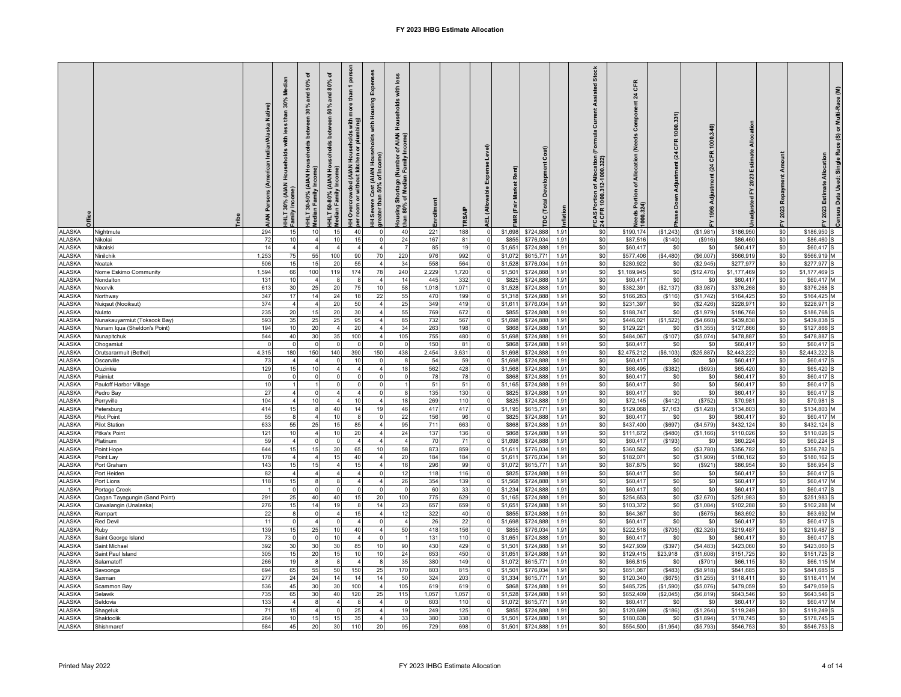# FY 2023 IHBG Estimate Allocation

| Office | Tribe | AIAN Persons (American Indian/Alaska Native) | HHLT 30% (AIAN Households with less than 30% Median Family Income) | HHLT 30-50% (AIAN Households between 30% and 50% of Median Family Income) | HHLT 50-80% (AIAN Households between 50% and 80% of Median Family Income) | HH Overcrowded (AIAN Households with more than 1 person per room or without kitchen or plumbing) | HH Severe Cost (AIAN Households with Housing Expenses greater than 50% of Income) | Housing Shortage (Number of AIAN Households with less than 80% of Median Family Income) | Enrollment | TRSAIP | AEL (Allowable Expense Level) | FMR (Fair Market Rent) | TDC (Total Development Cost) | Inflation | FCAS Portion of Allocation (Formula Current Assisted Stock 24 CFR 1000.312-1000.322) | Needs Portion of Allocation (Needs Component 24 CFR 1000.324) | Phase Down Adjustment (24 CFR 1000.331) | FY 1996 Adjustment (24 CFR 1000.340) | Unadjusted FY 2023 Estimate Allocation | FY 2023 Repayment Amount | FY 2023 Estimate Allocation | Census Data Used: Single Race (S) or Multi-Race (M) |
|---|---|---|---|---|---|---|---|---|---|---|---|---|---|---|---|---|---|---|---|---|---|---|
| ALASKA | Nightmute | 294 | 15 | 10 | 15 | 40 | 0 | 40 | 221 | 188 | 0 | $1,698 | $724,888 | 1.91 | $0 | $190,174 | ($1,243) | ($1,981) | $186,950 | $0 | $186,950 | S |
| ALASKA | Nikolai | 72 | 10 | 4 | 10 | 15 | 0 | 24 | 167 | 81 | 0 | $855 | $776,034 | 1.91 | $0 | $87,516 | ($140) | ($916) | $86,460 | $0 | $86,460 | S |
| ALASKA | Nikolski | 14 | 4 | 4 | 4 | 4 | 4 | 7 | 85 | 19 | 0 | $1,651 | $724,888 | 1.91 | $0 | $60,417 | $0 | $0 | $60,417 | $0 | $60,417 | S |
| ALASKA | Ninilchik | 1,253 | 75 | 55 | 100 | 90 | 70 | 220 | 976 | 992 | 0 | $1,072 | $615,771 | 1.91 | $0 | $577,406 | ($4,480) | ($6,007) | $566,919 | $0 | $566,919 | M |
| ALASKA | Noatak | 506 | 15 | 15 | 20 | 55 | 4 | 34 | 558 | 564 | 0 | $1,528 | $776,034 | 1.91 | $0 | $280,922 | $0 | ($2,945) | $277,977 | $0 | $277,977 | S |
| ALASKA | Nome Eskimo Community | 1,594 | 66 | 100 | 119 | 174 | 78 | 240 | 2,229 | 1,720 | 0 | $1,501 | $724,888 | 1.91 | $0 | $1,189,945 | $0 | ($12,476) | $1,177,469 | $0 | $1,177,469 | S |
| ALASKA | Nondalton | 131 | 10 | 4 | 8 | 8 | 4 | 14 | 445 | 332 | 0 | $825 | $724,888 | 1.91 | $0 | $60,417 | $0 | $0 | $60,417 | $0 | $60,417 | M |
| ALASKA | Noorvik | 613 | 30 | 25 | 20 | 75 | 10 | 58 | 1,018 | 1,071 | 0 | $1,528 | $724,888 | 1.91 | $0 | $382,391 | ($2,137) | ($3,987) | $376,268 | $0 | $376,268 | S |
| ALASKA | Northway | 347 | 17 | 14 | 24 | 18 | 22 | 55 | 470 | 199 | 0 | $1,318 | $724,888 | 1.91 | $0 | $166,283 | ($116) | ($1,742) | $164,425 | $0 | $164,425 | M |
| ALASKA | Nuiqsut (Nooiksut) | 374 | 4 | 4 | 20 | 50 | 4 | 25 | 349 | 419 | 0 | $1,611 | $776,034 | 1.91 | $0 | $231,397 | $0 | ($2,426) | $228,971 | $0 | $228,971 | S |
| ALASKA | Nulato | 235 | 20 | 15 | 20 | 30 | 4 | 55 | 769 | 672 | 0 | $855 | $724,888 | 1.91 | $0 | $188,747 | $0 | ($1,979) | $186,768 | $0 | $186,768 | S |
| ALASKA | Nunakauyarmiut (Toksook Bay) | 593 | 35 | 25 | 25 | 95 | 4 | 85 | 732 | 567 | 0 | $1,698 | $724,888 | 1.91 | $0 | $446,021 | ($1,522) | ($4,660) | $439,838 | $0 | $439,838 | S |
| ALASKA | Nunam Iqua (Sheldon's Point) | 194 | 10 | 20 | 4 | 20 | 4 | 34 | 263 | 198 | 0 | $868 | $724,888 | 1.91 | $0 | $129,221 | $0 | ($1,355) | $127,866 | $0 | $127,866 | S |
| ALASKA | Nunapitchuk | 544 | 40 | 30 | 35 | 100 | 4 | 105 | 755 | 480 | 0 | $1,698 | $724,888 | 1.91 | $0 | $484,067 | ($107) | ($5,074) | $478,887 | $0 | $478,887 | S |
| ALASKA | Ohogamiut | 0 | 0 | 0 | 0 | 0 | 0 | 0 | 150 | 81 | 0 | $868 | $724,888 | 1.91 | $0 | $60,417 | $0 | $0 | $60,417 | $0 | $60,417 | S |
| ALASKA | Orutsararmuit (Bethel) | 4,315 | 180 | 150 | 140 | 390 | 150 | 438 | 2,454 | 3,631 | 0 | $1,698 | $724,888 | 1.91 | $0 | $2,475,212 | ($6,103) | ($25,887) | $2,443,222 | $0 | $2,443,222 | S |
| ALASKA | Oscarville | 73 | 4 | 4 | 0 | 10 | 0 | 8 | 54 | 59 | 0 | $1,698 | $724,888 | 1.91 | $0 | $60,417 | $0 | $0 | $60,417 | $0 | $60,417 | S |
| ALASKA | Ouzinkie | 129 | 15 | 10 | 4 | 4 | 4 | 18 | 562 | 428 | 0 | $1,568 | $724,888 | 1.91 | $0 | $66,495 | ($382) | ($693) | $65,420 | $0 | $65,420 | S |
| ALASKA | Paimiut | 0 | 0 | 0 | 0 | 0 | 0 | 0 | 78 | 78 | 0 | $868 | $724,888 | 1.91 | $0 | $60,417 | $0 | $0 | $60,417 | $0 | $60,417 | S |
| ALASKA | Pauloff Harbor Village | 10 | 1 | 1 | 0 | 0 | 0 | 1 | 51 | 51 | 0 | $1,165 | $724,888 | 1.91 | $0 | $60,417 | $0 | $0 | $60,417 | $0 | $60,417 | S |
| ALASKA | Pedro Bay | 27 | 4 | 0 | 4 | 4 | 0 | 8 | 135 | 130 | 0 | $825 | $724,888 | 1.91 | $0 | $60,417 | $0 | $0 | $60,417 | $0 | $60,417 | S |
| ALASKA | Perryville | 104 | 4 | 10 | 4 | 10 | 4 | 18 | 269 | 110 | 0 | $825 | $724,888 | 1.91 | $0 | $72,145 | ($412) | ($752) | $70,981 | $0 | $70,981 | S |
| ALASKA | Petersburg | 414 | 15 | 8 | 40 | 14 | 19 | 46 | 417 | 417 | 0 | $1,195 | $615,771 | 1.91 | $0 | $129,068 | $7,163 | ($1,428) | $134,803 | $0 | $134,803 | M |
| ALASKA | Pilot Point | 55 | 8 | 4 | 10 | 8 | 0 | 22 | 156 | 96 | 0 | $825 | $724,888 | 1.91 | $0 | $60,417 | $0 | $0 | $60,417 | $0 | $60,417 | M |
| ALASKA | Pilot Station | 633 | 55 | 25 | 15 | 85 | 4 | 95 | 711 | 663 | 0 | $868 | $724,888 | 1.91 | $0 | $437,400 | ($697) | ($4,579) | $432,124 | $0 | $432,124 | S |
| ALASKA | Pitka's Point | 121 | 10 | 4 | 10 | 20 | 4 | 24 | 137 | 136 | 0 | $868 | $724,888 | 1.91 | $0 | $111,672 | ($480) | ($1,166) | $110,026 | $0 | $110,026 | S |
| ALASKA | Platinum | 59 | 4 | 0 | 0 | 4 | 4 | 4 | 70 | 71 | 0 | $1,698 | $724,888 | 1.91 | $0 | $60,417 | ($193) | $0 | $60,224 | $0 | $60,224 | S |
| ALASKA | Point Hope | 644 | 15 | 15 | 30 | 65 | 10 | 58 | 873 | 859 | 0 | $1,611 | $776,034 | 1.91 | $0 | $360,562 | $0 | ($3,780) | $356,782 | $0 | $356,782 | S |
| ALASKA | Point Lay | 178 | 4 | 4 | 15 | 40 | 4 | 20 | 184 | 184 | 0 | $1,611 | $776,034 | 1.91 | $0 | $182,071 | $0 | ($1,909) | $180,162 | $0 | $180,162 | S |
| ALASKA | Port Graham | 143 | 15 | 15 | 4 | 15 | 4 | 16 | 296 | 99 | 0 | $1,072 | $615,771 | 1.91 | $0 | $87,875 | $0 | ($921) | $86,954 | $0 | $86,954 | S |
| ALASKA | Port Heiden | 82 | 4 | 4 | 4 | 4 | 0 | 12 | 118 | 116 | 0 | $825 | $724,888 | 1.91 | $0 | $60,417 | $0 | $0 | $60,417 | $0 | $60,417 | S |
| ALASKA | Port Lions | 118 | 15 | 8 | 8 | 4 | 4 | 26 | 354 | 139 | 0 | $1,568 | $724,888 | 1.91 | $0 | $60,417 | $0 | $0 | $60,417 | $0 | $60,417 | M |
| ALASKA | Portage Creek | 1 | 0 | 0 | 0 | 0 | 0 | 0 | 60 | 33 | 0 | $1,234 | $724,888 | 1.91 | $0 | $60,417 | $0 | $0 | $60,417 | $0 | $60,417 | S |
| ALASKA | Qagan Tayagungin (Sand Point) | 291 | 25 | 40 | 40 | 15 | 20 | 100 | 775 | 629 | 0 | $1,165 | $724,888 | 1.91 | $0 | $254,653 | $0 | ($2,670) | $251,983 | $0 | $251,983 | S |
| ALASKA | Qawalangin (Unalaska) | 276 | 15 | 14 | 19 | 8 | 14 | 23 | 657 | 659 | 0 | $1,651 | $724,888 | 1.91 | $0 | $103,372 | $0 | ($1,084) | $102,288 | $0 | $102,288 | M |
| ALASKA | Rampart | 22 | 8 | 0 | 4 | 15 | 4 | 12 | 322 | 40 | 0 | $855 | $724,888 | 1.91 | $0 | $64,367 | $0 | ($675) | $63,692 | $0 | $63,692 | M |
| ALASKA | Red Devil | 11 | 0 | 4 | 0 | 4 | 0 | 4 | 26 | 22 | 0 | $1,698 | $724,888 | 1.91 | $0 | $60,417 | $0 | $0 | $60,417 | $0 | $60,417 | S |
| ALASKA | Ruby | 139 | 15 | 25 | 10 | 40 | 4 | 50 | 418 | 156 | 0 | $855 | $776,034 | 1.91 | $0 | $222,518 | ($705) | ($2,326) | $219,487 | $0 | $219,487 | S |
| ALASKA | Saint George Island | 73 | 0 | 0 | 10 | 4 | 0 | 1 | 131 | 110 | 0 | $1,651 | $724,888 | 1.91 | $0 | $60,417 | $0 | $0 | $60,417 | $0 | $60,417 | S |
| ALASKA | Saint Michael | 392 | 30 | 30 | 30 | 85 | 10 | 90 | 430 | 429 | 0 | $1,501 | $724,888 | 1.91 | $0 | $427,939 | ($397) | ($4,483) | $423,060 | $0 | $423,060 | S |
| ALASKA | Saint Paul Island | 305 | 15 | 20 | 15 | 10 | 10 | 24 | 653 | 450 | 0 | $1,651 | $724,888 | 1.91 | $0 | $129,415 | $23,918 | ($1,608) | $151,725 | $0 | $151,725 | S |
| ALASKA | Salamatoff | 266 | 19 | 8 | 8 | 4 | 8 | 35 | 380 | 149 | 0 | $1,072 | $615,771 | 1.91 | $0 | $66,815 | $0 | ($701) | $66,115 | $0 | $66,115 | M |
| ALASKA | Savoonga | 694 | 65 | 55 | 50 | 150 | 25 | 170 | 803 | 815 | 0 | $1,501 | $776,034 | 1.91 | $0 | $851,087 | ($483) | ($8,918) | $841,685 | $0 | $841,685 | S |
| ALASKA | Saxman | 277 | 24 | 24 | 14 | 14 | 14 | 50 | 324 | 203 | 0 | $1,334 | $615,771 | 1.91 | $0 | $120,340 | ($675) | ($1,255) | $118,411 | $0 | $118,411 | M |
| ALASKA | Scammon Bay | 536 | 45 | 30 | 30 | 100 | 4 | 105 | 619 | 619 | 0 | $868 | $724,888 | 1.91 | $0 | $485,725 | ($1,590) | ($5,076) | $479,059 | $0 | $479,059 | S |
| ALASKA | Selawik | 735 | 65 | 30 | 40 | 120 | 25 | 115 | 1,057 | 1,057 | 0 | $1,528 | $724,888 | 1.91 | $0 | $652,409 | ($2,045) | ($6,819) | $643,546 | $0 | $643,546 | S |
| ALASKA | Seldovia | 133 | 4 | 8 | 4 | 8 | 4 | 0 | 603 | 110 | 0 | $1,072 | $615,771 | 1.91 | $0 | $60,417 | $0 | $0 | $60,417 | $0 | $60,417 | M |
| ALASKA | Shageluk | 71 | 15 | 4 | 0 | 25 | 4 | 19 | 249 | 125 | 0 | $855 | $724,888 | 1.91 | $0 | $120,699 | ($186) | ($1,264) | $119,249 | $0 | $119,249 | S |
| ALASKA | Shaktoolik | 264 | 10 | 15 | 15 | 35 | 4 | 33 | 380 | 338 | 0 | $1,501 | $724,888 | 1.91 | $0 | $180,638 | $0 | ($1,894) | $178,745 | $0 | $178,745 | S |
| ALASKA | Shishmaref | 584 | 45 | 20 | 30 | 110 | 20 | 95 | 729 | 698 | 0 | $1,501 | $724,888 | 1.91 | $0 | $554,500 | ($1,954) | ($5,793) | $546,753 | $0 | $546,753 | S |

Printed May 2022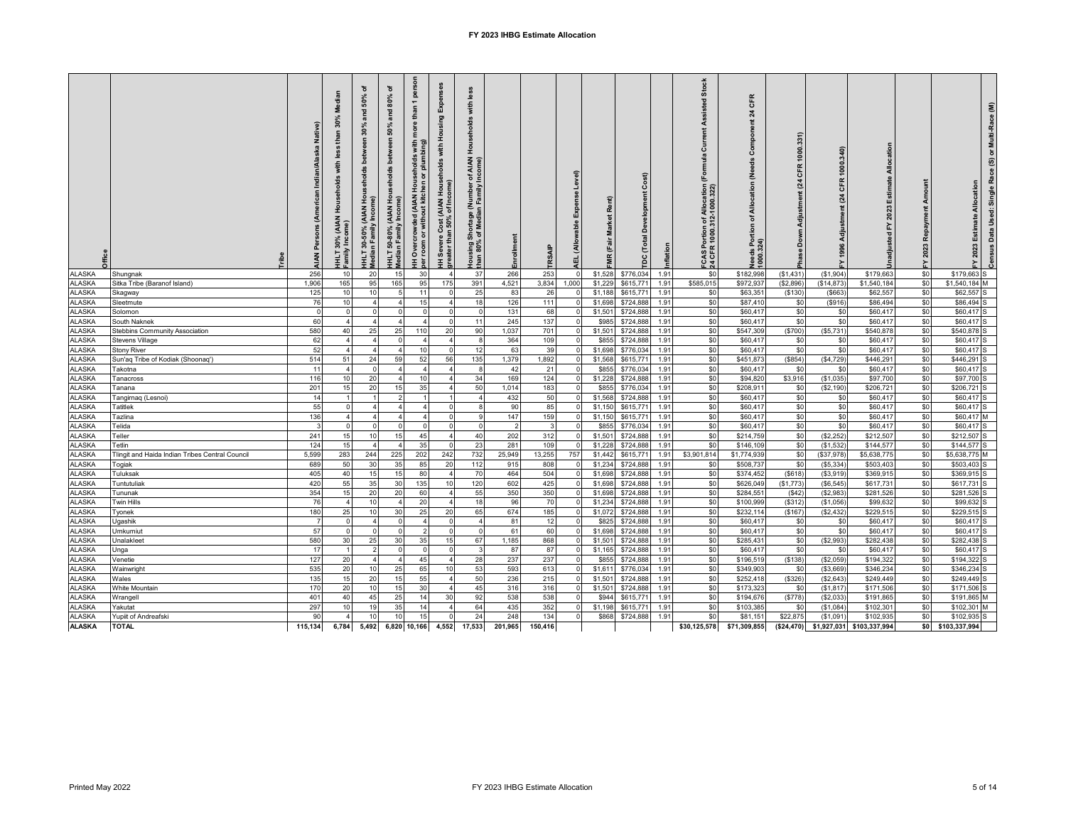# FY 2023 IHBG Estimate Allocation

| Office | Tribe | AIAN Persons (American Indian/Alaska Native) | HHLT 30% (AIAN Households with less than 30% Median Family Income) | HHLT 30-50% (AIAN Households between 30% and 50% of Median Family Income) | HHLT 50-80% (AIAN Households between 50% and 80% of Median Family Income) | HH Overcrowded (AIAN Households with more than 1 person per room or without kitchen or plumbing) | HH Severe Cost (AIAN Households with Housing Expenses greater than 50% of Income) | Housing Shortage (Number of AIAN Households with less than 80% of Median Family Income) | Enrollment | TRSAIP | AEL (Allowable Expense Level) | FMR (Fair Market Rent) | TDC (Total Development Cost) | Inflation | FCAS Portion of Allocation (Formula Current Assisted Stock 24 CFR 1000.312-1000.322) | Needs Portion of Allocation (Needs Component 24 CFR 1000.324) | Phase Down Adjustment (24 CFR 1000.331) | FY 1996 Adjustment (24 CFR 1000.340) | Unadjusted FY 2023 Estimate Allocation | FY 2023 Repayment Amount | FY 2023 Estimate Allocation | Census Data Used: Single Race (S) or Multi-Race (M) |
|---|---|---|---|---|---|---|---|---|---|---|---|---|---|---|---|---|---|---|---|---|---|---|
| ALASKA | Shungnak | 256 | 10 | 20 | 15 | 30 | 4 | 37 | 266 | 253 | 0 | $1,528 | $776,034 | 1.91 | $0 | $182,998 | ($1,431) | ($1,904) | $179,663 | $0 | $179,663 | S |
| ALASKA | Sitka Tribe (Baranof Island) | 1,906 | 165 | 95 | 165 | 95 | 175 | 391 | 4,521 | 3,834 | 1,000 | $1,229 | $615,771 | 1.91 | $585,015 | $972,937 | ($2,896) | ($14,873) | $1,540,184 | $0 | $1,540,184 | M |
| ALASKA | Skagway | 125 | 10 | 10 | 5 | 11 | 0 | 25 | 83 | 26 | 0 | $1,188 | $615,771 | 1.91 | $0 | $63,351 | ($130) | ($663) | $62,557 | $0 | $62,557 | S |
| ALASKA | Sleetmute | 76 | 10 | 4 | 4 | 15 | 4 | 18 | 126 | 111 | 0 | $1,698 | $724,888 | 1.91 | $0 | $87,410 | $0 | ($916) | $86,494 | $0 | $86,494 | S |
| ALASKA | Solomon | 0 | 0 | 0 | 0 | 0 | 0 | 0 | 131 | 68 | 0 | $1,501 | $724,888 | 1.91 | $0 | $60,417 | $0 | $0 | $60,417 | $0 | $60,417 | S |
| ALASKA | South Naknek | 60 | 4 | 4 | 4 | 4 | 0 | 11 | 245 | 137 | 0 | $985 | $724,888 | 1.91 | $0 | $60,417 | $0 | $0 | $60,417 | $0 | $60,417 | S |
| ALASKA | Stebbins Community Association | 580 | 40 | 25 | 25 | 110 | 20 | 90 | 1,037 | 701 | 0 | $1,501 | $724,888 | 1.91 | $0 | $547,309 | ($700) | ($5,731) | $540,878 | $0 | $540,878 | S |
| ALASKA | Stevens Village | 62 | 4 | 4 | 0 | 4 | 4 | 8 | 364 | 109 | 0 | $855 | $724,888 | 1.91 | $0 | $60,417 | $0 | $0 | $60,417 | $0 | $60,417 | S |
| ALASKA | Stony River | 52 | 4 | 4 | 4 | 10 | 0 | 12 | 63 | 39 | 0 | $1,698 | $776,034 | 1.91 | $0 | $60,417 | $0 | $0 | $60,417 | $0 | $60,417 | S |
| ALASKA | Sun'aq Tribe of Kodiak (Shoonaq') | 514 | 51 | 24 | 59 | 52 | 56 | 135 | 1,379 | 1,892 | 0 | $1,568 | $615,771 | 1.91 | $0 | $451,873 | ($854) | ($4,729) | $446,291 | $0 | $446,291 | S |
| ALASKA | Takotna | 11 | 4 | 0 | 4 | 4 | 4 | 8 | 42 | 21 | 0 | $855 | $776,034 | 1.91 | $0 | $60,417 | $0 | $0 | $60,417 | $0 | $60,417 | S |
| ALASKA | Tanacross | 116 | 10 | 20 | 4 | 10 | 4 | 34 | 169 | 124 | 0 | $1,228 | $724,888 | 1.91 | $0 | $94,820 | $3,916 | ($1,035) | $97,700 | $0 | $97,700 | S |
| ALASKA | Tanana | 201 | 15 | 20 | 15 | 35 | 4 | 50 | 1,014 | 183 | 0 | $855 | $776,034 | 1.91 | $0 | $208,911 | $0 | ($2,190) | $206,721 | $0 | $206,721 | S |
| ALASKA | Tangirnaq (Lesnoi) | 14 | 1 | 1 | 2 | 1 | 1 | 4 | 432 | 50 | 0 | $1,568 | $724,888 | 1.91 | $0 | $60,417 | $0 | $0 | $60,417 | $0 | $60,417 | S |
| ALASKA | Tatitlek | 55 | 0 | 4 | 4 | 4 | 0 | 8 | 90 | 85 | 0 | $1,150 | $615,771 | 1.91 | $0 | $60,417 | $0 | $0 | $60,417 | $0 | $60,417 | S |
| ALASKA | Tazlina | 136 | 4 | 4 | 4 | 4 | 0 | 9 | 147 | 159 | 0 | $1,150 | $615,771 | 1.91 | $0 | $60,417 | $0 | $0 | $60,417 | $0 | $60,417 | M |
| ALASKA | Telida | 3 | 0 | 0 | 0 | 0 | 0 | 0 | 2 | 3 | 0 | $855 | $776,034 | 1.91 | $0 | $60,417 | $0 | $0 | $60,417 | $0 | $60,417 | S |
| ALASKA | Teller | 241 | 15 | 10 | 15 | 45 | 4 | 40 | 202 | 312 | 0 | $1,501 | $724,888 | 1.91 | $0 | $214,759 | $0 | ($2,252) | $212,507 | $0 | $212,507 | S |
| ALASKA | Tetlin | 124 | 15 | 4 | 4 | 35 | 0 | 23 | 281 | 109 | 0 | $1,228 | $724,888 | 1.91 | $0 | $146,109 | $0 | ($1,532) | $144,577 | $0 | $144,577 | S |
| ALASKA | Tlingit and Haida Indian Tribes Central Council | 5,599 | 283 | 244 | 225 | 202 | 242 | 732 | 25,949 | 13,255 | 757 | $1,442 | $615,771 | 1.91 | $3,901,814 | $1,774,939 | $0 | ($37,978) | $5,638,775 | $0 | $5,638,775 | M |
| ALASKA | Togiak | 689 | 50 | 30 | 35 | 85 | 20 | 112 | 915 | 808 | 0 | $1,234 | $724,888 | 1.91 | $0 | $508,737 | $0 | ($5,334) | $503,403 | $0 | $503,403 | S |
| ALASKA | Tuluksak | 405 | 40 | 15 | 15 | 80 | 4 | 70 | 464 | 504 | 0 | $1,698 | $724,888 | 1.91 | $0 | $374,452 | ($618) | ($3,919) | $369,915 | $0 | $369,915 | S |
| ALASKA | Tuntutuliak | 420 | 55 | 35 | 30 | 135 | 10 | 120 | 602 | 425 | 0 | $1,698 | $724,888 | 1.91 | $0 | $626,049 | ($1,773) | ($6,545) | $617,731 | $0 | $617,731 | S |
| ALASKA | Tununak | 354 | 15 | 20 | 20 | 60 | 4 | 55 | 350 | 350 | 0 | $1,698 | $724,888 | 1.91 | $0 | $284,551 | ($42) | ($2,983) | $281,526 | $0 | $281,526 | S |
| ALASKA | Twin Hills | 76 | 4 | 10 | 4 | 20 | 4 | 18 | 96 | 70 | 0 | $1,234 | $724,888 | 1.91 | $0 | $100,999 | ($312) | ($1,056) | $99,632 | $0 | $99,632 | S |
| ALASKA | Tyonek | 180 | 25 | 10 | 30 | 25 | 20 | 65 | 674 | 185 | 0 | $1,072 | $724,888 | 1.91 | $0 | $232,114 | ($167) | ($2,432) | $229,515 | $0 | $229,515 | S |
| ALASKA | Ugashik | 7 | 0 | 4 | 0 | 4 | 0 | 4 | 81 | 12 | 0 | $825 | $724,888 | 1.91 | $0 | $60,417 | $0 | $0 | $60,417 | $0 | $60,417 | S |
| ALASKA | Umkumiut | 57 | 0 | 0 | 0 | 2 | 0 | 0 | 61 | 60 | 0 | $1,698 | $724,888 | 1.91 | $0 | $60,417 | $0 | $0 | $60,417 | $0 | $60,417 | S |
| ALASKA | Unalakleet | 580 | 30 | 25 | 30 | 30 | 15 | 67 | 1,185 | 868 | 0 | $1,501 | $724,888 | 1.91 | $0 | $285,431 | $0 | ($2,993) | $282,438 | $0 | $282,438 | S |
| ALASKA | Unga | 17 | 1 | 2 | 0 | 0 | 0 | 3 | 87 | 87 | 0 | $1,165 | $724,888 | 1.91 | $0 | $60,417 | $0 | $0 | $60,417 | $0 | $60,417 | S |
| ALASKA | Venetie | 127 | 20 | 4 | 4 | 45 | 4 | 28 | 237 | 237 | 0 | $855 | $724,888 | 1.91 | $0 | $196,519 | ($138) | ($2,059) | $194,322 | $0 | $194,322 | S |
| ALASKA | Wainwright | 535 | 20 | 10 | 25 | 65 | 10 | 53 | 593 | 613 | 0 | $1,611 | $776,034 | 1.91 | $0 | $349,903 | $0 | ($3,669) | $346,234 | $0 | $346,234 | S |
| ALASKA | Wales | 135 | 15 | 20 | 15 | 55 | 4 | 50 | 236 | 215 | 0 | $1,501 | $724,888 | 1.91 | $0 | $252,418 | ($326) | ($2,643) | $249,449 | $0 | $249,449 | S |
| ALASKA | White Mountain | 170 | 20 | 10 | 15 | 30 | 4 | 45 | 316 | 316 | 0 | $1,501 | $724,888 | 1.91 | $0 | $173,323 | $0 | ($1,817) | $171,506 | $0 | $171,506 | S |
| ALASKA | Wrangell | 401 | 40 | 45 | 25 | 14 | 30 | 92 | 538 | 538 | 0 | $944 | $615,771 | 1.91 | $0 | $194,676 | ($778) | ($2,033) | $191,865 | $0 | $191,865 | M |
| ALASKA | Yakutat | 297 | 10 | 19 | 35 | 14 | 4 | 64 | 435 | 352 | 0 | $1,198 | $615,771 | 1.91 | $0 | $103,385 | $0 | ($1,084) | $102,301 | $0 | $102,301 | M |
| ALASKA | Yupiit of Andreafski | 90 | 4 | 10 | 10 | 15 | 0 | 24 | 248 | 134 | 0 | $868 | $724,888 | 1.91 | $0 | $81,151 | $22,875 | ($1,091) | $102,935 | $0 | $102,935 | S |
| ALASKA | TOTAL | 115,134 | 6,784 | 5,492 | 6,820 | 10,166 | 4,552 | 17,533 | 201,965 | 150,416 | | | | | $30,125,578 | $71,309,855 | ($24,470) | $1,927,031 | $103,337,994 | $0 | $103,337,994 | |

Printed May 2022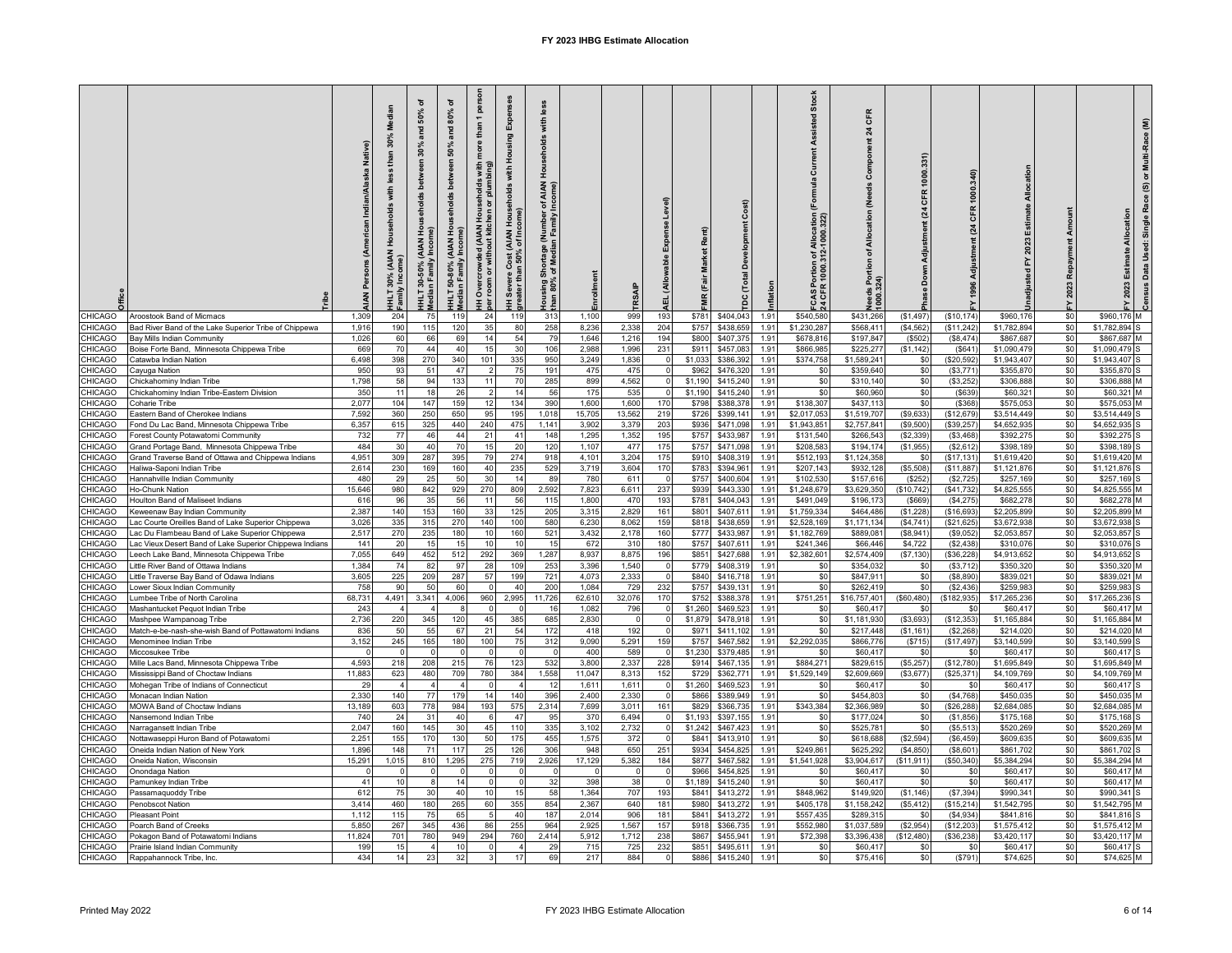# FY 2023 IHBG Estimate Allocation

| Office | Tribe | AIAN Persons (American Indian/Alaska Native) | HHLT 30% (AIAN Households with less than 30% Median Family Income) | HHLT 30-50% (AIAN Households between 30% and 50% of Median Family Income) | HHLT 50-80% (AIAN Households between 50% and 80% of Median Family Income) | HH Overcrowded (AIAN Households with more than 1 person per room or without kitchen or plumbing) | HH Severe Cost (AIAN Households with Housing Expenses greater than 50% of Income) | Housing Shortage (Number of AIAN Households with less than 80% of Median Family Income) | Enrollment | TRSAIP | AEL (Allowable Expense Level) | FMR (Fair Market Rent) | TDC (Total Development Cost) | Inflation | FCAS Portion of Allocation (Formula Current Assisted Stock 24 CFR 1000.312-1000.322) | Needs Portion of Allocation (Needs Component 24 CFR 1000.324) | Phase Down Adjustment (24 CFR 1000.331) | FY 1996 Adjustment (24 CFR 1000.340) | Unadjusted FY 2023 Estimate Allocation | FY 2023 Repayment Amount | FY 2023 Estimate Allocation | Census Data Used: Single Race (S) or Multi-Race (M) |
|---|---|---|---|---|---|---|---|---|---|---|---|---|---|---|---|---|---|---|---|---|---|---|
| CHICAGO | Aroostook Band of Micmacs | 1,309 | 204 | 75 | 119 | 24 | 119 | 313 | 1,100 | 999 | 193 | $781 | $404,043 | 1.91 | $540,580 | $431,266 | ($1,497) | ($10,174) | $960,176 | $0 | $960,176 | M |
| CHICAGO | Bad River Band of the Lake Superior Tribe of Chippewa | 1,916 | 190 | 115 | 120 | 35 | 80 | 258 | 8,236 | 2,338 | 204 | $757 | $438,659 | 1.91 | $1,230,287 | $568,411 | ($4,562) | ($11,242) | $1,782,894 | $0 | $1,782,894 | S |
| CHICAGO | Bay Mills Indian Community | 1,026 | 60 | 66 | 69 | 14 | 54 | 79 | 1,646 | 1,216 | 194 | $800 | $407,375 | 1.91 | $678,816 | $197,847 | ($502) | ($8,474) | $867,687 | $0 | $867,687 | M |
| CHICAGO | Boise Forte Band, Minnesota Chippewa Tribe | 669 | 70 | 44 | 40 | 15 | 30 | 106 | 2,988 | 1,996 | 231 | $911 | $457,083 | 1.91 | $866,985 | $225,277 | ($1,142) | ($641) | $1,090,479 | $0 | $1,090,479 | S |
| CHICAGO | Catawba Indian Nation | 6,498 | 398 | 270 | 340 | 101 | 335 | 950 | 3,249 | 1,836 | 0 | $1,033 | $386,392 | 1.91 | $374,758 | $1,589,241 | $0 | ($20,592) | $1,943,407 | $0 | $1,943,407 | S |
| CHICAGO | Cayuga Nation | 950 | 93 | 51 | 47 | 2 | 75 | 191 | 475 | 475 | 0 | $962 | $476,320 | 1.91 | $0 | $359,640 | $0 | ($3,771) | $355,870 | $0 | $355,870 | S |
| CHICAGO | Chickahominy Indian Tribe | 1,798 | 58 | 94 | 133 | 11 | 70 | 285 | 899 | 4,562 | 0 | $1,190 | $415,240 | 1.91 | $0 | $310,140 | $0 | ($3,252) | $306,888 | $0 | $306,888 | M |
| CHICAGO | Chickahominy Indian Tribe-Eastern Division | 350 | 11 | 18 | 26 | 2 | 14 | 56 | 175 | 535 | 0 | $1,190 | $415,240 | 1.91 | $0 | $60,960 | $0 | ($639) | $60,321 | $0 | $60,321 | M |
| CHICAGO | Coharie Tribe | 2,077 | 104 | 147 | 159 | 12 | 134 | 390 | 1,600 | 1,600 | 170 | $798 | $388,378 | 1.91 | $138,307 | $437,113 | $0 | ($368) | $575,053 | $0 | $575,053 | M |
| CHICAGO | Eastern Band of Cherokee Indians | 7,592 | 360 | 250 | 650 | 95 | 195 | 1,018 | 15,705 | 13,562 | 219 | $726 | $399,141 | 1.91 | $2,017,053 | $1,519,707 | ($9,633) | ($12,679) | $3,514,449 | $0 | $3,514,449 | S |
| CHICAGO | Fond Du Lac Band, Minnesota Chippewa Tribe | 6,357 | 615 | 325 | 440 | 240 | 475 | 1,141 | 3,902 | 3,379 | 203 | $936 | $471,098 | 1.91 | $1,943,851 | $2,757,841 | ($9,500) | ($39,257) | $4,652,935 | $0 | $4,652,935 | S |
| CHICAGO | Forest County Potawatomi Community | 732 | 77 | 46 | 44 | 21 | 41 | 148 | 1,295 | 1,352 | 195 | $757 | $433,987 | 1.91 | $131,540 | $266,543 | ($2,339) | ($3,468) | $392,275 | $0 | $392,275 | S |
| CHICAGO | Grand Portage Band, Minnesota Chippewa Tribe | 484 | 30 | 40 | 70 | 15 | 20 | 120 | 1,107 | 477 | 175 | $757 | $471,098 | 1.91 | $208,583 | $194,174 | ($1,955) | ($2,612) | $398,189 | $0 | $398,189 | S |
| CHICAGO | Grand Traverse Band of Ottawa and Chippewa Indians | 4,951 | 309 | 287 | 395 | 79 | 274 | 918 | 4,101 | 3,204 | 175 | $910 | $408,319 | 1.91 | $512,193 | $1,124,358 | $0 | ($17,131) | $1,619,420 | $0 | $1,619,420 | M |
| CHICAGO | Haliwa-Saponi Indian Tribe | 2,614 | 230 | 169 | 160 | 40 | 235 | 529 | 3,719 | 3,604 | 170 | $783 | $394,961 | 1.91 | $207,143 | $932,128 | ($5,508) | ($11,887) | $1,121,876 | $0 | $1,121,876 | S |
| CHICAGO | Hannahville Indian Community | 480 | 29 | 25 | 50 | 30 | 14 | 89 | 780 | 611 | 0 | $757 | $400,604 | 1.91 | $102,530 | $157,616 | ($252) | ($2,725) | $257,169 | $0 | $257,169 | S |
| CHICAGO | Ho-Chunk Nation | 15,646 | 980 | 842 | 929 | 270 | 809 | 2,592 | 7,823 | 6,611 | 237 | $939 | $443,330 | 1.91 | $1,248,679 | $3,629,350 | ($10,742) | ($41,732) | $4,825,555 | $0 | $4,825,555 | M |
| CHICAGO | Houlton Band of Maliseet Indians | 616 | 96 | 35 | 56 | 11 | 56 | 115 | 1,800 | 470 | 193 | $781 | $404,043 | 1.91 | $491,049 | $196,173 | ($669) | ($4,275) | $682,278 | $0 | $682,278 | M |
| CHICAGO | Keweenaw Bay Indian Community | 2,387 | 140 | 153 | 160 | 33 | 125 | 205 | 3,315 | 2,829 | 161 | $801 | $407,611 | 1.91 | $1,759,334 | $464,486 | ($1,228) | ($16,693) | $2,205,899 | $0 | $2,205,899 | M |
| CHICAGO | Lac Courte Oreilles Band of Lake Superior Chippewa | 3,026 | 335 | 315 | 270 | 140 | 100 | 580 | 6,230 | 8,062 | 159 | $818 | $438,659 | 1.91 | $2,528,169 | $1,171,134 | ($4,741) | ($21,625) | $3,672,938 | $0 | $3,672,938 | S |
| CHICAGO | Lac Du Flambeau Band of Lake Superior Chippewa | 2,517 | 270 | 235 | 180 | 10 | 160 | 521 | 3,432 | 2,178 | 160 | $777 | $433,987 | 1.91 | $1,182,769 | $889,081 | ($8,941) | ($9,052) | $2,053,857 | $0 | $2,053,857 | S |
| CHICAGO | Lac Vieux Desert Band of Lake Superior Chippewa Indians | 141 | 20 | 15 | 15 | 10 | 10 | 15 | 672 | 310 | 180 | $757 | $407,611 | 1.91 | $241,346 | $66,446 | $4,722 | ($2,438) | $310,076 | $0 | $310,076 | S |
| CHICAGO | Leech Lake Band, Minnesota Chippewa Tribe | 7,055 | 649 | 452 | 512 | 292 | 369 | 1,287 | 8,937 | 8,875 | 196 | $851 | $427,688 | 1.91 | $2,382,601 | $2,574,409 | ($7,130) | ($36,228) | $4,913,652 | $0 | $4,913,652 | S |
| CHICAGO | Little River Band of Ottawa Indians | 1,384 | 74 | 82 | 97 | 28 | 109 | 253 | 3,396 | 1,540 | 0 | $779 | $408,319 | 1.91 | $0 | $354,032 | $0 | ($3,712) | $350,320 | $0 | $350,320 | M |
| CHICAGO | Little Traverse Bay Band of Odawa Indians | 3,605 | 225 | 209 | 287 | 57 | 199 | 721 | 4,073 | 2,333 | 0 | $840 | $416,718 | 1.91 | $0 | $847,911 | $0 | ($8,890) | $839,021 | $0 | $839,021 | M |
| CHICAGO | Lower Sioux Indian Community | 758 | 90 | 50 | 60 | 0 | 40 | 200 | 1,084 | 729 | 232 | $757 | $439,131 | 1.91 | $0 | $262,419 | $0 | ($2,436) | $259,983 | $0 | $259,983 | S |
| CHICAGO | Lumbee Tribe of North Carolina | 68,731 | 4,491 | 3,341 | 4,006 | 960 | 2,995 | 11,726 | 62,610 | 32,076 | 170 | $752 | $388,378 | 1.91 | $751,251 | $16,757,401 | ($60,480) | ($182,935) | $17,265,236 | $0 | $17,265,236 | S |
| CHICAGO | Mashantucket Pequot Indian Tribe | 243 | 4 | 4 | 8 | 0 | 0 | 16 | 1,082 | 796 | 0 | $1,260 | $469,523 | 1.91 | $0 | $60,417 | $0 | $0 | $60,417 | $0 | $60,417 | M |
| CHICAGO | Mashpee Wampanoag Tribe | 2,736 | 220 | 345 | 120 | 45 | 385 | 685 | 2,830 | 0 | 0 | $1,879 | $478,918 | 1.91 | $0 | $1,181,930 | ($3,693) | ($12,353) | $1,165,884 | $0 | $1,165,884 | M |
| CHICAGO | Match-e-be-nash-she-wish Band of Pottawatomi Indians | 836 | 50 | 55 | 67 | 21 | 54 | 172 | 418 | 192 | 0 | $971 | $411,102 | 1.91 | $0 | $217,448 | ($1,161) | ($2,268) | $214,020 | $0 | $214,020 | M |
| CHICAGO | Menominee Indian Tribe | 3,152 | 245 | 165 | 180 | 100 | 75 | 312 | 9,090 | 5,291 | 159 | $757 | $467,582 | 1.91 | $2,292,035 | $866,776 | ($715) | ($17,497) | $3,140,599 | $0 | $3,140,599 | S |
| CHICAGO | Miccosukee Tribe | 0 | 0 | 0 | 0 | 0 | 0 | 0 | 400 | 589 | 0 | $1,230 | $379,485 | 1.91 | $0 | $60,417 | $0 | $0 | $60,417 | $0 | $60,417 | S |
| CHICAGO | Mille Lacs Band, Minnesota Chippewa Tribe | 4,593 | 218 | 208 | 215 | 76 | 123 | 532 | 3,800 | 2,337 | 228 | $914 | $467,135 | 1.91 | $884,271 | $829,615 | ($5,257) | ($12,780) | $1,695,849 | $0 | $1,695,849 | M |
| CHICAGO | Mississippi Band of Choctaw Indians | 11,883 | 623 | 480 | 709 | 780 | 384 | 1,558 | 11,047 | 8,313 | 152 | $729 | $362,771 | 1.91 | $1,529,149 | $2,609,669 | ($3,677) | ($25,371) | $4,109,769 | $0 | $4,109,769 | M |
| CHICAGO | Mohegan Tribe of Indians of Connecticut | 29 | 4 | 4 | 4 | 0 | 4 | 12 | 1,611 | 1,611 | 0 | $1,260 | $469,523 | 1.91 | $0 | $60,417 | $0 | $0 | $60,417 | $0 | $60,417 | S |
| CHICAGO | Monacan Indian Nation | 2,330 | 140 | 77 | 179 | 14 | 140 | 396 | 2,400 | 2,330 | 0 | $866 | $389,949 | 1.91 | $0 | $454,803 | $0 | ($4,768) | $450,035 | $0 | $450,035 | M |
| CHICAGO | MOWA Band of Choctaw Indians | 13,189 | 603 | 778 | 984 | 193 | 575 | 2,314 | 7,699 | 3,011 | 161 | $829 | $366,735 | 1.91 | $343,384 | $2,366,989 | $0 | ($26,288) | $2,684,085 | $0 | $2,684,085 | M |
| CHICAGO | Nansemond Indian Tribe | 740 | 24 | 31 | 40 | 6 | 47 | 95 | 370 | 6,494 | 0 | $1,193 | $397,155 | 1.91 | $0 | $177,024 | $0 | ($1,856) | $175,168 | $0 | $175,168 | S |
| CHICAGO | Narragansett Indian Tribe | 2,047 | 160 | 145 | 30 | 45 | 110 | 335 | 3,102 | 2,732 | 0 | $1,242 | $467,423 | 1.91 | $0 | $525,781 | $0 | ($5,513) | $520,269 | $0 | $520,269 | M |
| CHICAGO | Nottawaseppi Huron Band of Potawatomi | 2,251 | 155 | 170 | 130 | 50 | 175 | 455 | 1,575 | 372 | 0 | $841 | $413,910 | 1.91 | $0 | $618,688 | ($2,594) | ($6,459) | $609,635 | $0 | $609,635 | M |
| CHICAGO | Oneida Indian Nation of New York | 1,896 | 148 | 71 | 117 | 25 | 126 | 306 | 948 | 650 | 251 | $934 | $454,825 | 1.91 | $249,861 | $625,292 | ($4,850) | ($8,601) | $861,702 | $0 | $861,702 | S |
| CHICAGO | Oneida Nation, Wisconsin | 15,291 | 1,015 | 810 | 1,295 | 275 | 719 | 2,926 | 17,129 | 5,382 | 184 | $877 | $467,582 | 1.91 | $1,541,928 | $3,904,617 | ($11,911) | ($50,340) | $5,384,294 | $0 | $5,384,294 | M |
| CHICAGO | Onondaga Nation | 0 | 0 | 0 | 0 | 0 | 0 | 0 | 0 | 0 | 0 | $966 | $454,825 | 1.91 | $0 | $60,417 | $0 | $0 | $60,417 | $0 | $60,417 | M |
| CHICAGO | Pamunkey Indian Tribe | 41 | 10 | 8 | 14 | 0 | 0 | 32 | 398 | 38 | 0 | $1,189 | $415,240 | 1.91 | $0 | $60,417 | $0 | $0 | $60,417 | $0 | $60,417 | M |
| CHICAGO | Passamaquoddy Tribe | 612 | 75 | 30 | 40 | 10 | 15 | 58 | 1,364 | 707 | 193 | $841 | $413,272 | 1.91 | $848,962 | $149,920 | ($1,146) | ($7,394) | $990,341 | $0 | $990,341 | S |
| CHICAGO | Penobscot Nation | 3,414 | 460 | 180 | 265 | 60 | 355 | 854 | 2,367 | 640 | 181 | $980 | $413,272 | 1.91 | $405,178 | $1,158,242 | ($5,412) | ($15,214) | $1,542,795 | $0 | $1,542,795 | M |
| CHICAGO | Pleasant Point | 1,112 | 115 | 75 | 65 | 5 | 40 | 187 | 2,014 | 906 | 181 | $841 | $413,272 | 1.91 | $557,435 | $289,315 | $0 | ($4,934) | $841,816 | $0 | $841,816 | S |
| CHICAGO | Poarch Band of Creeks | 5,850 | 267 | 345 | 436 | 86 | 255 | 964 | 2,925 | 1,567 | 157 | $918 | $366,735 | 1.91 | $552,980 | $1,037,589 | ($2,954) | ($12,203) | $1,575,412 | $0 | $1,575,412 | M |
| CHICAGO | Pokagon Band of Potawatomi Indians | 11,824 | 701 | 780 | 949 | 294 | 760 | 2,414 | 5,912 | 1,712 | 238 | $867 | $455,941 | 1.91 | $72,398 | $3,396,438 | ($12,480) | ($36,238) | $3,420,117 | $0 | $3,420,117 | M |
| CHICAGO | Prairie Island Indian Community | 199 | 15 | 4 | 10 | 0 | 4 | 29 | 715 | 725 | 232 | $851 | $495,611 | 1.91 | $0 | $60,417 | $0 | $0 | $60,417 | $0 | $60,417 | S |
| CHICAGO | Rappahannock Tribe, Inc. | 434 | 14 | 23 | 32 | 3 | 17 | 69 | 217 | 884 | 0 | $886 | $415,240 | 1.91 | $0 | $75,416 | $0 | ($791) | $74,625 | $0 | $74,625 | M |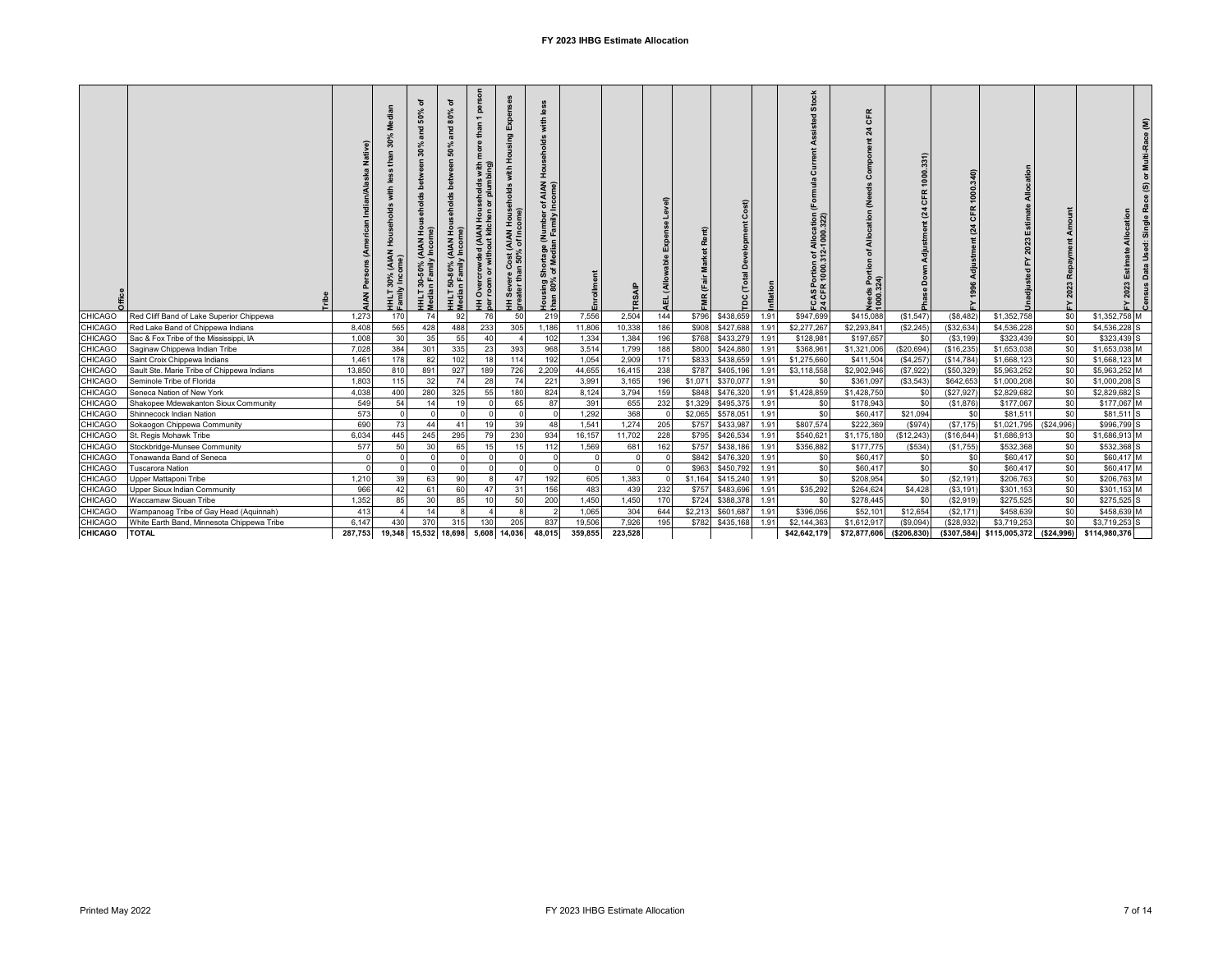# FY 2023 IHBG Estimate Allocation

| Office | Tribe | AIAN Persons (American Indian/Alaska Native) | HHLT 30% (AIAN Households with less than 30% Median Family Income) | HHLT 30-50% (AIAN Households between 30% and 50% of Median Family Income) | HHLT 50-80% (AIAN Households between 50% and 80% of Median Family Income) | HH Overcrowded (AIAN Households with more than 1 person per room or without kitchen or plumbing) | HH Severe Cost (AIAN Households with Housing Expenses greater than 50% of Income) | Housing Shortage (Number of AIAN Households with less than 80% of Median Family Income) | Enrollment | TRSAIP | AEL (Allowable Expense Level) | FMR (Fair Market Rent) | TDC (Total Development Cost) | Inflation | FCAS Portion of Allocation (Formula Current Assisted Stock 24 CFR 1000.312-1000.322) | Needs Portion of Allocation (Needs Component 24 CFR 1000.324) | Phase Down Adjustment (24 CFR 1000.331) | FY 1996 Adjustment (24 CFR 1000.340) | Unadjusted FY 2023 Estimate Allocation | FY 2023 Repayment Amount | FY 2023 Estimate Allocation | Census Data Used: Single Race (S) or Multi-Race (M) |
|---|---|---|---|---|---|---|---|---|---|---|---|---|---|---|---|---|---|---|---|---|---|---|
| CHICAGO | Red Cliff Band of Lake Superior Chippewa | 1,273 | 170 | 74 | 92 | 76 | 50 | 219 | 7,556 | 2,504 | 144 | $796 | $438,659 | 1.91 | $947,699 | $415,088 | ($1,547) | ($8,482) | $1,352,758 | $0 | $1,352,758 | M |
| CHICAGO | Red Lake Band of Chippewa Indians | 8,408 | 565 | 428 | 488 | 233 | 305 | 1,186 | 11,806 | 10,338 | 186 | $908 | $427,688 | 1.91 | $2,277,267 | $2,293,841 | ($2,245) | ($32,634) | $4,536,228 | $0 | $4,536,228 | S |
| CHICAGO | Sac & Fox Tribe of the Mississippi, IA | 1,008 | 30 | 35 | 55 | 40 | 4 | 102 | 1,334 | 1,384 | 196 | $768 | $433,279 | 1.91 | $128,981 | $197,657 | $0 | ($3,199) | $323,439 | $0 | $323,439 | S |
| CHICAGO | Saginaw Chippewa Indian Tribe | 7,028 | 384 | 301 | 335 | 23 | 393 | 968 | 3,514 | 1,799 | 188 | $800 | $424,880 | 1.91 | $368,961 | $1,321,006 | ($20,694) | ($16,235) | $1,653,038 | $0 | $1,653,038 | M |
| CHICAGO | Saint Croix Chippewa Indians | 1,461 | 178 | 82 | 102 | 18 | 114 | 192 | 1,054 | 2,909 | 171 | $833 | $438,659 | 1.91 | $1,275,660 | $411,504 | ($4,257) | ($14,784) | $1,668,123 | $0 | $1,668,123 | M |
| CHICAGO | Sault Ste. Marie Tribe of Chippewa Indians | 13,850 | 810 | 891 | 927 | 189 | 726 | 2,209 | 44,655 | 16,415 | 238 | $787 | $405,196 | 1.91 | $3,118,558 | $2,902,946 | ($7,922) | ($50,329) | $5,963,252 | $0 | $5,963,252 | M |
| CHICAGO | Seminole Tribe of Florida | 1,803 | 115 | 32 | 74 | 28 | 74 | 221 | 3,991 | 3,165 | 196 | $1,071 | $370,077 | 1.91 | $0 | $361,097 | ($3,543) | $642,653 | $1,000,208 | $0 | $1,000,208 | S |
| CHICAGO | Seneca Nation of New York | 4,038 | 400 | 280 | 325 | 55 | 180 | 824 | 8,124 | 3,794 | 159 | $848 | $476,320 | 1.91 | $1,428,859 | $1,428,750 | $0 | ($27,927) | $2,829,682 | $0 | $2,829,682 | S |
| CHICAGO | Shakopee Mdewakanton Sioux Community | 549 | 54 | 14 | 19 | 0 | 65 | 87 | 391 | 655 | 232 | $1,329 | $495,375 | 1.91 | $0 | $178,943 | $0 | ($1,876) | $177,067 | $0 | $177,067 | M |
| CHICAGO | Shinnecock Indian Nation | 573 | 0 | 0 | 0 | 0 | 0 | 0 | 1,292 | 368 | 0 | $2,065 | $578,051 | 1.91 | $0 | $60,417 | $21,094 | $0 | $81,511 | $0 | $81,511 | S |
| CHICAGO | Sokaogon Chippewa Community | 690 | 73 | 44 | 41 | 19 | 39 | 48 | 1,541 | 1,274 | 205 | $757 | $433,987 | 1.91 | $807,574 | $222,369 | ($974) | ($7,175) | $1,021,795 | ($24,996) | $996,799 | S |
| CHICAGO | St. Regis Mohawk Tribe | 6,034 | 445 | 245 | 295 | 79 | 230 | 934 | 16,157 | 11,702 | 228 | $795 | $426,534 | 1.91 | $540,621 | $1,175,180 | ($12,243) | ($16,644) | $1,686,913 | $0 | $1,686,913 | M |
| CHICAGO | Stockbridge-Munsee Community | 577 | 50 | 30 | 65 | 15 | 15 | 112 | 1,569 | 681 | 162 | $757 | $438,186 | 1.91 | $356,882 | $177,775 | ($534) | ($1,755) | $532,368 | $0 | $532,368 | S |
| CHICAGO | Tonawanda Band of Seneca | 0 | 0 | 0 | 0 | 0 | 0 | 0 | 0 | 0 | 0 | $842 | $476,320 | 1.91 | $0 | $60,417 | $0 | $0 | $60,417 | $0 | $60,417 | M |
| CHICAGO | Tuscarora Nation | 0 | 0 | 0 | 0 | 0 | 0 | 0 | 0 | 0 | 0 | $963 | $450,792 | 1.91 | $0 | $60,417 | $0 | $0 | $60,417 | $0 | $60,417 | M |
| CHICAGO | Upper Mattaponi Tribe | 1,210 | 39 | 63 | 90 | 8 | 47 | 192 | 605 | 1,383 | 0 | $1,164 | $415,240 | 1.91 | $0 | $208,954 | $0 | ($2,191) | $206,763 | $0 | $206,763 | M |
| CHICAGO | Upper Sioux Indian Community | 966 | 42 | 61 | 60 | 47 | 31 | 156 | 483 | 439 | 232 | $757 | $483,696 | 1.91 | $35,292 | $264,624 | $4,428 | ($3,191) | $301,153 | $0 | $301,153 | M |
| CHICAGO | Waccamaw Siouan Tribe | 1,352 | 85 | 30 | 85 | 10 | 50 | 200 | 1,450 | 1,450 | 170 | $724 | $388,378 | 1.91 | $0 | $278,445 | $0 | ($2,919) | $275,525 | $0 | $275,525 | S |
| CHICAGO | Wampanoag Tribe of Gay Head (Aquinnah) | 413 | 4 | 14 | 8 | 4 | 8 | 2 | 1,065 | 304 | 644 | $2,213 | $601,687 | 1.91 | $396,056 | $52,101 | $12,654 | ($2,171) | $458,639 | $0 | $458,639 | M |
| CHICAGO | White Earth Band, Minnesota Chippewa Tribe | 6,147 | 430 | 370 | 315 | 130 | 205 | 837 | 19,506 | 7,926 | 195 | $782 | $435,168 | 1.91 | $2,144,363 | $1,612,917 | ($9,094) | ($28,932) | $3,719,253 | $0 | $3,719,253 | S |
| **CHICAGO** | **TOTAL** | **287,753** | **19,348** | **15,532** | **18,698** | **5,608** | **14,036** | **48,015** | **359,855** | **223,528** | | | | | **$42,642,179** | **$72,877,606** | **($206,830)** | **($307,584)** | **$115,005,372** | **($24,996)** | **$114,980,376** | |

Printed May 2022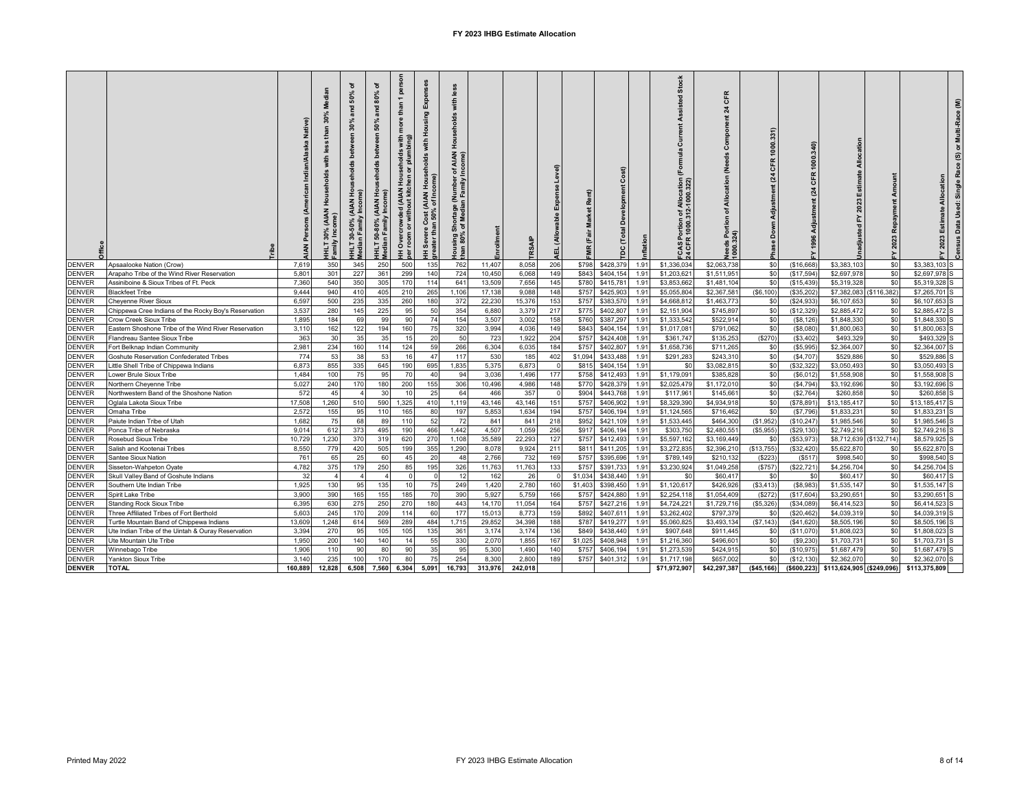# FY 2023 IHBG Estimate Allocation

| Office | Tribe | AIAN Persons (American Indian/Alaska Native) | HHLT 30% (AIAN Households with less than 30% Median Family Income) | HHLT 30-50% (AIAN Households between 30% and 50% of Median Family Income) | HHLT 50-80% (AIAN Households between 50% and 80% of Median Family Income) | HH Overcrowded (AIAN Households with more than 1 person per room or without kitchen or plumbing) | HH Severe Cost (AIAN Households with Housing Expenses greater than 50% of Income) | Housing Shortage (Number of AIAN Households with less than 80% of Median Family Income) | Enrollment | TRSAIP | AEL (Allowable Expense Level) | FMR (Fair Market Rent) | TDC (Total Development Cost) | Inflation | FCAS Portion of Allocation (Formula Current Assisted Stock 24 CFR 1000.312-1000.322) | Needs Portion of Allocation (Needs Component 24 CFR 1000.324) | Phase Down Adjustment (24 CFR 1000.331) | FY 1996 Adjustment (24 CFR 1000.340) | Unadjusted FY 2023 Estimate Allocation | FY 2023 Repayment Amount | FY 2023 Estimate Allocation | Census Data Used: Single Race (S) or Multi-Race (M) |
|---|---|---|---|---|---|---|---|---|---|---|---|---|---|---|---|---|---|---|---|---|---|---|
| DENVER | Apsaalooke Nation (Crow) | 7,619 | 350 | 345 | 250 | 500 | 135 | 762 | 11,407 | 8,058 | 206 | $798 | $428,379 | 1.91 | $1,336,034 | $2,063,738 | $0 | ($16,668) | $3,383,103 | $0 | $3,383,103 | S |
| DENVER | Arapaho Tribe of the Wind River Reservation | 5,801 | 301 | 227 | 361 | 299 | 140 | 724 | 10,450 | 6,068 | 149 | $843 | $404,154 | 1.91 | $1,203,621 | $1,511,951 | $0 | ($17,594) | $2,697,978 | $0 | $2,697,978 | S |
| DENVER | Assiniboine & Sioux Tribes of Ft. Peck | 7,360 | 540 | 350 | 305 | 170 | 114 | 641 | 13,509 | 7,656 | 145 | $780 | $415,781 | 1.91 | $3,853,662 | $1,481,104 | $0 | ($15,439) | $5,319,328 | $0 | $5,319,328 | S |
| DENVER | Blackfeet Tribe | 9,444 | 940 | 410 | 405 | 210 | 265 | 1,106 | 17,138 | 9,088 | 148 | $757 | $425,903 | 1.91 | $5,055,804 | $2,367,581 | ($6,100) | ($35,202) | $7,382,083 | ($116,382) | $7,265,701 | S |
| DENVER | Cheyenne River Sioux | 6,597 | 500 | 235 | 335 | 260 | 180 | 372 | 22,230 | 15,376 | 153 | $757 | $383,570 | 1.91 | $4,668,812 | $1,463,773 | $0 | ($24,933) | $6,107,653 | $0 | $6,107,653 | S |
| DENVER | Chippewa Cree Indians of the Rocky Boy's Reservation | 3,537 | 280 | 145 | 225 | 95 | 50 | 354 | 6,880 | 3,379 | 217 | $775 | $402,807 | 1.91 | $2,151,904 | $745,897 | $0 | ($12,329) | $2,885,472 | $0 | $2,885,472 | S |
| DENVER | Crow Creek Sioux Tribe | 1,895 | 184 | 69 | 99 | 90 | 74 | 154 | 3,507 | 3,002 | 158 | $760 | $387,297 | 1.91 | $1,333,542 | $522,914 | $0 | ($8,126) | $1,848,330 | $0 | $1,848,330 | S |
| DENVER | Eastern Shoshone Tribe of the Wind River Reservation | 3,110 | 162 | 122 | 194 | 160 | 75 | 320 | 3,994 | 4,036 | 149 | $843 | $404,154 | 1.91 | $1,017,081 | $791,062 | $0 | ($8,080) | $1,800,063 | $0 | $1,800,063 | S |
| DENVER | Flandreau Santee Sioux Tribe | 363 | 30 | 35 | 35 | 15 | 20 | 50 | 723 | 1,922 | 204 | $757 | $424,408 | 1.91 | $361,747 | $135,253 | ($270) | ($3,402) | $493,329 | $0 | $493,329 | S |
| DENVER | Fort Belknap Indian Community | 2,981 | 234 | 160 | 114 | 124 | 59 | 266 | 6,304 | 6,035 | 184 | $757 | $402,807 | 1.91 | $1,658,736 | $711,265 | $0 | ($5,995) | $2,364,007 | $0 | $2,364,007 | S |
| DENVER | Goshute Reservation Confederated Tribes | 774 | 53 | 38 | 53 | 16 | 47 | 117 | 530 | 185 | 402 | $1,094 | $433,488 | 1.91 | $291,283 | $243,310 | $0 | ($4,707) | $529,886 | $0 | $529,886 | S |
| DENVER | Little Shell Tribe of Chippewa Indians | 6,873 | 855 | 335 | 645 | 190 | 695 | 1,835 | 5,375 | 6,873 | 0 | $815 | $404,154 | 1.91 | $0 | $3,082,815 | $0 | ($32,322) | $3,050,493 | $0 | $3,050,493 | S |
| DENVER | Lower Brule Sioux Tribe | 1,484 | 100 | 75 | 95 | 70 | 40 | 94 | 3,036 | 1,496 | 177 | $758 | $412,493 | 1.91 | $1,179,091 | $385,828 | $0 | ($6,012) | $1,558,908 | $0 | $1,558,908 | S |
| DENVER | Northern Cheyenne Tribe | 5,027 | 240 | 170 | 180 | 200 | 155 | 306 | 10,496 | 4,986 | 148 | $770 | $428,379 | 1.91 | $2,025,479 | $1,172,010 | $0 | ($4,794) | $3,192,696 | $0 | $3,192,696 | S |
| DENVER | Northwestern Band of the Shoshone Nation | 572 | 45 | 4 | 30 | 10 | 25 | 64 | 466 | 357 | 0 | $904 | $443,768 | 1.91 | $117,961 | $145,661 | $0 | ($2,764) | $260,858 | $0 | $260,858 | S |
| DENVER | Oglala Lakota Sioux Tribe | 17,508 | 1,260 | 510 | 590 | 1,325 | 410 | 1,119 | 43,146 | 43,146 | 151 | $757 | $406,902 | 1.91 | $8,329,390 | $4,934,918 | $0 | ($78,891) | $13,185,417 | $0 | $13,185,417 | S |
| DENVER | Omaha Tribe | 2,572 | 155 | 95 | 110 | 165 | 80 | 197 | 5,853 | 1,634 | 194 | $757 | $406,194 | 1.91 | $1,124,565 | $716,462 | $0 | ($7,796) | $1,833,231 | $0 | $1,833,231 | S |
| DENVER | Paiute Indian Tribe of Utah | 1,682 | 75 | 68 | 89 | 110 | 52 | 72 | 841 | 841 | 218 | $952 | $421,109 | 1.91 | $1,533,445 | $464,300 | ($1,952) | ($10,247) | $1,985,546 | $0 | $1,985,546 | S |
| DENVER | Ponca Tribe of Nebraska | 9,014 | 612 | 373 | 495 | 190 | 466 | 1,442 | 4,507 | 1,059 | 256 | $917 | $406,194 | 1.91 | $303,750 | $2,480,551 | ($5,955) | ($29,130) | $2,749,216 | $0 | $2,749,216 | S |
| DENVER | Rosebud Sioux Tribe | 10,729 | 1,230 | 370 | 319 | 620 | 270 | 1,108 | 35,589 | 22,293 | 127 | $757 | $412,493 | 1.91 | $5,597,162 | $3,169,449 | $0 | ($53,973) | $8,712,639 | ($132,714) | $8,579,925 | S |
| DENVER | Salish and Kootenai Tribes | 8,550 | 779 | 420 | 505 | 199 | 355 | 1,290 | 8,078 | 9,924 | 211 | $811 | $411,205 | 1.91 | $3,272,835 | $2,396,210 | ($13,755) | ($32,420) | $5,622,870 | $0 | $5,622,870 | S |
| DENVER | Santee Sioux Nation | 761 | 65 | 25 | 60 | 45 | 20 | 48 | 2,766 | 732 | 169 | $757 | $395,696 | 1.91 | $789,149 | $210,132 | ($223) | ($517) | $998,540 | $0 | $998,540 | S |
| DENVER | Sisseton-Wahpeton Oyate | 4,782 | 375 | 179 | 250 | 85 | 195 | 326 | 11,763 | 11,763 | 133 | $757 | $391,733 | 1.91 | $3,230,924 | $1,049,258 | ($757) | ($22,721) | $4,256,704 | $0 | $4,256,704 | S |
| DENVER | Skull Valley Band of Goshute Indians | 32 | 4 | 4 | 4 | 0 | 0 | 12 | 162 | 26 | 0 | $1,034 | $438,440 | 1.91 | $0 | $60,417 | $0 | $0 | $60,417 | $0 | $60,417 | S |
| DENVER | Southern Ute Indian Tribe | 1,925 | 130 | 95 | 135 | 10 | 75 | 249 | 1,420 | 2,780 | 160 | $1,403 | $398,450 | 1.91 | $1,120,617 | $426,926 | ($3,413) | ($8,983) | $1,535,147 | $0 | $1,535,147 | S |
| DENVER | Spirit Lake Tribe | 3,900 | 390 | 165 | 155 | 185 | 70 | 390 | 5,927 | 5,759 | 166 | $757 | $424,880 | 1.91 | $2,254,118 | $1,054,409 | ($272) | ($17,604) | $3,290,651 | $0 | $3,290,651 | S |
| DENVER | Standing Rock Sioux Tribe | 6,395 | 630 | 275 | 250 | 270 | 180 | 443 | 14,170 | 11,054 | 164 | $757 | $427,216 | 1.91 | $4,724,221 | $1,729,716 | ($5,326) | ($34,089) | $6,414,523 | $0 | $6,414,523 | S |
| DENVER | Three Affiliated Tribes of Fort Berthold | 5,603 | 245 | 170 | 209 | 114 | 60 | 177 | 15,013 | 8,773 | 159 | $892 | $407,611 | 1.91 | $3,262,402 | $797,379 | $0 | ($20,462) | $4,039,319 | $0 | $4,039,319 | S |
| DENVER | Turtle Mountain Band of Chippewa Indians | 13,609 | 1,248 | 614 | 569 | 289 | 484 | 1,715 | 29,852 | 34,398 | 188 | $787 | $419,277 | 1.91 | $5,060,825 | $3,493,134 | ($7,143) | ($41,620) | $8,505,196 | $0 | $8,505,196 | S |
| DENVER | Ute Indian Tribe of the Uintah & Ouray Reservation | 3,394 | 270 | 95 | 105 | 105 | 135 | 361 | 3,174 | 3,174 | 136 | $849 | $438,440 | 1.91 | $907,648 | $911,445 | $0 | ($11,070) | $1,808,023 | $0 | $1,808,023 | S |
| DENVER | Ute Mountain Ute Tribe | 1,950 | 200 | 140 | 140 | 14 | 55 | 330 | 2,070 | 1,855 | 167 | $1,025 | $408,948 | 1.91 | $1,216,360 | $496,601 | $0 | ($9,230) | $1,703,731 | $0 | $1,703,731 | S |
| DENVER | Winnebago Tribe | 1,906 | 110 | 90 | 80 | 90 | 35 | 95 | 5,300 | 1,490 | 140 | $757 | $406,194 | 1.91 | $1,273,539 | $424,915 | $0 | ($10,975) | $1,687,479 | $0 | $1,687,479 | S |
| DENVER | Yankton Sioux Tribe | 3,140 | 235 | 100 | 170 | 80 | 75 | 254 | 8,300 | 2,800 | 189 | $757 | $401,312 | 1.91 | $1,717,198 | $657,002 | $0 | ($12,130) | $2,362,070 | $0 | $2,362,070 | S |
| **DENVER** | **TOTAL** | **160,889** | **12,828** | **6,508** | **7,560** | **6,304** | **5,091** | **16,793** | **313,976** | **242,018** | | | | | **$71,972,907** | **$42,297,387** | **($45,166)** | **($600,223)** | **$113,624,905** | **($249,096)** | **$113,375,809** | |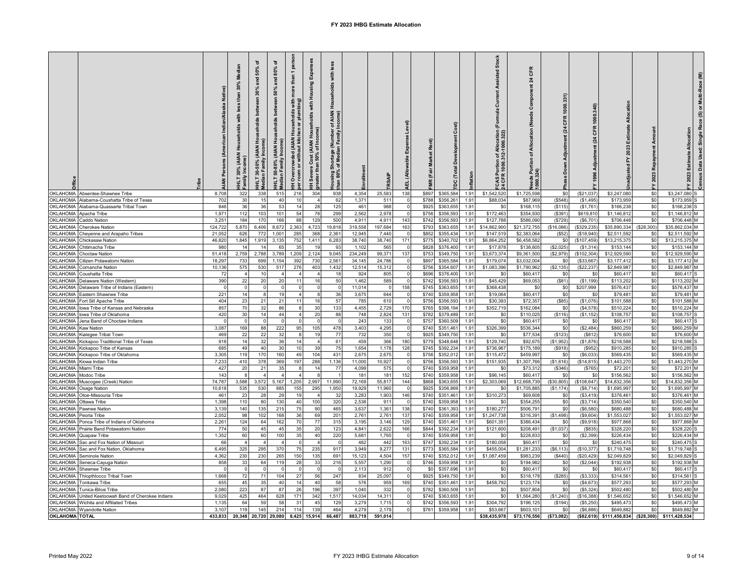# FY 2023 IHBG Estimate Allocation

| Office | Tribe | AIAN Persons (American Indian/Alaska Native) | HHLT 30% (AIAN Households with less than 30% Median Family Income) | HHLT 30-50% (AIAN Households between 30% and 50% of Median Family Income) | HHLT 50-80% (AIAN Households between 50% and 80% of Median Family Income) | HH Overcrowded (AIAN Households with more than 1 person per room or without kitchen or plumbing) | HH Severe Cost (AIAN Households with Housing Expenses greater than 50% of Income) | Housing Shortage (Number of AIAN Households with less than 80% of Median Family Income) | Enrollment | TRSAIP | AEL (Allowable Expense Level) | FMR (Fair Market Rent) | TDC (Total Development Cost) | Inflation | FCAS Portion of Allocation (Formula Current Assisted Stock 24 CFR 1000.312-1000.322) | Needs Portion of Allocation (Needs Component 24 CFR 1000.324) | Phase Down Adjustment (24 CFR 1000.331) | FY 1996 Adjustment (24 CFR 1000.340) | Unadjusted FY 2023 Estimate Allocation | FY 2023 Repayment Amount | FY 2023 Estimate Allocation | Census Data Used: Single Race (S) or Multi-Race (M) |
|---|---|---|---|---|---|---|---|---|---|---|---|---|---|---|---|---|---|---|---|---|---|---|
| OKLAHOMA | Absentee-Shawnee Tribe | 8,708 | 322 | 338 | 515 | 216 | 304 | 938 | 4,354 | 25,583 | 138 | $897 | $365,584 | 1.91 | $1,542,520 | $1,725,598 | $0 | ($21,037) | $3,247,080 | $0 | $3,247,080 | S |
| OKLAHOMA | Alabama-Coushatta Tribe of Texas | 702 | 30 | 15 | 40 | 10 | 4 | 62 | 1,371 | 511 | 0 | $788 | $356,261 | 1.91 | $88,034 | $87,969 | ($548) | ($1,495) | $173,959 | $0 | $173,959 | S |
| OKLAHOMA | Alabama-Quassarte Tribal Town | 846 | 36 | 36 | 53 | 14 | 28 | 125 | 461 | 988 | 0 | $925 | $363,655 | 1.91 | $0 | $168,115 | ($115) | ($1,761) | $166,238 | $0 | $166,238 | S |
| OKLAHOMA | Apache Tribe | 1,971 | 112 | 103 | 101 | 54 | 78 | 299 | 2,562 | 2,978 | 0 | $756 | $356,593 | 1.91 | $172,463 | $354,930 | ($391) | $619,810 | $1,146,812 | $0 | $1,146,812 | M |
| OKLAHOMA | Caddo Nation | 3,251 | 184 | 170 | 166 | 88 | 129 | 500 | 4,911 | 4,911 | 143 | $742 | $356,593 | 1.91 | $127,788 | $586,090 | ($729) | ($6,701) | $706,448 | $0 | $706,448 | M |
| OKLAHOMA | Cherokee Nation | 124,722 | 5,870 | 6,406 | 8,672 | 2,363 | 4,723 | 19,818 | 319,558 | 197,684 | 163 | $793 | $363,655 | 1.91 | $14,862,900 | $21,372,755 | ($16,086) | ($329,235) | $35,890,334 | ($28,300) | $35,862,034 | M |
| OKLAHOMA | Cheyenne and Arapaho Tribes | 21,052 | 626 | 772 | 1,001 | 285 | 368 | 2,361 | 12,945 | 7,440 | 0 | $852 | $355,434 | 1.91 | $147,519 | $2,383,064 | ($52) | ($18,940) | $2,511,592 | $0 | $2,511,592 | M |
| OKLAHOMA | Chickasaw Nation | 46,820 | 1,845 | 1,919 | 3,135 | 752 | 1,411 | 6,283 | 38,740 | 38,740 | 171 | $775 | $340,702 | 1.91 | $6,864,252 | $6,458,582 | $0 | ($107,459) | $13,215,375 | $0 | $13,215,375 | M |
| OKLAHOMA | Chitimacha Tribe | 980 | 14 | 14 | 65 | 35 | 19 | 93 | 1,102 | 565 | 0 | $828 | $376,400 | 1.91 | $17,878 | $138,605 | ($2,025) | ($1,314) | $153,144 | $0 | $153,144 | M |
| OKLAHOMA | Choctaw Nation | 51,418 | 2,759 | 2,788 | 3,789 | 1,209 | 2,124 | 9,045 | 234,249 | 99,371 | 137 | $753 | $349,750 | 1.91 | $3,673,374 | $9,361,500 | ($2,979) | ($102,304) | $12,929,590 | $0 | $12,929,590 | M |
| OKLAHOMA | Citizen Potawatomi Nation | 18,297 | 733 | 699 | 1,154 | 392 | 730 | 2,561 | 34,145 | 24,786 | 0 | $897 | $365,584 | 1.91 | $179,074 | $3,032,004 | $0 | ($33,667) | $3,177,412 | $0 | $3,177,412 | M |
| OKLAHOMA | Comanche Nation | 10,136 | 575 | 530 | 517 | 276 | 403 | 1,432 | 12,514 | 15,312 | 0 | $756 | $354,607 | 1.91 | $1,083,396 | $1,790,962 | ($2,135) | ($22,237) | $2,849,987 | $0 | $2,849,987 | M |
| OKLAHOMA | Coushatta Tribe | 72 | 4 | 10 | 4 | 4 | 4 | 18 | 924 | 805 | 0 | $696 | $376,400 | 1.91 | $0 | $60,417 | $0 | $0 | $60,417 | $0 | $60,417 | S |
| OKLAHOMA | Delaware Nation (Western) | 390 | 22 | 20 | 20 | 11 | 16 | 50 | 1,462 | 589 | 0 | $742 | $356,593 | 1.91 | $45,429 | $69,053 | ($81) | ($1,199) | $113,202 | $0 | $113,202 | M |
| OKLAHOMA | Delaware Tribe of Indians (Eastern) | 0 | 0 | 0 | 0 | 0 | 0 | 0 | 11,014 | 0 | 158 | $745 | $363,655 | 1.91 | $368,438 | $0 | $0 | $207,999 | $576,437 | $0 | $576,437 | M |
| OKLAHOMA | Eastern Shawnee Tribe | 221 | 14 | 8 | 19 | 4 | 8 | 36 | 3,675 | 644 | 0 | $740 | $359,958 | 1.91 | $19,064 | $60,417 | $0 | $0 | $79,481 | $0 | $79,481 | M |
| OKLAHOMA | Fort Sill Apache Tribe | 404 | 23 | 21 | 21 | 11 | 16 | 57 | 785 | 610 | 0 | $756 | $356,593 | 1.91 | $30,393 | $72,357 | ($85) | ($1,076) | $101,588 | $0 | $101,588 | M |
| OKLAHOMA | Iowa Tribe of Kansas and Nebraska | 857 | 70 | 32 | 86 | 8 | 30 | 133 | 4,455 | 2,729 | 170 | $765 | $398,194 | 1.91 | $352,719 | $162,084 | $0 | ($4,578) | $510,224 | $0 | $510,224 | M |
| OKLAHOMA | Iowa Tribe of Oklahoma | 420 | 30 | 14 | 44 | 4 | 20 | 88 | 748 | 2,824 | 131 | $782 | $379,489 | 1.91 | $0 | $110,025 | ($116) | ($1,152) | $108,757 | $0 | $108,757 | S |
| OKLAHOMA | Jena Band of Choctaw Indians | 0 | 0 | 0 | 0 | 0 | 0 | 0 | 243 | 133 | 0 | $757 | $360,509 | 1.91 | $0 | $60,417 | $0 | $0 | $60,417 | $0 | $60,417 | S |
| OKLAHOMA | Kaw Nation | 3,087 | 169 | 88 | 222 | 95 | 105 | 478 | 3,403 | 4,295 | 0 | $740 | $351,461 | 1.91 | $326,399 | $536,344 | $0 | ($2,484) | $860,259 | $0 | $860,259 | M |
| OKLAHOMA | Kialegee Tribal Town | 469 | 22 | 22 | 32 | 8 | 19 | 77 | 732 | 350 | 0 | $925 | $349,750 | 1.91 | $0 | $77,534 | ($123) | ($812) | $76,600 | $0 | $76,600 | M |
| OKLAHOMA | Kickapoo Traditional Tribe of Texas | 918 | 14 | 32 | 36 | 14 | 4 | 61 | 459 | 366 | 180 | $779 | $348,648 | 1.91 | $129,740 | $92,675 | ($1,952) | ($1,876) | $218,588 | $0 | $218,588 | S |
| OKLAHOMA | Kickapoo Tribe of Kansas | 685 | 49 | 40 | 30 | 10 | 39 | 75 | 1,654 | 1,178 | 128 | $745 | $392,234 | 1.91 | $736,967 | $175,189 | ($918) | ($952) | $910,285 | $0 | $910,285 | S |
| OKLAHOMA | Kickapoo Tribe of Oklahoma | 3,305 | 119 | 170 | 160 | 49 | 104 | 431 | 2,675 | 2,675 | 0 | $756 | $352,012 | 1.91 | $115,472 | $459,997 | $0 | ($6,033) | $569,435 | $0 | $569,435 | M |
| OKLAHOMA | Kiowa Indian Tribe | 7,233 | 410 | 378 | 369 | 197 | 288 | 1,136 | 11,000 | 10,927 | 0 | $756 | $356,593 | 1.91 | $151,935 | $1,307,766 | ($1,616) | ($14,815) | $1,443,270 | $0 | $1,443,270 | M |
| OKLAHOMA | Miami Tribe | 427 | 20 | 21 | 35 | 8 | 14 | 77 | 4,099 | 575 | 0 | $740 | $359,958 | 1.91 | $0 | $73,312 | ($346) | ($765) | $72,201 | $0 | $72,201 | M |
| OKLAHOMA | Modoc Tribe | 143 | 8 | 4 | 4 | 4 | 8 | 1 | 181 | 181 | 152 | $740 | $359,958 | 1.91 | $96,145 | $60,417 | $0 | $0 | $156,562 | $0 | $156,562 | M |
| OKLAHOMA | Muscogee (Creek) Nation | 74,787 | 3,588 | 3,572 | 5,167 | 1,205 | 2,997 | 11,990 | 72,169 | 55,817 | 144 | $868 | $363,655 | 1.91 | $2,303,069 | $12,668,739 | ($30,805) | ($108,647) | $14,832,356 | $0 | $14,832,356 | M |
| OKLAHOMA | Osage Nation | 10,618 | 535 | 530 | 885 | 155 | 295 | 1,950 | 19,929 | 11,960 | 0 | $925 | $356,869 | 1.91 | $0 | $1,705,885 | ($1,174) | ($8,714) | $1,695,997 | $0 | $1,695,997 | M |
| OKLAHOMA | Otoe-Missouria Tribe | 461 | 23 | 28 | 29 | 19 | 4 | 32 | 3,283 | 1,903 | 146 | $740 | $351,461 | 1.91 | $310,273 | $69,608 | $0 | ($3,419) | $376,461 | $0 | $376,461 | M |
| OKLAHOMA | Ottawa Tribe | 1,398 | 110 | 80 | 130 | 40 | 100 | 320 | 2,536 | 911 | 0 | $740 | $359,958 | 1.91 | $0 | $354,255 | $0 | ($3,714) | $350,540 | $0 | $350,540 | M |
| OKLAHOMA | Pawnee Nation | 3,139 | 140 | 135 | 215 | 75 | 90 | 465 | 3,637 | 1,361 | 138 | $740 | $361,393 | 1.91 | $180,277 | $506,791 | $0 | ($6,580) | $680,488 | $0 | $680,488 | M |
| OKLAHOMA | Peoria Tribe | 2,052 | 98 | 102 | 168 | 36 | 69 | 201 | 2,761 | 2,761 | 137 | $740 | $359,958 | 1.91 | $1,247,738 | $316,391 | ($1,498) | ($9,604) | $1,553,027 | $0 | $1,553,027 | M |
| OKLAHOMA | Ponca Tribe of Indians of Oklahoma | 2,261 | 124 | 64 | 162 | 70 | 77 | 315 | 3,195 | 3,146 | 129 | $740 | $351,461 | 1.91 | $601,351 | $386,434 | $0 | ($9,918) | $977,868 | $0 | $977,868 | M |
| OKLAHOMA | Prairie Band Potawatomi Nation | 774 | 50 | 45 | 45 | 35 | 20 | 123 | 4,841 | 2,622 | 166 | $844 | $392,234 | 1.91 | $121,600 | $208,491 | ($1,037) | ($835) | $328,220 | $0 | $328,220 | S |
| OKLAHOMA | Quapaw Tribe | 1,352 | 60 | 60 | 100 | 35 | 40 | 220 | 5,681 | 1,765 | 0 | $740 | $359,958 | 1.91 | $0 | $228,833 | $0 | ($2,399) | $226,434 | $0 | $226,434 | M |
| OKLAHOMA | Sac and Fox Nation of Missouri | 66 | 4 | 4 | 4 | 0 | 4 | 0 | 482 | 442 | 163 | $747 | $392,234 | 1.91 | $180,058 | $60,417 | $0 | $0 | $240,475 | $0 | $240,475 | S |
| OKLAHOMA | Sac and Fox Nation, Oklahoma | 6,495 | 325 | 295 | 370 | 75 | 235 | 917 | 3,949 | 9,277 | 131 | $773 | $365,584 | 1.91 | $455,004 | $1,281,233 | ($6,113) | ($10,377) | $1,719,748 | $0 | $1,719,748 | S |
| OKLAHOMA | Seminole Nation | 4,362 | 230 | 230 | 265 | 150 | 135 | 691 | 15,123 | 4,504 | 157 | $740 | $352,012 | 1.91 | $1,087,459 | $983,239 | ($440) | ($20,429) | $2,049,829 | $0 | $2,049,829 | S |
| OKLAHOMA | Seneca-Cayuga Nation | 858 | 33 | 64 | 119 | 28 | 33 | 216 | 5,557 | 1,290 | 0 | $746 | $359,958 | 1.91 | $0 | $194,982 | $0 | ($2,044) | $192,938 | $0 | $192,938 | M |
| OKLAHOMA | Shawnee Tribe | 0 | 0 | 0 | 0 | 0 | 0 | 0 | 2,113 | 912 | 0 | $0 | $357,696 | 1.91 | $0 | $60,417 | $0 | $0 | $60,417 | $0 | $60,417 | S |
| OKLAHOMA | Thlopthlocco Tribal Town | 1,668 | 72 | 71 | 104 | 27 | 56 | 247 | 834 | 25,097 | 0 | $925 | $349,750 | 1.91 | $0 | $318,178 | ($285) | ($3,333) | $314,561 | $0 | $314,561 | S |
| OKLAHOMA | Tonkawa Tribe | 655 | 45 | 35 | 40 | 14 | 40 | 58 | 576 | 959 | 169 | $740 | $351,461 | 1.91 | $458,792 | $123,174 | $0 | ($4,673) | $577,293 | $0 | $577,293 | M |
| OKLAHOMA | Tunica-Biloxi Tribe | 2,080 | 223 | 87 | 87 | 26 | 196 | 397 | 1,040 | 332 | 0 | $782 | $360,509 | 1.91 | $0 | $507,804 | $0 | ($5,324) | $502,480 | $0 | $502,480 | M |
| OKLAHOMA | United Keetoowah Band of Cherokee Indians | 9,029 | 425 | 464 | 628 | 171 | 342 | 1,517 | 14,034 | 14,311 | 0 | $740 | $363,655 | 1.91 | $0 | $1,564,280 | ($1,240) | ($16,388) | $1,546,652 | $0 | $1,546,652 | M |
| OKLAHOMA | Wichita and Affiliated Tribes | 1,135 | 64 | 59 | 58 | 31 | 45 | 129 | 3,279 | 1,715 | 0 | $742 | $356,593 | 1.91 | $304,792 | $196,125 | ($194) | ($5,250) | $495,473 | $0 | $495,473 | M |
| OKLAHOMA | Wyandotte Nation | 3,107 | 119 | 145 | 214 | 114 | 139 | 464 | 4,279 | 2,179 | 0 | $761 | $359,958 | 1.91 | $53,667 | $603,101 | $0 | ($6,886) | $649,882 | $0 | $649,882 | M |
| **OKLAHOMA** | **TOTAL** | **433,833** | **20,348** | **20,720** | **29,080** | **8,425** | **15,914** | **66,487** | **883,719** | **591,014** | | | | | **$38,435,978** | **$73,176,556** | **($73,082)** | **($82,619)** | **$111,456,834** | **($28,300)** | **$111,428,534** | |

Printed May 2022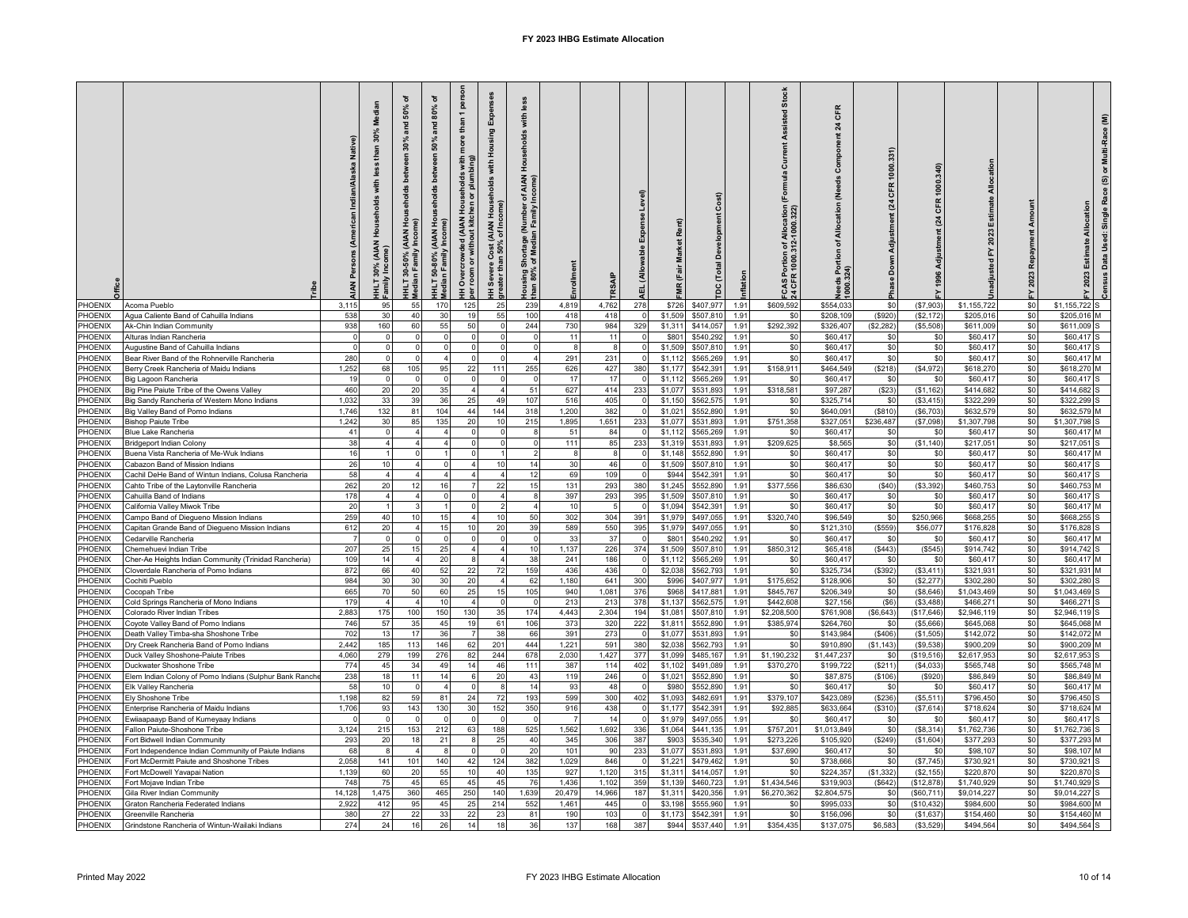# FY 2023 IHBG Estimate Allocation

| Office | Tribe | AIAN Persons (American Indian/Alaska Native) | HHLT 30% (AIAN Households with less than 30% Median Family Income) | HHLT 30-50% (AIAN Households between 30% and 50% of Median Family Income) | HHLT 50-80% (AIAN Households between 50% and 80% of Median Family Income) | HH Overcrowded (AIAN Households with more than 1 person per room or without kitchen or plumbing) | HH Severe Cost (AIAN Households with Housing Expenses greater than 50% of Income) | Housing Shortage (Number of AIAN Households with less than 80% of Median Family Income) | Enrollment | TRSAIP | AEL (Allowable Expense Level) | FMR (Fair Market Rent) | TDC (Total Development Cost) | Inflation | FCAS Portion of Allocation (Formula Current Assisted Stock 24 CFR 1000.312-1000.322) | Needs Portion of Allocation (Needs Component 24 CFR 1000.324) | Phase Down Adjustment (24 CFR 1000.331) | FY 1996 Adjustment (24 CFR 1000.340) | Unadjusted FY 2023 Estimate Allocation | FY 2023 Repayment Amount | FY 2023 Estimate Allocation | Census Data Used: Single Race (S) or Multi-Race (M) |
|---|---|---|---|---|---|---|---|---|---|---|---|---|---|---|---|---|---|---|---|---|---|---|
| PHOENIX | Acoma Pueblo | 3,115 | 95 | 55 | 170 | 125 | 25 | 239 | 4,819 | 4,762 | 278 | $726 | $407,977 | 1.91 | $609,592 | $554,033 | $0 | ($7,903) | $1,155,722 | $0 | $1,155,722 | S |
| PHOENIX | Agua Caliente Band of Cahuilla Indians | 538 | 30 | 40 | 30 | 19 | 55 | 100 | 418 | 418 | 0 | $1,509 | $507,810 | 1.91 | $0 | $208,109 | ($920) | ($2,172) | $205,016 | $0 | $205,016 | M |
| PHOENIX | Ak-Chin Indian Community | 938 | 160 | 60 | 55 | 50 | 0 | 244 | 730 | 984 | 329 | $1,311 | $414,057 | 1.91 | $292,392 | $326,407 | ($2,282) | ($5,508) | $611,009 | $0 | $611,009 | S |
| PHOENIX | Alturas Indian Rancheria | 0 | 0 | 0 | 0 | 0 | 0 | 0 | 11 | 11 | 0 | $801 | $540,292 | 1.91 | $0 | $60,417 | $0 | $0 | $60,417 | $0 | $60,417 | S |
| PHOENIX | Augustine Band of Cahuilla Indians | 0 | 0 | 0 | 0 | 0 | 0 | 0 | 8 | 8 | 0 | $1,509 | $507,810 | 1.91 | $0 | $60,417 | $0 | $0 | $60,417 | $0 | $60,417 | S |
| PHOENIX | Bear River Band of the Rohnerville Rancheria | 280 | 0 | 0 | 4 | 0 | 0 | 4 | 291 | 231 | 0 | $1,112 | $565,269 | 1.91 | $0 | $60,417 | $0 | $0 | $60,417 | $0 | $60,417 | M |
| PHOENIX | Berry Creek Rancheria of Maidu Indians | 1,252 | 68 | 105 | 95 | 22 | 111 | 255 | 626 | 427 | 380 | $1,177 | $542,391 | 1.91 | $158,911 | $464,549 | ($218) | ($4,972) | $618,270 | $0 | $618,270 | M |
| PHOENIX | Big Lagoon Rancheria | 19 | 0 | 0 | 0 | 0 | 0 | 0 | 17 | 17 | 0 | $1,112 | $565,269 | 1.91 | $0 | $60,417 | $0 | $0 | $60,417 | $0 | $60,417 | S |
| PHOENIX | Big Pine Paiute Tribe of the Owens Valley | 460 | 20 | 20 | 35 | 4 | 4 | 51 | 627 | 414 | 233 | $1,077 | $531,893 | 1.91 | $318,581 | $97,287 | ($23) | ($1,162) | $414,682 | $0 | $414,682 | S |
| PHOENIX | Big Sandy Rancheria of Western Mono Indians | 1,032 | 33 | 39 | 36 | 25 | 49 | 107 | 516 | 405 | 0 | $1,150 | $562,575 | 1.91 | $0 | $325,714 | $0 | ($3,415) | $322,299 | $0 | $322,299 | S |
| PHOENIX | Big Valley Band of Pomo Indians | 1,746 | 132 | 81 | 104 | 44 | 144 | 318 | 1,200 | 382 | 0 | $1,021 | $552,890 | 1.91 | $0 | $640,091 | ($810) | ($6,703) | $632,579 | $0 | $632,579 | M |
| PHOENIX | Bishop Paiute Tribe | 1,242 | 30 | 85 | 135 | 20 | 10 | 215 | 1,895 | 1,651 | 233 | $1,077 | $531,893 | 1.91 | $751,358 | $327,051 | $236,487 | ($7,098) | $1,307,798 | $0 | $1,307,798 | S |
| PHOENIX | Blue Lake Rancheria | 41 | 0 | 4 | 4 | 0 | 0 | 8 | 51 | 84 | 0 | $1,112 | $565,269 | 1.91 | $0 | $60,417 | $0 | $0 | $60,417 | $0 | $60,417 | M |
| PHOENIX | Bridgeport Indian Colony | 38 | 4 | 4 | 4 | 0 | 0 | 0 | 111 | 85 | 233 | $1,319 | $531,893 | 1.91 | $209,625 | $8,565 | $0 | ($1,140) | $217,051 | $0 | $217,051 | S |
| PHOENIX | Buena Vista Rancheria of Me-Wuk Indians | 16 | 1 | 0 | 1 | 0 | 1 | 2 | 8 | 8 | 0 | $1,148 | $552,890 | 1.91 | $0 | $60,417 | $0 | $0 | $60,417 | $0 | $60,417 | M |
| PHOENIX | Cabazon Band of Mission Indians | 26 | 10 | 4 | 0 | 4 | 10 | 14 | 30 | 46 | 0 | $1,509 | $507,810 | 1.91 | $0 | $60,417 | $0 | $0 | $60,417 | $0 | $60,417 | S |
| PHOENIX | Cachil DeHe Band of Wintun Indians, Colusa Rancheria | 58 | 4 | 4 | 4 | 4 | 4 | 12 | 69 | 109 | 0 | $944 | $542,391 | 1.91 | $0 | $60,417 | $0 | $0 | $60,417 | $0 | $60,417 | S |
| PHOENIX | Cahto Tribe of the Laytonville Rancheria | 262 | 20 | 12 | 16 | 7 | 22 | 15 | 131 | 293 | 380 | $1,245 | $552,890 | 1.91 | $377,556 | $86,630 | ($40) | ($3,392) | $460,753 | $0 | $460,753 | M |
| PHOENIX | Cahuilla Band of Indians | 178 | 4 | 4 | 0 | 0 | 4 | 8 | 397 | 293 | 395 | $1,509 | $507,810 | 1.91 | $0 | $60,417 | $0 | $0 | $60,417 | $0 | $60,417 | S |
| PHOENIX | California Valley Miwok Tribe | 20 | 1 | 3 | 1 | 0 | 2 | 4 | 10 | 5 | 0 | $1,094 | $542,391 | 1.91 | $0 | $60,417 | $0 | $0 | $60,417 | $0 | $60,417 | M |
| PHOENIX | Campo Band of Diegueno Mission Indians | 259 | 40 | 10 | 15 | 4 | 10 | 50 | 302 | 304 | 391 | $1,979 | $497,055 | 1.91 | $320,740 | $96,549 | $0 | $250,966 | $668,255 | $0 | $668,255 | S |
| PHOENIX | Capitan Grande Band of Diegueno Mission Indians | 612 | 20 | 4 | 15 | 10 | 20 | 39 | 589 | 550 | 395 | $1,979 | $497,055 | 1.91 | $0 | $121,310 | ($559) | $56,077 | $176,828 | $0 | $176,828 | S |
| PHOENIX | Cedarville Rancheria | 7 | 0 | 0 | 0 | 0 | 0 | 0 | 33 | 37 | 0 | $801 | $540,292 | 1.91 | $0 | $60,417 | $0 | $0 | $60,417 | $0 | $60,417 | M |
| PHOENIX | Chemehuevi Indian Tribe | 207 | 25 | 15 | 25 | 4 | 4 | 10 | 1,137 | 226 | 374 | $1,509 | $507,810 | 1.91 | $850,312 | $65,418 | ($443) | ($545) | $914,742 | $0 | $914,742 | S |
| PHOENIX | Cher-Ae Heights Indian Community (Trinidad Rancheria) | 109 | 14 | 4 | 20 | 8 | 4 | 38 | 241 | 186 | 0 | $1,112 | $565,269 | 1.91 | $0 | $60,417 | $0 | $0 | $60,417 | $0 | $60,417 | M |
| PHOENIX | Cloverdale Rancheria of Pomo Indians | 872 | 66 | 40 | 52 | 22 | 72 | 159 | 436 | 436 | 0 | $2,038 | $562,793 | 1.91 | $0 | $325,734 | ($392) | ($3,411) | $321,931 | $0 | $321,931 | M |
| PHOENIX | Cochiti Pueblo | 984 | 30 | 30 | 30 | 20 | 4 | 62 | 1,180 | 641 | 300 | $996 | $407,977 | 1.91 | $175,652 | $128,906 | $0 | ($2,277) | $302,280 | $0 | $302,280 | S |
| PHOENIX | Cocopah Tribe | 665 | 70 | 50 | 60 | 25 | 15 | 105 | 940 | 1,081 | 376 | $968 | $417,881 | 1.91 | $845,767 | $206,349 | $0 | ($8,646) | $1,043,469 | $0 | $1,043,469 | S |
| PHOENIX | Cold Springs Rancheria of Mono Indians | 179 | 4 | 4 | 10 | 4 | 0 | 0 | 213 | 213 | 378 | $1,137 | $562,575 | 1.91 | $442,608 | $27,156 | ($6) | ($3,488) | $466,271 | $0 | $466,271 | S |
| PHOENIX | Colorado River Indian Tribes | 2,883 | 175 | 100 | 150 | 130 | 35 | 174 | 4,443 | 2,304 | 194 | $1,081 | $507,810 | 1.91 | $2,208,500 | $761,908 | ($6,643) | ($17,646) | $2,946,119 | $0 | $2,946,119 | S |
| PHOENIX | Coyote Valley Band of Pomo Indians | 746 | 57 | 35 | 45 | 19 | 61 | 106 | 373 | 320 | 222 | $1,811 | $552,890 | 1.91 | $385,974 | $264,760 | $0 | ($5,666) | $645,068 | $0 | $645,068 | M |
| PHOENIX | Death Valley Timba-sha Shoshone Tribe | 702 | 13 | 17 | 36 | 7 | 38 | 66 | 391 | 273 | 0 | $1,077 | $531,893 | 1.91 | $0 | $143,984 | ($406) | ($1,505) | $142,072 | $0 | $142,072 | M |
| PHOENIX | Dry Creek Rancheria Band of Pomo Indians | 2,442 | 185 | 113 | 146 | 62 | 201 | 444 | 1,221 | 591 | 380 | $2,038 | $562,793 | 1.91 | $0 | $910,890 | ($1,143) | ($9,538) | $900,209 | $0 | $900,209 | M |
| PHOENIX | Duck Valley Shoshone-Paiute Tribes | 4,060 | 279 | 199 | 276 | 82 | 244 | 678 | 2,030 | 1,427 | 377 | $1,099 | $485,167 | 1.91 | $1,190,232 | $1,447,237 | $0 | ($19,516) | $2,617,953 | $0 | $2,617,953 | S |
| PHOENIX | Duckwater Shoshone Tribe | 774 | 45 | 34 | 49 | 14 | 46 | 111 | 387 | 114 | 402 | $1,102 | $491,089 | 1.91 | $370,270 | $199,722 | ($211) | ($4,033) | $565,748 | $0 | $565,748 | M |
| PHOENIX | Elem Indian Colony of Pomo Indians (Sulphur Bank Rancheria) | 238 | 18 | 11 | 14 | 6 | 20 | 43 | 119 | 246 | 0 | $1,021 | $552,890 | 1.91 | $0 | $87,875 | ($106) | ($920) | $86,849 | $0 | $86,849 | M |
| PHOENIX | Elk Valley Rancheria | 58 | 10 | 0 | 4 | 0 | 8 | 14 | 93 | 48 | 0 | $980 | $552,890 | 1.91 | $0 | $60,417 | $0 | $0 | $60,417 | $0 | $60,417 | M |
| PHOENIX | Ely Shoshone Tribe | 1,198 | 82 | 59 | 81 | 24 | 72 | 193 | 599 | 300 | 402 | $1,093 | $482,691 | 1.91 | $379,107 | $423,089 | ($236) | ($5,511) | $796,450 | $0 | $796,450 | S |
| PHOENIX | Enterprise Rancheria of Maidu Indians | 1,706 | 93 | 143 | 130 | 30 | 152 | 350 | 916 | 438 | 0 | $1,177 | $542,391 | 1.91 | $92,885 | $633,664 | ($310) | ($7,614) | $718,624 | $0 | $718,624 | M |
| PHOENIX | Ewiiaapaayp Band of Kumeyaay Indians | 0 | 0 | 0 | 0 | 0 | 0 | 0 | 7 | 14 | 0 | $1,979 | $497,055 | 1.91 | $0 | $60,417 | $0 | $0 | $60,417 | $0 | $60,417 | S |
| PHOENIX | Fallon Paiute-Shoshone Tribe | 3,124 | 215 | 153 | 212 | 63 | 188 | 525 | 1,562 | 1,692 | 336 | $1,064 | $441,135 | 1.91 | $757,201 | $1,013,849 | $0 | ($8,314) | $1,762,736 | $0 | $1,762,736 | S |
| PHOENIX | Fort Bidwell Indian Community | 293 | 20 | 18 | 21 | 8 | 25 | 40 | 345 | 306 | 387 | $903 | $535,340 | 1.91 | $273,226 | $105,920 | ($249) | ($1,604) | $377,293 | $0 | $377,293 | M |
| PHOENIX | Fort Independence Indian Community of Paiute Indians | 68 | 8 | 4 | 8 | 0 | 0 | 20 | 101 | 90 | 233 | $1,077 | $531,893 | 1.91 | $37,690 | $60,417 | $0 | $0 | $98,107 | $0 | $98,107 | M |
| PHOENIX | Fort McDermitt Paiute and Shoshone Tribes | 2,058 | 141 | 101 | 140 | 42 | 124 | 382 | 1,029 | 846 | 0 | $1,221 | $479,462 | 1.91 | $0 | $738,666 | $0 | ($7,745) | $730,921 | $0 | $730,921 | S |
| PHOENIX | Fort McDowell Yavapai Nation | 1,139 | 60 | 20 | 55 | 10 | 40 | 135 | 927 | 1,120 | 315 | $1,311 | $414,057 | 1.91 | $0 | $224,357 | ($1,332) | ($2,155) | $220,870 | $0 | $220,870 | S |
| PHOENIX | Fort Mojave Indian Tribe | 748 | 75 | 45 | 65 | 45 | 45 | 76 | 1,436 | 1,102 | 359 | $1,139 | $460,723 | 1.91 | $1,434,546 | $319,903 | ($642) | ($12,878) | $1,740,929 | $0 | $1,740,929 | S |
| PHOENIX | Gila River Indian Community | 14,128 | 1,475 | 360 | 465 | 250 | 140 | 1,639 | 20,479 | 14,966 | 187 | $1,311 | $420,356 | 1.91 | $6,270,362 | $2,804,575 | $0 | ($60,711) | $9,014,227 | $0 | $9,014,227 | S |
| PHOENIX | Graton Rancheria Federated Indians | 2,922 | 412 | 95 | 45 | 25 | 214 | 552 | 1,461 | 445 | 0 | $3,198 | $555,960 | 1.91 | $0 | $995,033 | $0 | ($10,432) | $984,600 | $0 | $984,600 | M |
| PHOENIX | Greenville Rancheria | 380 | 27 | 22 | 33 | 22 | 23 | 81 | 190 | 103 | 0 | $1,173 | $542,391 | 1.91 | $0 | $156,096 | $0 | ($1,637) | $154,460 | $0 | $154,460 | M |
| PHOENIX | Grindstone Rancheria of Wintun-Wailaki Indians | 274 | 24 | 16 | 26 | 14 | 18 | 36 | 137 | 168 | 387 | $944 | $537,440 | 1.91 | $354,435 | $137,075 | $6,583 | ($3,529) | $494,564 | $0 | $494,564 | S |

Printed May 2022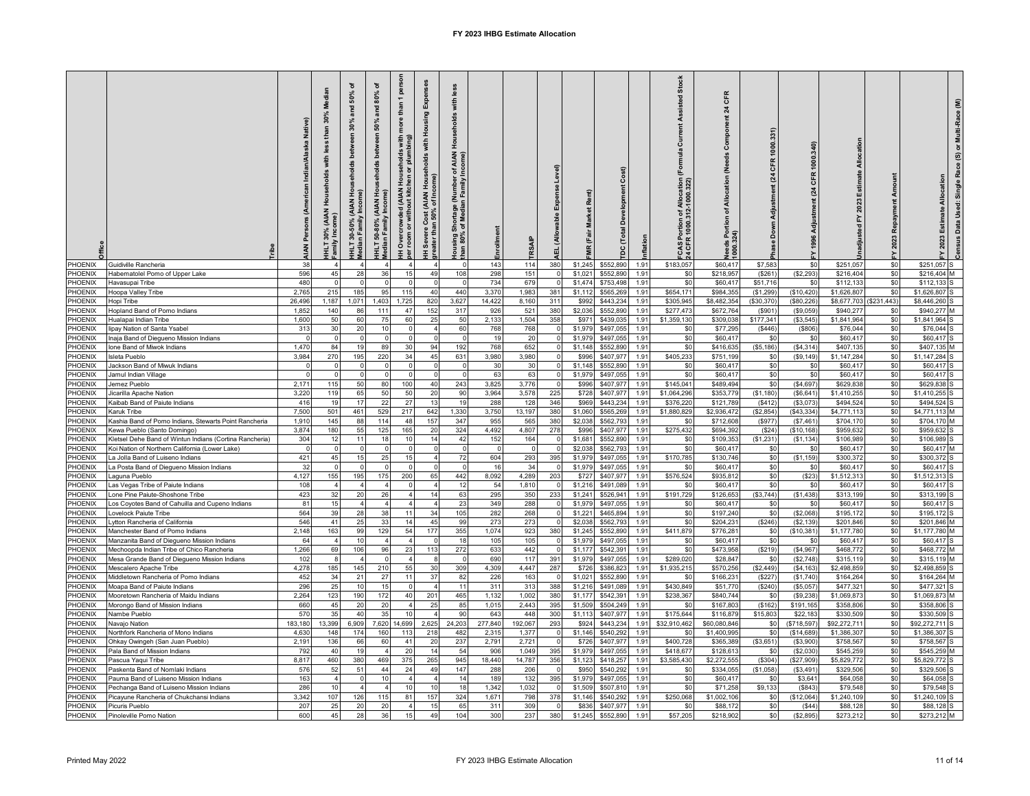# FY 2023 IHBG Estimate Allocation

| Office | Tribe | AIAN Persons (American Indian/Alaska Native) | HHLT 30% (AIAN Households with less than 30% Median Family Income) | HHLT 30-50% (AIAN Households between 30% and 50% of Median Family Income) | HHLT 50-80% (AIAN Households between 50% and 80% of Median Family Income) | HH Overcrowded (AIAN Households with more than 1 person per room or without kitchen or plumbing) | HH Severe Cost (AIAN Households with Housing Expenses greater than 50% of Income) | Housing Shortage (Number of AIAN Households with less than 80% of Median Family Income) | Enrollment | TRSAIP | AEL (Allowable Expense Level) | FMR (Fair Market Rent) | TDC (Total Development Cost) | Inflation | FCAS Portion of Allocation (Formula Current Assisted Stock 24 CFR 1000.312-1000.322) | Needs Portion of Allocation (Needs Component 24 CFR 1000.324) | Phase Down Adjustment (24 CFR 1000.331) | FY 1996 Adjustment (24 CFR 1000.340) | Unadjusted FY 2023 Estimate Allocation | FY 2023 Repayment Amount | FY 2023 Estimate Allocation | Census Data Used: Single Race (S) or Multi-Race (M) |
|---|---|---|---|---|---|---|---|---|---|---|---|---|---|---|---|---|---|---|---|---|---|---|
| PHOENIX | Guidiville Rancheria | 38 | 4 | 4 | 4 | 4 | 4 | 0 | 143 | 114 | 380 | $1,245 | $552,890 | 1.91 | $183,057 | $60,417 | $7,583 | $0 | $251,057 | $0 | $251,057 | S |
| PHOENIX | Habematolel Pomo of Upper Lake | 596 | 45 | 28 | 36 | 15 | 49 | 108 | 298 | 151 | 0 | $1,021 | $552,890 | 1.91 | $0 | $218,957 | ($261) | ($2,293) | $216,404 | $0 | $216,404 | M |
| PHOENIX | Havasupai Tribe | 480 | 0 | 0 | 0 | 0 | 0 | 0 | 734 | 679 | 0 | $1,474 | $753,498 | 1.91 | $0 | $60,417 | $51,716 | $0 | $112,133 | $0 | $112,133 | S |
| PHOENIX | Hoopa Valley Tribe | 2,765 | 215 | 185 | 95 | 115 | 40 | 440 | 3,370 | 1,983 | 381 | $1,112 | $565,269 | 1.91 | $654,171 | $984,355 | ($1,299) | ($10,420) | $1,626,807 | $0 | $1,626,807 | S |
| PHOENIX | Hopi Tribe | 26,496 | 1,187 | 1,071 | 1,403 | 1,725 | 820 | 3,627 | 14,422 | 8,160 | 311 | $992 | $443,234 | 1.91 | $305,945 | $8,482,354 | ($30,370) | ($80,226) | $8,677,703 | ($231,443) | $8,446,260 | S |
| PHOENIX | Hopland Band of Pomo Indians | 1,852 | 140 | 86 | 111 | 47 | 152 | 317 | 926 | 521 | 380 | $2,036 | $552,890 | 1.91 | $277,473 | $672,764 | ($901) | ($9,059) | $940,277 | $0 | $940,277 | M |
| PHOENIX | Hualapai Indian Tribe | 1,600 | 50 | 60 | 75 | 60 | 25 | 50 | 2,133 | 1,504 | 358 | $971 | $439,035 | 1.91 | $1,359,130 | $309,038 | $177,341 | ($3,545) | $1,841,964 | $0 | $1,841,964 | S |
| PHOENIX | Iipay Nation of Santa Ysabel | 313 | 30 | 20 | 10 | 0 | 4 | 60 | 768 | 768 | 0 | $1,979 | $497,055 | 1.91 | $0 | $77,295 | ($446) | ($806) | $76,044 | $0 | $76,044 | S |
| PHOENIX | Inaja Band of Diegueno Mission Indians | 0 | 0 | 0 | 0 | 0 | 0 | 0 | 19 | 20 | 0 | $1,979 | $497,055 | 1.91 | $0 | $60,417 | $0 | $0 | $60,417 | $0 | $60,417 | S |
| PHOENIX | Ione Band of Miwok Indians | 1,470 | 84 | 19 | 89 | 30 | 94 | 192 | 768 | 652 | 0 | $1,148 | $552,890 | 1.91 | $0 | $416,635 | ($5,186) | ($4,314) | $407,135 | $0 | $407,135 | M |
| PHOENIX | Isleta Pueblo | 3,984 | 270 | 195 | 220 | 34 | 45 | 631 | 3,980 | 3,980 | 0 | $996 | $407,977 | 1.91 | $405,233 | $751,199 | $0 | ($9,149) | $1,147,284 | $0 | $1,147,284 | S |
| PHOENIX | Jackson Band of Miwuk Indians | 0 | 0 | 0 | 0 | 0 | 0 | 0 | 30 | 30 | 0 | $1,148 | $552,890 | 1.91 | $0 | $60,417 | $0 | $0 | $60,417 | $0 | $60,417 | S |
| PHOENIX | Jamul Indian Village | 0 | 0 | 0 | 0 | 0 | 0 | 0 | 63 | 63 | 0 | $1,979 | $497,055 | 1.91 | $0 | $60,417 | $0 | $0 | $60,417 | $0 | $60,417 | S |
| PHOENIX | Jemez Pueblo | 2,171 | 115 | 50 | 80 | 100 | 40 | 243 | 3,825 | 3,776 | 0 | $996 | $407,977 | 1.91 | $145,041 | $489,494 | $0 | ($4,697) | $629,838 | $0 | $629,838 | S |
| PHOENIX | Jicarilla Apache Nation | 3,220 | 119 | 65 | 50 | 50 | 20 | 90 | 3,964 | 3,578 | 225 | $728 | $407,977 | 1.91 | $1,064,296 | $353,779 | ($1,180) | ($6,641) | $1,410,255 | $0 | $1,410,255 | S |
| PHOENIX | Kaibab Band of Paiute Indians | 416 | 19 | 17 | 22 | 27 | 13 | 19 | 288 | 128 | 346 | $969 | $443,234 | 1.91 | $376,220 | $121,789 | ($412) | ($3,073) | $494,524 | $0 | $494,524 | S |
| PHOENIX | Karuk Tribe | 7,500 | 501 | 461 | 529 | 217 | 642 | 1,330 | 3,750 | 13,197 | 380 | $1,060 | $565,269 | 1.91 | $1,880,829 | $2,936,472 | ($2,854) | ($43,334) | $4,771,113 | $0 | $4,771,113 | M |
| PHOENIX | Kashia Band of Pomo Indians, Stewarts Point Rancheria | 1,910 | 145 | 88 | 114 | 48 | 157 | 347 | 955 | 565 | 380 | $2,038 | $562,793 | 1.91 | $0 | $712,608 | ($977) | ($7,461) | $704,170 | $0 | $704,170 | M |
| PHOENIX | Kewa Pueblo (Santo Domingo) | 3,874 | 180 | 55 | 125 | 165 | 20 | 324 | 4,492 | 4,807 | 278 | $996 | $407,977 | 1.91 | $275,432 | $694,392 | ($24) | ($10,168) | $959,632 | $0 | $959,632 | S |
| PHOENIX | Kletsel Dehe Band of Wintun Indians (Cortina Rancheria) | 304 | 12 | 11 | 18 | 10 | 14 | 42 | 152 | 164 | 0 | $1,681 | $552,890 | 1.91 | $0 | $109,353 | ($1,231) | ($1,134) | $106,989 | $0 | $106,989 | S |
| PHOENIX | Koi Nation of Northern California (Lower Lake) | 0 | 0 | 0 | 0 | 0 | 0 | 0 | 0 | 0 | 0 | $2,038 | $562,793 | 1.91 | $0 | $60,417 | $0 | $0 | $60,417 | $0 | $60,417 | M |
| PHOENIX | La Jolla Band of Luiseno Indians | 421 | 45 | 15 | 25 | 15 | 4 | 72 | 604 | 293 | 395 | $1,979 | $497,055 | 1.91 | $170,785 | $130,746 | $0 | ($1,159) | $300,372 | $0 | $300,372 | S |
| PHOENIX | La Posta Band of Diegueno Mission Indians | 32 | 0 | 0 | 0 | 0 | 0 | 0 | 16 | 34 | 0 | $1,979 | $497,055 | 1.91 | $0 | $60,417 | $0 | $0 | $60,417 | $0 | $60,417 | S |
| PHOENIX | Laguna Pueblo | 4,127 | 155 | 195 | 175 | 200 | 65 | 442 | 8,092 | 4,289 | 203 | $727 | $407,977 | 1.91 | $576,524 | $935,812 | $0 | ($23) | $1,512,313 | $0 | $1,512,313 | S |
| PHOENIX | Las Vegas Tribe of Paiute Indians | 108 | 4 | 4 | 4 | 0 | 4 | 12 | 54 | 1,810 | 0 | $1,216 | $491,089 | 1.91 | $0 | $60,417 | $0 | $0 | $60,417 | $0 | $60,417 | S |
| PHOENIX | Lone Pine Paiute-Shoshone Tribe | 423 | 32 | 20 | 26 | 4 | 14 | 63 | 295 | 350 | 233 | $1,241 | $526,941 | 1.91 | $191,729 | $126,653 | ($3,744) | ($1,438) | $313,199 | $0 | $313,199 | S |
| PHOENIX | Los Coyotes Band of Cahuilla and Cupeno Indians | 81 | 15 | 4 | 4 | 4 | 4 | 23 | 349 | 288 | 0 | $1,979 | $497,055 | 1.91 | $0 | $60,417 | $0 | $0 | $60,417 | $0 | $60,417 | S |
| PHOENIX | Lovelock Paiute Tribe | 564 | 39 | 28 | 38 | 11 | 34 | 105 | 282 | 268 | 0 | $1,221 | $465,894 | 1.91 | $0 | $197,240 | $0 | ($2,068) | $195,172 | $0 | $195,172 | S |
| PHOENIX | Lytton Rancheria of California | 546 | 41 | 25 | 33 | 14 | 45 | 99 | 273 | 273 | 0 | $2,038 | $562,793 | 1.91 | $0 | $204,231 | ($246) | ($2,139) | $201,846 | $0 | $201,846 | M |
| PHOENIX | Manchester Band of Pomo Indians | 2,148 | 163 | 99 | 129 | 54 | 177 | 355 | 1,074 | 923 | 380 | $1,245 | $552,890 | 1.91 | $411,879 | $776,281 | $0 | ($10,381) | $1,177,780 | $0 | $1,177,780 | M |
| PHOENIX | Manzanita Band of Diegueno Mission Indians | 64 | 4 | 10 | 4 | 4 | 0 | 18 | 105 | 105 | 0 | $1,979 | $497,055 | 1.91 | $0 | $60,417 | $0 | $0 | $60,417 | $0 | $60,417 | S |
| PHOENIX | Mechoopda Indian Tribe of Chico Rancheria | 1,266 | 69 | 106 | 96 | 23 | 113 | 272 | 633 | 442 | 0 | $1,177 | $542,391 | 1.91 | $0 | $473,958 | ($219) | ($4,967) | $468,772 | $0 | $468,772 | M |
| PHOENIX | Mesa Grande Band of Diegueno Mission Indians | 102 | 8 | 4 | 0 | 4 | 8 | 0 | 690 | 117 | 391 | $1,979 | $497,055 | 1.91 | $289,020 | $28,847 | $0 | ($2,748) | $315,119 | $0 | $315,119 | M |
| PHOENIX | Mescalero Apache Tribe | 4,278 | 185 | 145 | 210 | 55 | 30 | 309 | 4,309 | 4,447 | 287 | $726 | $386,823 | 1.91 | $1,935,215 | $570,256 | ($2,449) | ($4,163) | $2,498,859 | $0 | $2,498,859 | S |
| PHOENIX | Middletown Rancheria of Pomo Indians | 452 | 34 | 21 | 27 | 11 | 37 | 82 | 226 | 163 | 0 | $1,021 | $552,890 | 1.91 | $0 | $166,231 | ($227) | ($1,740) | $164,264 | $0 | $164,264 | M |
| PHOENIX | Moapa Band of Paiute Indians | 296 | 25 | 10 | 15 | 0 | 4 | 11 | 311 | 313 | 388 | $1,216 | $491,089 | 1.91 | $430,849 | $51,770 | ($240) | ($5,057) | $477,321 | $0 | $477,321 | S |
| PHOENIX | Mooretown Rancheria of Maidu Indians | 2,264 | 123 | 190 | 172 | 40 | 201 | 465 | 1,132 | 1,002 | 380 | $1,177 | $542,391 | 1.91 | $238,367 | $840,744 | $0 | ($9,238) | $1,069,873 | $0 | $1,069,873 | M |
| PHOENIX | Morongo Band of Mission Indians | 660 | 45 | 20 | 20 | 4 | 25 | 85 | 1,015 | 2,443 | 395 | $1,509 | $504,249 | 1.91 | $0 | $167,803 | ($162) | $191,165 | $358,806 | $0 | $358,806 | S |
| PHOENIX | Nambe Pueblo | 570 | 35 | 40 | 35 | 10 | 4 | 90 | 643 | 448 | 300 | $1,113 | $407,977 | 1.91 | $175,644 | $116,879 | $15,803 | $22,183 | $330,509 | $0 | $330,509 | S |
| PHOENIX | Navajo Nation | 183,180 | 13,399 | 6,909 | 7,620 | 14,699 | 2,625 | 24,203 | 277,840 | 192,067 | 293 | $924 | $443,234 | 1.91 | $32,910,462 | $60,080,846 | $0 | ($718,597) | $92,272,711 | $0 | $92,272,711 | S |
| PHOENIX | Northfork Rancheria of Mono Indians | 4,630 | 148 | 174 | 160 | 113 | 218 | 482 | 2,315 | 1,377 | 0 | $1,146 | $540,292 | 1.91 | $0 | $1,400,995 | $0 | ($14,689) | $1,386,307 | $0 | $1,386,307 | S |
| PHOENIX | Ohkay Owingeh (San Juan Pueblo) | 2,191 | 136 | 66 | 60 | 41 | 20 | 237 | 2,791 | 2,721 | 0 | $726 | $407,977 | 1.91 | $400,728 | $365,389 | ($3,651) | ($3,900) | $758,567 | $0 | $758,567 | S |
| PHOENIX | Pala Band of Mission Indians | 792 | 40 | 19 | 4 | 20 | 14 | 54 | 906 | 1,049 | 395 | $1,979 | $497,055 | 1.91 | $418,677 | $128,613 | $0 | ($2,030) | $545,259 | $0 | $545,259 | M |
| PHOENIX | Pascua Yaqui Tribe | 8,817 | 460 | 380 | 469 | 375 | 265 | 945 | 18,440 | 14,787 | 356 | $1,123 | $418,257 | 1.91 | $3,585,430 | $2,272,555 | ($304) | ($27,909) | $5,829,772 | $0 | $5,829,772 | S |
| PHOENIX | Paskenta Band of Nomlaki Indians | 576 | 52 | 51 | 44 | 24 | 49 | 147 | 288 | 206 | 0 | $950 | $540,292 | 1.91 | $0 | $334,055 | ($1,058) | ($3,491) | $329,506 | $0 | $329,506 | S |
| PHOENIX | Pauma Band of Luiseno Mission Indians | 163 | 4 | 0 | 10 | 4 | 4 | 14 | 189 | 132 | 395 | $1,979 | $497,055 | 1.91 | $0 | $60,417 | $0 | $3,641 | $64,058 | $0 | $64,058 | S |
| PHOENIX | Pechanga Band of Luiseno Mission Indians | 286 | 10 | 4 | 4 | 10 | 10 | 18 | 1,342 | 1,032 | 0 | $1,509 | $507,810 | 1.91 | $0 | $71,258 | $9,133 | ($843) | $79,548 | $0 | $79,548 | S |
| PHOENIX | Picayune Rancheria of Chukchansi Indians | 3,342 | 107 | 126 | 115 | 81 | 157 | 324 | 1,671 | 798 | 378 | $1,146 | $540,292 | 1.91 | $250,068 | $1,002,106 | $0 | ($12,064) | $1,240,109 | $0 | $1,240,109 | S |
| PHOENIX | Picuris Pueblo | 207 | 25 | 20 | 20 | 4 | 15 | 65 | 311 | 309 | 0 | $836 | $407,977 | 1.91 | $0 | $88,172 | $0 | ($44) | $88,128 | $0 | $88,128 | S |
| PHOENIX | Pinoleville Pomo Nation | 600 | 45 | 28 | 36 | 15 | 49 | 104 | 300 | 237 | 380 | $1,245 | $552,890 | 1.91 | $57,205 | $218,902 | $0 | ($2,895) | $273,212 | $0 | $273,212 | M |

Printed May 2022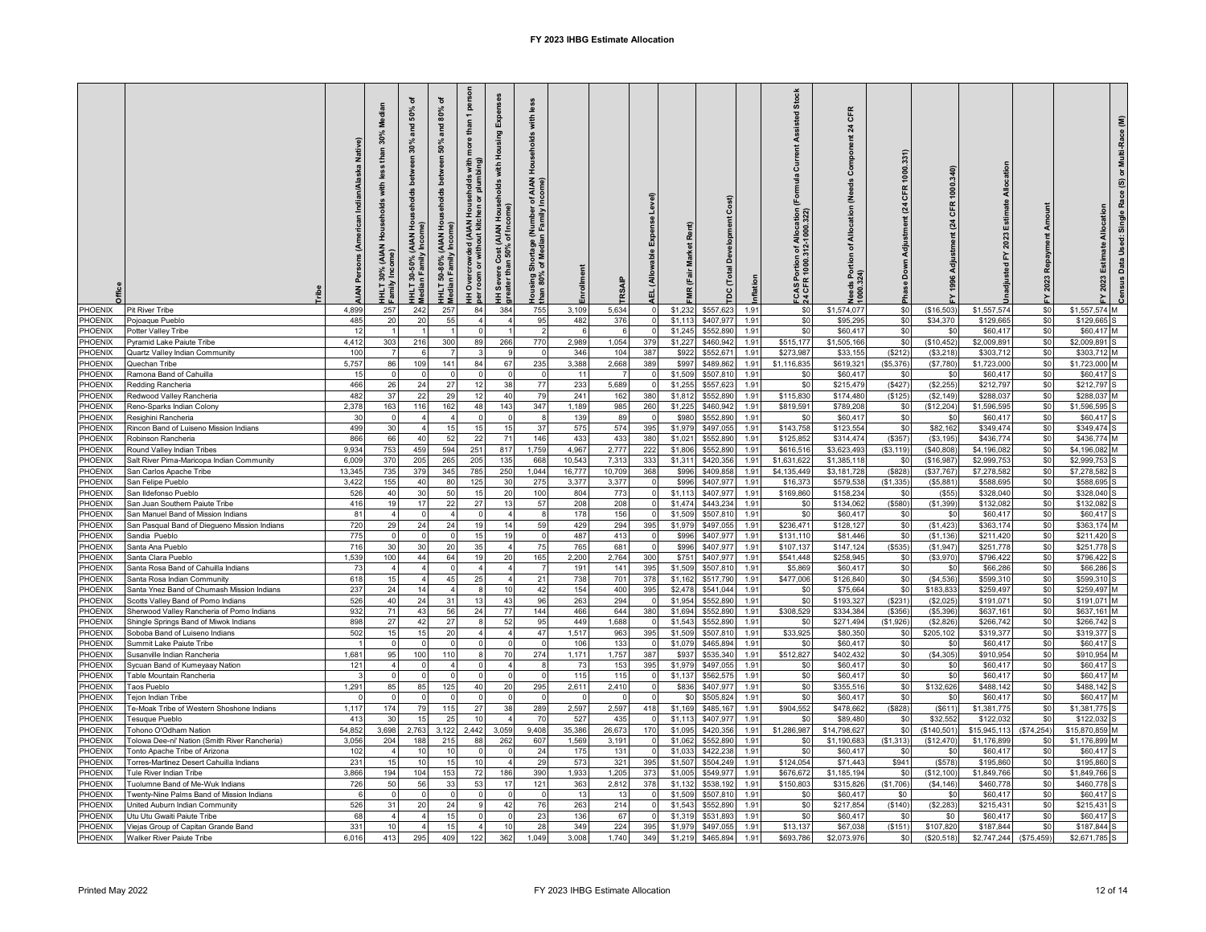# FY 2023 IHBG Estimate Allocation

| Office | Tribe | AIAN Persons (American Indian/Alaska Native) | HHLT 30% (AIAN Households with less than 30% Median Family Income) | HHLT 30-50% (AIAN Households between 30% and 50% of Median Family Income) | HHLT 50-80% (AIAN Households between 50% and 80% of Median Family Income) | HH Overcrowded (AIAN Households with more than 1 person per room or without kitchen or plumbing) | HH Severe Cost (AIAN Households with Housing Expenses greater than 50% of Income) | Housing Shortage (Number of AIAN Households with less than 80% of Median Family Income) | Enrollment | TRSAIP | AEL (Allowable Expense Level) | FMR (Fair Market Rent) | TDC (Total Development Cost) | Inflation | FCAS Portion of Allocation (Formula Current Assisted Stock 24 CFR 1000.312-1000.322) | Needs Portion of Allocation (Needs Component 24 CFR 1000.324) | Phase Down Adjustment (24 CFR 1000.331) | FY 1996 Adjustment (24 CFR 1000.340) | Unadjusted FY 2023 Estimate Allocation | FY 2023 Repayment Amount | FY 2023 Estimate Allocation | Census Data Used: Single Race (S) or Multi-Race (M) |
|---|---|---|---|---|---|---|---|---|---|---|---|---|---|---|---|---|---|---|---|---|---|---|
| PHOENIX | Pit River Tribe | 4,899 | 257 | 242 | 257 | 84 | 384 | 755 | 3,109 | 5,634 | 0 | $1,232 | $557,623 | 1.91 | $0 | $1,574,077 | $0 | ($16,503) | $1,557,574 | $0 | $1,557,574 | M |
| PHOENIX | Pojoaque Pueblo | 485 | 20 | 20 | 55 | 4 | 4 | 95 | 482 | 376 | 0 | $1,113 | $407,977 | 1.91 | $0 | $95,295 | $0 | $34,370 | $129,665 | $0 | $129,665 | S |
| PHOENIX | Potter Valley Tribe | 12 | 1 | 1 | 1 | 0 | 1 | 2 | 6 | 6 | 0 | $1,245 | $552,890 | 1.91 | $0 | $60,417 | $0 | $0 | $60,417 | $0 | $60,417 | M |
| PHOENIX | Pyramid Lake Paiute Tribe | 4,412 | 303 | 216 | 300 | 89 | 266 | 770 | 2,989 | 1,054 | 379 | $1,227 | $460,942 | 1.91 | $515,177 | $1,505,166 | $0 | ($10,452) | $2,009,891 | $0 | $2,009,891 | S |
| PHOENIX | Quartz Valley Indian Community | 100 | 7 | 6 | 7 | 3 | 9 | 0 | 346 | 104 | 387 | $922 | $552,671 | 1.91 | $273,987 | $33,155 | ($212) | ($3,218) | $303,712 | $0 | $303,712 | M |
| PHOENIX | Quechan Tribe | 5,757 | 86 | 109 | 141 | 84 | 67 | 235 | 3,388 | 2,668 | 389 | $997 | $489,862 | 1.91 | $1,116,835 | $619,321 | ($5,376) | ($7,780) | $1,723,000 | $0 | $1,723,000 | M |
| PHOENIX | Ramona Band of Cahuilla | 15 | 0 | 0 | 0 | 0 | 0 | 0 | 11 | 7 | 0 | $1,509 | $507,810 | 1.91 | $0 | $60,417 | $0 | $0 | $60,417 | $0 | $60,417 | S |
| PHOENIX | Redding Rancheria | 466 | 26 | 24 | 27 | 12 | 38 | 77 | 233 | 5,689 | 0 | $1,255 | $557,623 | 1.91 | $0 | $215,479 | ($427) | ($2,255) | $212,797 | $0 | $212,797 | S |
| PHOENIX | Redwood Valley Rancheria | 482 | 37 | 22 | 29 | 12 | 40 | 79 | 241 | 162 | 380 | $1,812 | $552,890 | 1.91 | $115,830 | $174,480 | ($125) | ($2,149) | $288,037 | $0 | $288,037 | M |
| PHOENIX | Reno-Sparks Indian Colony | 2,378 | 163 | 116 | 162 | 48 | 143 | 347 | 1,189 | 985 | 260 | $1,225 | $460,942 | 1.91 | $819,591 | $789,208 | $0 | ($12,204) | $1,596,595 | $0 | $1,596,595 | S |
| PHOENIX | Resighini Rancheria | 30 | 0 | 4 | 4 | 0 | 0 | 8 | 139 | 89 | 0 | $980 | $552,890 | 1.91 | $0 | $60,417 | $0 | $0 | $60,417 | $0 | $60,417 | S |
| PHOENIX | Rincon Band of Luiseno Mission Indians | 499 | 30 | 4 | 15 | 15 | 15 | 37 | 575 | 574 | 395 | $1,979 | $497,055 | 1.91 | $143,758 | $123,554 | $0 | $82,162 | $349,474 | $0 | $349,474 | S |
| PHOENIX | Robinson Rancheria | 866 | 66 | 40 | 52 | 22 | 71 | 146 | 433 | 433 | 380 | $1,021 | $552,890 | 1.91 | $125,852 | $314,474 | ($357) | ($3,195) | $436,774 | $0 | $436,774 | M |
| PHOENIX | Round Valley Indian Tribes | 9,934 | 753 | 459 | 594 | 251 | 817 | 1,759 | 4,967 | 2,777 | 222 | $1,806 | $552,890 | 1.91 | $616,516 | $3,623,493 | ($3,119) | ($40,808) | $4,196,082 | $0 | $4,196,082 | M |
| PHOENIX | Salt River Pima-Maricopa Indian Community | 6,009 | 370 | 205 | 265 | 205 | 135 | 668 | 10,543 | 7,313 | 333 | $1,311 | $420,356 | 1.91 | $1,631,622 | $1,385,118 | $0 | ($16,987) | $2,999,753 | $0 | $2,999,753 | S |
| PHOENIX | San Carlos Apache Tribe | 13,345 | 735 | 379 | 345 | 785 | 250 | 1,044 | 16,777 | 10,709 | 368 | $996 | $409,858 | 1.91 | $4,135,449 | $3,181,728 | ($828) | ($37,767) | $7,278,582 | $0 | $7,278,582 | S |
| PHOENIX | San Felipe Pueblo | 3,422 | 155 | 40 | 80 | 125 | 30 | 275 | 3,377 | 3,377 | 0 | $996 | $407,977 | 1.91 | $16,373 | $579,538 | ($1,335) | ($5,881) | $588,695 | $0 | $588,695 | S |
| PHOENIX | San Ildefonso Pueblo | 526 | 40 | 30 | 50 | 15 | 20 | 100 | 804 | 773 | 0 | $1,113 | $407,977 | 1.91 | $169,860 | $158,234 | $0 | ($55) | $328,040 | $0 | $328,040 | S |
| PHOENIX | San Juan Southern Paiute Tribe | 416 | 19 | 17 | 22 | 27 | 13 | 57 | 208 | 208 | 0 | $1,474 | $443,234 | 1.91 | $0 | $134,062 | ($580) | ($1,399) | $132,082 | $0 | $132,082 | S |
| PHOENIX | San Manuel Band of Mission Indians | 81 | 4 | 0 | 4 | 0 | 4 | 8 | 178 | 156 | 0 | $1,509 | $507,810 | 1.91 | $0 | $60,417 | $0 | $0 | $60,417 | $0 | $60,417 | S |
| PHOENIX | San Pasqual Band of Diegueno Mission Indians | 720 | 29 | 24 | 24 | 19 | 14 | 59 | 429 | 294 | 395 | $1,979 | $497,055 | 1.91 | $236,471 | $128,127 | $0 | ($1,423) | $363,174 | $0 | $363,174 | M |
| PHOENIX | Sandia Pueblo | 775 | 0 | 0 | 0 | 15 | 19 | 0 | 487 | 413 | 0 | $996 | $407,977 | 1.91 | $131,110 | $81,446 | $0 | ($1,136) | $211,420 | $0 | $211,420 | S |
| PHOENIX | Santa Ana Pueblo | 716 | 30 | 30 | 20 | 35 | 4 | 75 | 765 | 681 | 0 | $996 | $407,977 | 1.91 | $107,137 | $147,124 | ($535) | ($1,947) | $251,778 | $0 | $251,778 | S |
| PHOENIX | Santa Clara Pueblo | 1,539 | 100 | 44 | 64 | 19 | 20 | 165 | 2,200 | 2,764 | 300 | $751 | $407,977 | 1.91 | $541,448 | $258,945 | $0 | ($3,970) | $796,422 | $0 | $796,422 | S |
| PHOENIX | Santa Rosa Band of Cahuilla Indians | 73 | 4 | 4 | 0 | 4 | 4 | 7 | 191 | 141 | 395 | $1,509 | $507,810 | 1.91 | $5,869 | $60,417 | $0 | $0 | $66,286 | $0 | $66,286 | S |
| PHOENIX | Santa Rosa Indian Community | 618 | 15 | 4 | 45 | 25 | 4 | 21 | 738 | 701 | 378 | $1,162 | $517,790 | 1.91 | $477,006 | $126,840 | $0 | ($4,536) | $599,310 | $0 | $599,310 | S |
| PHOENIX | Santa Ynez Band of Chumash Mission Indians | 237 | 24 | 14 | 4 | 8 | 10 | 42 | 154 | 400 | 395 | $2,478 | $541,044 | 1.91 | $0 | $75,664 | $0 | $183,833 | $259,497 | $0 | $259,497 | M |
| PHOENIX | Scotts Valley Band of Pomo Indians | 526 | 40 | 24 | 31 | 13 | 43 | 96 | 263 | 294 | 0 | $1,954 | $552,890 | 1.91 | $0 | $193,327 | ($231) | ($2,025) | $191,071 | $0 | $191,071 | M |
| PHOENIX | Sherwood Valley Rancheria of Pomo Indians | 932 | 71 | 43 | 56 | 24 | 77 | 144 | 466 | 644 | 380 | $1,694 | $552,890 | 1.91 | $308,529 | $334,384 | ($356) | ($5,396) | $637,161 | $0 | $637,161 | M |
| PHOENIX | Shingle Springs Band of Miwok Indians | 898 | 27 | 42 | 27 | 8 | 52 | 95 | 449 | 1,688 | 0 | $1,543 | $552,890 | 1.91 | $0 | $271,494 | ($1,926) | ($2,826) | $266,742 | $0 | $266,742 | S |
| PHOENIX | Soboba Band of Luiseno Indians | 502 | 15 | 15 | 20 | 4 | 4 | 47 | 1,517 | 963 | 395 | $1,509 | $507,810 | 1.91 | $33,925 | $80,350 | $0 | $205,102 | $319,377 | $0 | $319,377 | S |
| PHOENIX | Summit Lake Paiute Tribe | 1 | 0 | 0 | 0 | 0 | 0 | 0 | 106 | 133 | 0 | $1,079 | $465,894 | 1.91 | $0 | $60,417 | $0 | $0 | $60,417 | $0 | $60,417 | S |
| PHOENIX | Susanville Indian Rancheria | 1,681 | 95 | 100 | 110 | 8 | 70 | 274 | 1,171 | 1,757 | 387 | $937 | $535,340 | 1.91 | $512,827 | $402,432 | $0 | ($4,305) | $910,954 | $0 | $910,954 | M |
| PHOENIX | Sycuan Band of Kumeyaay Nation | 121 | 4 | 0 | 4 | 0 | 4 | 8 | 73 | 153 | 395 | $1,979 | $497,055 | 1.91 | $0 | $60,417 | $0 | $0 | $60,417 | $0 | $60,417 | S |
| PHOENIX | Table Mountain Rancheria | 3 | 0 | 0 | 0 | 0 | 0 | 0 | 115 | 115 | 0 | $1,137 | $562,575 | 1.91 | $0 | $60,417 | $0 | $0 | $60,417 | $0 | $60,417 | M |
| PHOENIX | Taos Pueblo | 1,291 | 85 | 85 | 125 | 40 | 20 | 295 | 2,611 | 2,410 | 0 | $836 | $407,977 | 1.91 | $0 | $355,516 | $0 | $132,626 | $488,142 | $0 | $488,142 | S |
| PHOENIX | Tejon Indian Tribe | 0 | 0 | 0 | 0 | 0 | 0 | 0 | 0 | 0 | 0 | $0 | $505,824 | 1.91 | $0 | $60,417 | $0 | $0 | $60,417 | $0 | $60,417 | M |
| PHOENIX | Te-Moak Tribe of Western Shoshone Indians | 1,117 | 174 | 79 | 115 | 27 | 38 | 289 | 2,597 | 2,597 | 418 | $1,169 | $485,167 | 1.91 | $904,552 | $478,662 | ($828) | ($611) | $1,381,775 | $0 | $1,381,775 | S |
| PHOENIX | Tesuque Pueblo | 413 | 30 | 15 | 25 | 10 | 4 | 70 | 527 | 435 | 0 | $1,113 | $407,977 | 1.91 | $0 | $89,480 | $0 | $32,552 | $122,032 | $0 | $122,032 | S |
| PHOENIX | Tohono O'Odham Nation | 54,852 | 3,698 | 2,763 | 3,122 | 2,442 | 3,059 | 9,408 | 35,386 | 26,673 | 170 | $1,095 | $420,356 | 1.91 | $1,286,987 | $14,798,627 | $0 | ($140,501) | $15,945,113 | ($74,254) | $15,870,859 | M |
| PHOENIX | Tolowa Dee-ni' Nation (Smith River Rancheria) | 3,056 | 204 | 188 | 215 | 88 | 262 | 607 | 1,569 | 3,191 | 0 | $1,062 | $552,890 | 1.91 | $0 | $1,190,683 | ($1,313) | ($12,470) | $1,176,899 | $0 | $1,176,899 | M |
| PHOENIX | Tonto Apache Tribe of Arizona | 102 | 4 | 10 | 10 | 0 | 0 | 24 | 175 | 131 | 0 | $1,033 | $422,238 | 1.91 | $0 | $60,417 | $0 | $0 | $60,417 | $0 | $60,417 | S |
| PHOENIX | Torres-Martinez Desert Cahuilla Indians | 231 | 15 | 10 | 15 | 10 | 4 | 29 | 573 | 321 | 395 | $1,507 | $504,249 | 1.91 | $124,054 | $71,443 | $941 | ($578) | $195,860 | $0 | $195,860 | S |
| PHOENIX | Tule River Indian Tribe | 3,866 | 194 | 104 | 153 | 72 | 186 | 390 | 1,933 | 1,205 | 373 | $1,005 | $549,977 | 1.91 | $676,672 | $1,185,194 | $0 | ($12,100) | $1,849,766 | $0 | $1,849,766 | S |
| PHOENIX | Tuolumne Band of Me-Wuk Indians | 726 | 50 | 56 | 33 | 53 | 17 | 121 | 363 | 2,812 | 378 | $1,132 | $538,192 | 1.91 | $150,803 | $315,826 | ($1,706) | ($4,146) | $460,778 | $0 | $460,778 | S |
| PHOENIX | Twenty-Nine Palms Band of Mission Indians | 6 | 0 | 0 | 0 | 0 | 0 | 0 | 13 | 13 | 0 | $1,509 | $507,810 | 1.91 | $0 | $60,417 | $0 | $0 | $60,417 | $0 | $60,417 | S |
| PHOENIX | United Auburn Indian Community | 526 | 31 | 20 | 24 | 9 | 42 | 76 | 263 | 214 | 0 | $1,543 | $552,890 | 1.91 | $0 | $217,854 | ($140) | ($2,283) | $215,431 | $0 | $215,431 | S |
| PHOENIX | Utu Utu Gwaiti Paiute Tribe | 68 | 4 | 4 | 15 | 0 | 0 | 23 | 136 | 67 | 0 | $1,319 | $531,893 | 1.91 | $0 | $60,417 | $0 | $0 | $60,417 | $0 | $60,417 | S |
| PHOENIX | Viejas Group of Capitan Grande Band | 331 | 10 | 4 | 15 | 4 | 10 | 28 | 349 | 224 | 395 | $1,979 | $497,055 | 1.91 | $13,137 | $67,038 | ($151) | $107,820 | $187,844 | $0 | $187,844 | S |
| PHOENIX | Walker River Paiute Tribe | 6,016 | 413 | 295 | 409 | 122 | 362 | 1,049 | 3,008 | 1,740 | 349 | $1,219 | $465,894 | 1.91 | $693,786 | $2,073,976 | $0 | ($20,518) | $2,747,244 | ($75,459) | $2,671,785 | S |

Printed May 2022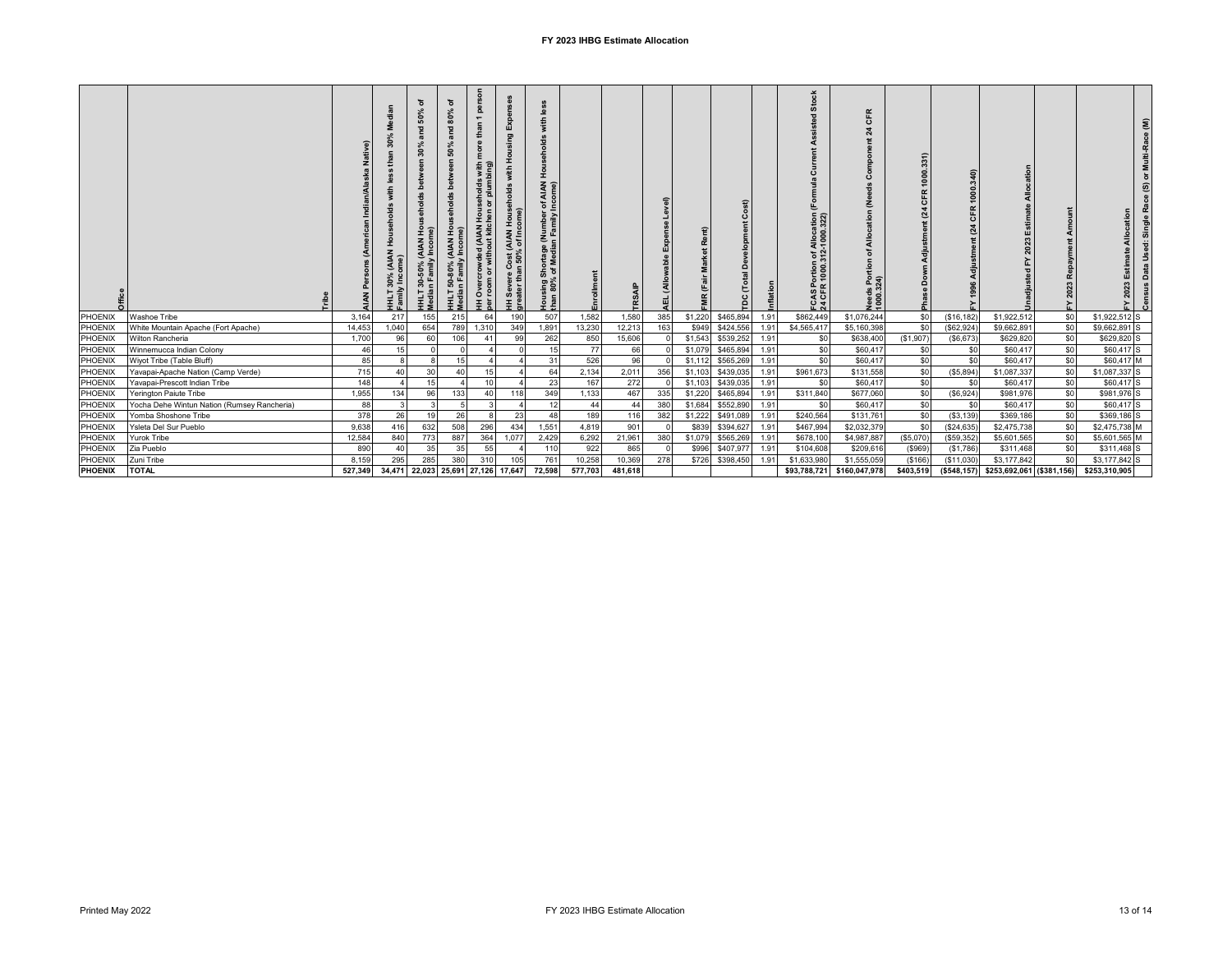# FY 2023 IHBG Estimate Allocation

| Office | Tribe | AIAN Persons (American Indian/Alaska Native) | HHLT 30% (AIAN Households with less than 30% Median Family Income) | HHLT 30-50% (AIAN Households between 30% and 50% of Median Family Income) | HHLT 50-80% (AIAN Households between 50% and 80% of Median Family Income) | HH Overcrowded (AIAN Households with more than 1 person per room or without kitchen or plumbing) | HH Severe Cost (AIAN Households with Housing Expenses greater than 50% of Income) | Housing Shortage (Number of AIAN Households with less than 80% of Median Family Income) | Enrollment | TRSAIP | AEL (Allowable Expense Level) | FMR (Fair Market Rent) | TDC (Total Development Cost) | Inflation | FCAS Portion of Allocation (Formula Current Assisted Stock 24 CFR 1000.312-1000.322) | Needs Portion of Allocation (Needs Component 24 CFR 1000.324) | Phase Down Adjustment (24 CFR 1000.331) | FY 1996 Adjustment (24 CFR 1000.340) | Unadjusted FY 2023 Estimate Allocation | FY 2023 Repayment Amount | FY 2023 Estimate Allocation | Census Data Used: Single Race (S) or Multi-Race (M) |
|---|---|---|---|---|---|---|---|---|---|---|---|---|---|---|---|---|---|---|---|---|---|---|
| PHOENIX | Washoe Tribe | 3,164 | 217 | 155 | 215 | 64 | 190 | 507 | 1,582 | 1,580 | 385 | $1,220 | $465,894 | 1.91 | $862,449 | $1,076,244 | $0 | ($16,182) | $1,922,512 | $0 | $1,922,512 | S |
| PHOENIX | White Mountain Apache (Fort Apache) | 14,453 | 1,040 | 654 | 789 | 1,310 | 349 | 1,891 | 13,230 | 12,213 | 163 | $949 | $424,556 | 1.91 | $4,565,417 | $5,160,398 | $0 | ($62,924) | $9,662,891 | $0 | $9,662,891 | S |
| PHOENIX | Wilton Rancheria | 1,700 | 96 | 60 | 106 | 41 | 99 | 262 | 850 | 15,606 | 0 | $1,543 | $539,252 | 1.91 | $0 | $638,400 | ($1,907) | ($6,673) | $629,820 | $0 | $629,820 | S |
| PHOENIX | Winnemucca Indian Colony | 46 | 15 | 0 | 0 | 4 | 0 | 15 | 77 | 66 | 0 | $1,079 | $465,894 | 1.91 | $0 | $60,417 | $0 | $0 | $60,417 | $0 | $60,417 | S |
| PHOENIX | Wiyot Tribe (Table Bluff) | 85 | 8 | 8 | 15 | 4 | 4 | 31 | 526 | 96 | 0 | $1,112 | $565,269 | 1.91 | $0 | $60,417 | $0 | $0 | $60,417 | $0 | $60,417 | M |
| PHOENIX | Yavapai-Apache Nation (Camp Verde) | 715 | 40 | 30 | 40 | 15 | 4 | 64 | 2,134 | 2,011 | 356 | $1,103 | $439,035 | 1.91 | $961,673 | $131,558 | $0 | ($5,894) | $1,087,337 | $0 | $1,087,337 | S |
| PHOENIX | Yavapai-Prescott Indian Tribe | 148 | 4 | 15 | 4 | 10 | 4 | 23 | 167 | 272 | 0 | $1,103 | $439,035 | 1.91 | $0 | $60,417 | $0 | $0 | $60,417 | $0 | $60,417 | S |
| PHOENIX | Yerington Paiute Tribe | 1,955 | 134 | 96 | 133 | 40 | 118 | 349 | 1,133 | 467 | 335 | $1,220 | $465,894 | 1.91 | $311,840 | $677,060 | $0 | ($6,924) | $981,976 | $0 | $981,976 | S |
| PHOENIX | Yocha Dehe Wintun Nation (Rumsey Rancheria) | 88 | 3 | 3 | 5 | 3 | 4 | 12 | 44 | 44 | 380 | $1,684 | $552,890 | 1.91 | $0 | $60,417 | $0 | $0 | $60,417 | $0 | $60,417 | S |
| PHOENIX | Yomba Shoshone Tribe | 378 | 26 | 19 | 26 | 8 | 23 | 48 | 189 | 116 | 382 | $1,222 | $491,089 | 1.91 | $240,564 | $131,761 | $0 | ($3,139) | $369,186 | $0 | $369,186 | S |
| PHOENIX | Ysleta Del Sur Pueblo | 9,638 | 416 | 632 | 508 | 296 | 434 | 1,551 | 4,819 | 901 | 0 | $839 | $394,627 | 1.91 | $467,994 | $2,032,379 | $0 | ($24,635) | $2,475,738 | $0 | $2,475,738 | M |
| PHOENIX | Yurok Tribe | 12,584 | 840 | 773 | 887 | 364 | 1,077 | 2,429 | 6,292 | 21,961 | 380 | $1,079 | $565,269 | 1.91 | $678,100 | $4,987,887 | ($5,070) | ($59,352) | $5,601,565 | $0 | $5,601,565 | M |
| PHOENIX | Zia Pueblo | 890 | 40 | 35 | 35 | 55 | 4 | 110 | 922 | 865 | 0 | $996 | $407,977 | 1.91 | $104,608 | $209,616 | ($969) | ($1,786) | $311,468 | $0 | $311,468 | S |
| PHOENIX | Zuni Tribe | 8,159 | 295 | 285 | 380 | 310 | 105 | 761 | 10,258 | 10,369 | 278 | $726 | $398,450 | 1.91 | $1,633,980 | $1,555,059 | ($166) | ($11,030) | $3,177,842 | $0 | $3,177,842 | S |
| **PHOENIX** | **TOTAL** | **527,349** | **34,471** | **22,023** | **25,691** | **27,126** | **17,647** | **72,598** | **577,703** | **481,618** | | | | | **$93,788,721** | **$160,047,978** | **$403,519** | **($548,157)** | **$253,692,061** | **($381,156)** | **$253,310,905** | |

Printed May 2022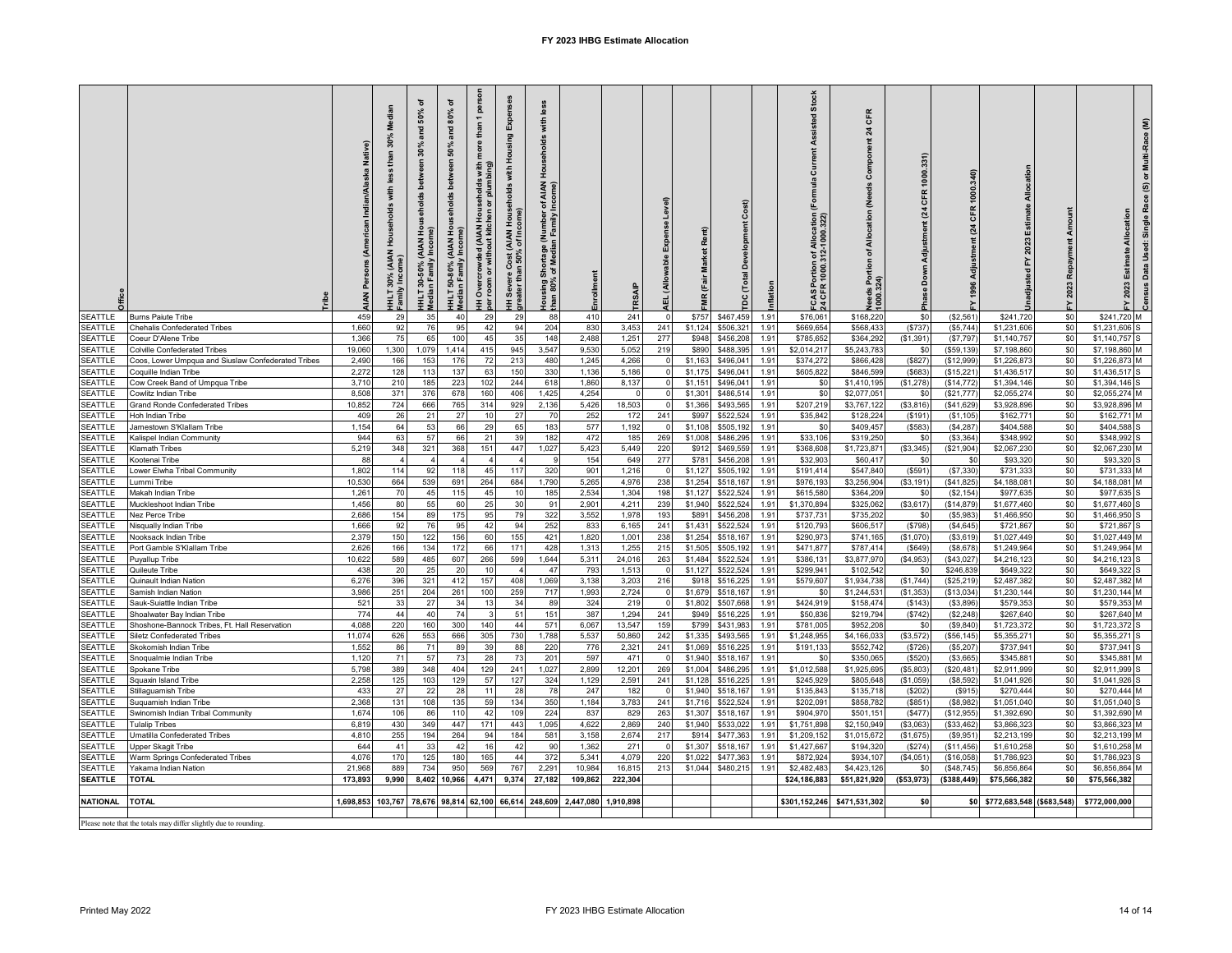# FY 2023 IHBG Estimate Allocation

| Office | Tribe | AIAN Persons (American Indian/Alaska Native) | HHLT 30% (AIAN Households with less than 30% Median Family Income) | HHLT 30-50% (AIAN Households between 30% and 50% of Median Family Income) | HHLT 50-80% (AIAN Households between 50% and 80% of Median Family Income) | HH Overcrowded (AIAN Households with more than 1 person per room or without kitchen or plumbing) | HH Severe Cost (AIAN Households with Housing Expenses greater than 50% of Income) | Housing Shortage (Number of AIAN Households with less than 80% of Median Family Income) | Enrollment | TRSAIP | AEL (Allowable Expense Level) | FMR (Fair Market Rent) | TDC (Total Development Cost) | Inflation | FCAS Portion of Allocation (Formula Current Assisted Stock 24 CFR 1000.312-1000.322) | Needs Portion of Allocation (Needs Component 24 CFR 1000.324) | Phase Down Adjustment (24 CFR 1000.331) | FY 1996 Adjustment (24 CFR 1000.340) | Unadjusted FY 2023 Estimate Allocation | FY 2023 Repayment Amount | FY 2023 Estimate Allocation | Census Data Used: Single Race (S) or Multi-Race (M) |
|---|---|---|---|---|---|---|---|---|---|---|---|---|---|---|---|---|---|---|---|---|---|---|
| SEATTLE | Burns Paiute Tribe | 459 | 29 | 35 | 40 | 29 | 29 | 88 | 410 | 241 | 0 | $757 | $467,459 | 1.91 | $76,061 | $168,220 | $0 | ($2,561) | $241,720 | $0 | $241,720 | M |
| SEATTLE | Chehalis Confederated Tribes | 1,660 | 92 | 76 | 95 | 42 | 94 | 204 | 830 | 3,453 | 241 | $1,124 | $506,321 | 1.91 | $669,654 | $568,433 | ($737) | ($5,744) | $1,231,606 | $0 | $1,231,606 | S |
| SEATTLE | Coeur D'Alene Tribe | 1,366 | 75 | 65 | 100 | 45 | 35 | 148 | 2,488 | 1,251 | 277 | $948 | $456,208 | 1.91 | $785,652 | $364,292 | ($1,391) | ($7,797) | $1,140,757 | $0 | $1,140,757 | S |
| SEATTLE | Colville Confederated Tribes | 19,060 | 1,300 | 1,079 | 1,414 | 415 | 945 | 3,547 | 9,530 | 5,052 | 219 | $890 | $488,395 | 1.91 | $2,014,217 | $5,243,783 | $0 | ($59,139) | $7,198,860 | $0 | $7,198,860 | M |
| SEATTLE | Coos, Lower Umpqua and Siuslaw Confederated Tribes | 2,490 | 166 | 153 | 176 | 72 | 213 | 480 | 1,245 | 4,266 | 0 | $1,163 | $496,041 | 1.91 | $374,272 | $866,428 | ($827) | ($12,999) | $1,226,873 | $0 | $1,226,873 | M |
| SEATTLE | Coquille Indian Tribe | 2,272 | 128 | 113 | 137 | 63 | 150 | 330 | 1,136 | 5,186 | 0 | $1,175 | $496,041 | 1.91 | $605,822 | $846,599 | ($683) | ($15,221) | $1,436,517 | $0 | $1,436,517 | S |
| SEATTLE | Cow Creek Band of Umpqua Tribe | 3,710 | 210 | 185 | 223 | 102 | 244 | 618 | 1,860 | 8,137 | 0 | $1,151 | $496,041 | 1.91 | $0 | $1,410,195 | ($1,278) | ($14,772) | $1,394,146 | $0 | $1,394,146 | S |
| SEATTLE | Cowlitz Indian Tribe | 8,508 | 371 | 376 | 678 | 160 | 406 | 1,425 | 4,254 | 0 | 0 | $1,301 | $486,514 | 1.91 | $0 | $2,077,051 | $0 | ($21,777) | $2,055,274 | $0 | $2,055,274 | M |
| SEATTLE | Grand Ronde Confederated Tribes | 10,852 | 724 | 666 | 765 | 314 | 929 | 2,136 | 5,426 | 18,503 | 0 | $1,366 | $493,565 | 1.91 | $207,219 | $3,767,122 | ($3,816) | ($41,629) | $3,928,896 | $0 | $3,928,896 | M |
| SEATTLE | Hoh Indian Tribe | 409 | 26 | 21 | 27 | 10 | 27 | 70 | 252 | 172 | 241 | $997 | $522,524 | 1.91 | $35,842 | $128,224 | ($191) | ($1,105) | $162,771 | $0 | $162,771 | M |
| SEATTLE | Jamestown S'Klallam Tribe | 1,154 | 64 | 53 | 66 | 29 | 65 | 183 | 577 | 1,192 | 0 | $1,108 | $505,192 | 1.91 | $0 | $409,457 | ($583) | ($4,287) | $404,588 | $0 | $404,588 | S |
| SEATTLE | Kalispel Indian Community | 944 | 63 | 57 | 66 | 21 | 39 | 182 | 472 | 185 | 269 | $1,008 | $486,295 | 1.91 | $33,106 | $319,250 | $0 | ($3,364) | $348,992 | $0 | $348,992 | S |
| SEATTLE | Klamath Tribes | 5,219 | 348 | 321 | 368 | 151 | 447 | 1,027 | 5,423 | 5,449 | 220 | $912 | $469,559 | 1.91 | $368,608 | $1,723,871 | ($3,345) | ($21,904) | $2,067,230 | $0 | $2,067,230 | M |
| SEATTLE | Kootenai Tribe | 88 | 4 | 4 | 4 | 4 | 4 | 9 | 154 | 649 | 277 | $781 | $456,208 | 1.91 | $32,903 | $60,417 | $0 | $0 | $93,320 | $0 | $93,320 | S |
| SEATTLE | Lower Elwha Tribal Community | 1,802 | 114 | 92 | 118 | 45 | 117 | 320 | 901 | 1,216 | 0 | $1,127 | $505,192 | 1.91 | $191,414 | $547,840 | ($591) | ($7,330) | $731,333 | $0 | $731,333 | M |
| SEATTLE | Lummi Tribe | 10,530 | 664 | 539 | 691 | 264 | 684 | 1,790 | 5,265 | 4,976 | 238 | $1,254 | $518,167 | 1.91 | $976,193 | $3,256,904 | ($3,191) | ($41,825) | $4,188,081 | $0 | $4,188,081 | M |
| SEATTLE | Makah Indian Tribe | 1,261 | 70 | 45 | 115 | 45 | 10 | 185 | 2,534 | 1,304 | 198 | $1,127 | $522,524 | 1.91 | $615,580 | $364,209 | $0 | ($2,154) | $977,635 | $0 | $977,635 | S |
| SEATTLE | Muckleshoot Indian Tribe | 1,456 | 80 | 55 | 60 | 25 | 30 | 91 | 2,901 | 4,211 | 239 | $1,940 | $522,524 | 1.91 | $1,370,894 | $325,062 | ($3,617) | ($14,879) | $1,677,460 | $0 | $1,677,460 | S |
| SEATTLE | Nez Perce Tribe | 2,686 | 154 | 89 | 175 | 95 | 79 | 322 | 3,552 | 1,978 | 193 | $891 | $456,208 | 1.91 | $737,731 | $735,202 | $0 | ($5,983) | $1,466,950 | $0 | $1,466,950 | S |
| SEATTLE | Nisqually Indian Tribe | 1,666 | 92 | 76 | 95 | 42 | 94 | 252 | 833 | 6,165 | 241 | $1,431 | $522,524 | 1.91 | $120,793 | $606,517 | ($798) | ($4,645) | $721,867 | $0 | $721,867 | S |
| SEATTLE | Nooksack Indian Tribe | 2,379 | 150 | 122 | 156 | 60 | 155 | 421 | 1,820 | 1,001 | 238 | $1,254 | $518,167 | 1.91 | $290,973 | $741,165 | ($1,070) | ($3,619) | $1,027,449 | $0 | $1,027,449 | M |
| SEATTLE | Port Gamble S'Klallam Tribe | 2,626 | 166 | 134 | 172 | 66 | 171 | 428 | 1,313 | 1,255 | 215 | $1,505 | $505,192 | 1.91 | $471,877 | $787,414 | ($649) | ($8,678) | $1,249,964 | $0 | $1,249,964 | M |
| SEATTLE | Puyallup Tribe | 10,622 | 589 | 485 | 607 | 266 | 599 | 1,644 | 5,311 | 24,016 | 263 | $1,484 | $522,524 | 1.91 | $386,131 | $3,877,970 | ($4,953) | ($43,027) | $4,216,123 | $0 | $4,216,123 | S |
| SEATTLE | Quileute Tribe | 438 | 20 | 25 | 20 | 10 | 4 | 47 | 793 | 1,513 | 0 | $1,127 | $522,524 | 1.91 | $299,941 | $102,542 | $0 | $246,839 | $649,322 | $0 | $649,322 | S |
| SEATTLE | Quinault Indian Nation | 6,276 | 396 | 321 | 412 | 157 | 408 | 1,069 | 3,138 | 3,203 | 216 | $918 | $516,225 | 1.91 | $579,607 | $1,934,738 | ($1,744) | ($25,219) | $2,487,382 | $0 | $2,487,382 | M |
| SEATTLE | Samish Indian Nation | 3,986 | 251 | 204 | 261 | 100 | 259 | 717 | 1,993 | 2,724 | 0 | $1,679 | $518,167 | 1.91 | $0 | $1,244,531 | ($1,353) | ($13,034) | $1,230,144 | $0 | $1,230,144 | M |
| SEATTLE | Sauk-Suiattle Indian Tribe | 521 | 33 | 27 | 34 | 13 | 34 | 89 | 324 | 219 | 0 | $1,802 | $507,668 | 1.91 | $424,919 | $158,474 | ($143) | ($3,896) | $579,353 | $0 | $579,353 | M |
| SEATTLE | Shoalwater Bay Indian Tribe | 774 | 44 | 40 | 74 | 3 | 51 | 151 | 387 | 1,294 | 241 | $949 | $516,225 | 1.91 | $50,836 | $219,794 | ($742) | ($2,248) | $267,640 | $0 | $267,640 | M |
| SEATTLE | Shoshone-Bannock Tribes, Ft. Hall Reservation | 4,088 | 220 | 160 | 300 | 140 | 44 | 571 | 6,067 | 13,547 | 159 | $799 | $431,983 | 1.91 | $781,005 | $952,208 | $0 | ($9,840) | $1,723,372 | $0 | $1,723,372 | S |
| SEATTLE | Siletz Confederated Tribes | 11,074 | 626 | 553 | 666 | 305 | 730 | 1,788 | 5,537 | 50,860 | 242 | $1,335 | $493,565 | 1.91 | $1,248,955 | $4,166,033 | ($3,572) | ($56,145) | $5,355,271 | $0 | $5,355,271 | S |
| SEATTLE | Skokomish Indian Tribe | 1,552 | 86 | 71 | 89 | 39 | 88 | 220 | 776 | 2,321 | 241 | $1,069 | $516,225 | 1.91 | $191,133 | $552,742 | ($726) | ($5,207) | $737,941 | $0 | $737,941 | S |
| SEATTLE | Snoqualmie Indian Tribe | 1,120 | 71 | 57 | 73 | 28 | 73 | 201 | 597 | 471 | 0 | $1,940 | $518,167 | 1.91 | $0 | $350,065 | ($520) | ($3,665) | $345,881 | $0 | $345,881 | M |
| SEATTLE | Spokane Tribe | 5,798 | 389 | 348 | 404 | 129 | 241 | 1,027 | 2,899 | 12,201 | 269 | $1,004 | $486,295 | 1.91 | $1,012,588 | $1,925,695 | ($5,803) | ($20,481) | $2,911,999 | $0 | $2,911,999 | S |
| SEATTLE | Squaxin Island Tribe | 2,258 | 125 | 103 | 129 | 57 | 127 | 324 | 1,129 | 2,591 | 241 | $1,128 | $516,225 | 1.91 | $245,929 | $805,648 | ($1,059) | ($8,592) | $1,041,926 | $0 | $1,041,926 | S |
| SEATTLE | Stillaguamish Tribe | 433 | 27 | 22 | 28 | 11 | 28 | 78 | 247 | 182 | 0 | $1,940 | $518,167 | 1.91 | $135,843 | $135,718 | ($202) | ($915) | $270,444 | $0 | $270,444 | M |
| SEATTLE | Suquamish Indian Tribe | 2,368 | 131 | 108 | 135 | 59 | 134 | 350 | 1,184 | 3,783 | 241 | $1,716 | $522,524 | 1.91 | $202,091 | $858,782 | ($851) | ($8,982) | $1,051,040 | $0 | $1,051,040 | S |
| SEATTLE | Swinomish Indian Tribal Community | 1,674 | 106 | 86 | 110 | 42 | 109 | 224 | 837 | 829 | 263 | $1,307 | $518,167 | 1.91 | $904,970 | $501,151 | ($477) | ($12,955) | $1,392,690 | $0 | $1,392,690 | M |
| SEATTLE | Tulalip Tribes | 6,819 | 430 | 349 | 447 | 171 | 443 | 1,095 | 4,622 | 2,869 | 240 | $1,940 | $533,022 | 1.91 | $1,751,898 | $2,150,949 | ($3,063) | ($33,462) | $3,866,323 | $0 | $3,866,323 | M |
| SEATTLE | Umatilla Confederated Tribes | 4,810 | 255 | 194 | 264 | 94 | 184 | 581 | 3,158 | 2,674 | 217 | $914 | $477,363 | 1.91 | $1,209,152 | $1,015,672 | ($1,675) | ($9,951) | $2,213,199 | $0 | $2,213,199 | M |
| SEATTLE | Upper Skagit Tribe | 644 | 41 | 33 | 42 | 16 | 42 | 90 | 1,362 | 271 | 0 | $1,307 | $518,167 | 1.91 | $1,427,667 | $194,320 | ($274) | ($11,456) | $1,610,258 | $0 | $1,610,258 | M |
| SEATTLE | Warm Springs Confederated Tribes | 4,076 | 170 | 125 | 180 | 165 | 44 | 372 | 5,341 | 4,079 | 220 | $1,022 | $477,363 | 1.91 | $872,924 | $934,107 | ($4,051) | ($16,058) | $1,786,923 | $0 | $1,786,923 | S |
| SEATTLE | Yakama Indian Nation | 21,968 | 889 | 734 | 950 | 569 | 767 | 2,291 | 10,984 | 16,815 | 213 | $1,044 | $480,215 | 1.91 | $2,482,483 | $4,423,126 | $0 | ($48,745) | $6,856,864 | $0 | $6,856,864 | M |
| **SEATTLE** | **TOTAL** | **173,893** | **9,990** | **8,402** | **10,966** | **4,471** | **9,374** | **27,182** | **109,862** | **222,304** | | | | | **$24,186,883** | **$51,821,920** | **($53,973)** | **($388,449)** | **$75,566,382** | **$0** | **$75,566,382** | |
| | | | | | | | | | | | | | | | | | | | | | | |
| **NATIONAL** | **TOTAL** | **1,698,853** | **103,767** | **78,676** | **98,814** | **62,100** | **66,614** | **248,609** | **2,447,080** | **1,910,898** | | | | | **$301,152,246** | **$471,531,302** | **$0** | **$0** | **$772,683,548** | **($683,548)** | **$772,000,000** | |

Please note that the totals may differ slightly due to rounding.

Printed May 2022

FY 2023 IHBG Estimate Allocation